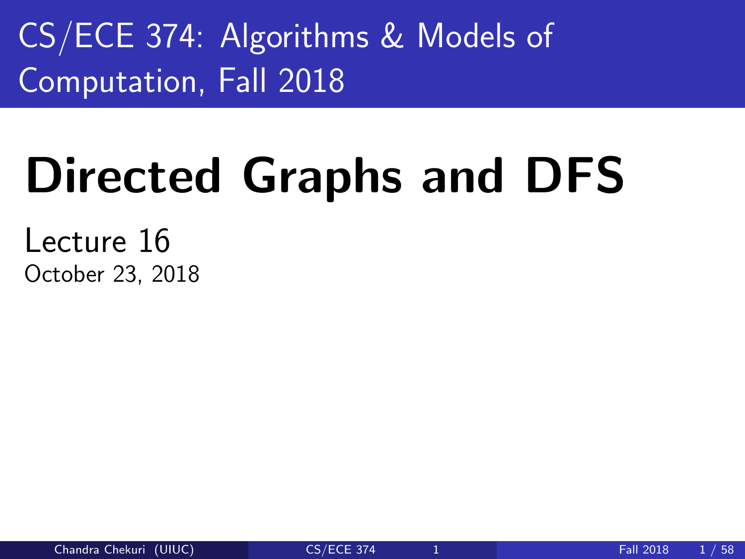CS/ECE 374: Algorithms & Models of Computation, Fall 2018

# Directed Graphs and DFS

Lecture 16

October 23, 2018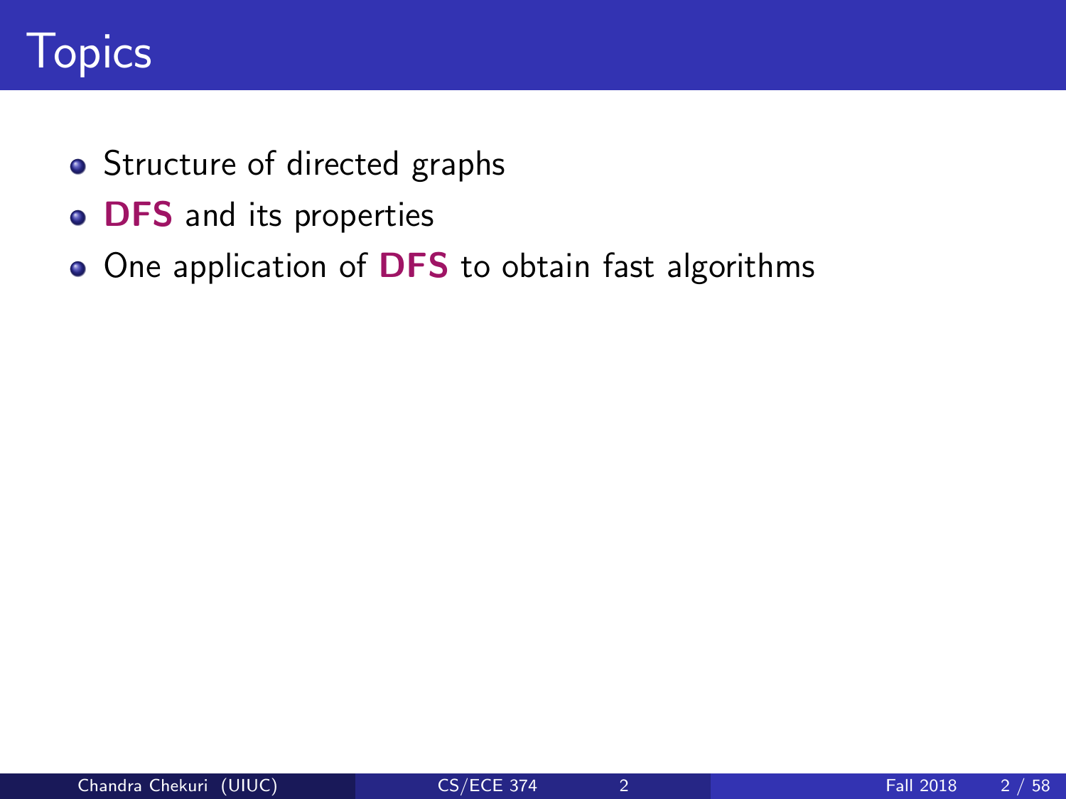# Topics

- Structure of directed graphs
- **DFS** and its properties
- One application of **DFS** to obtain fast algorithms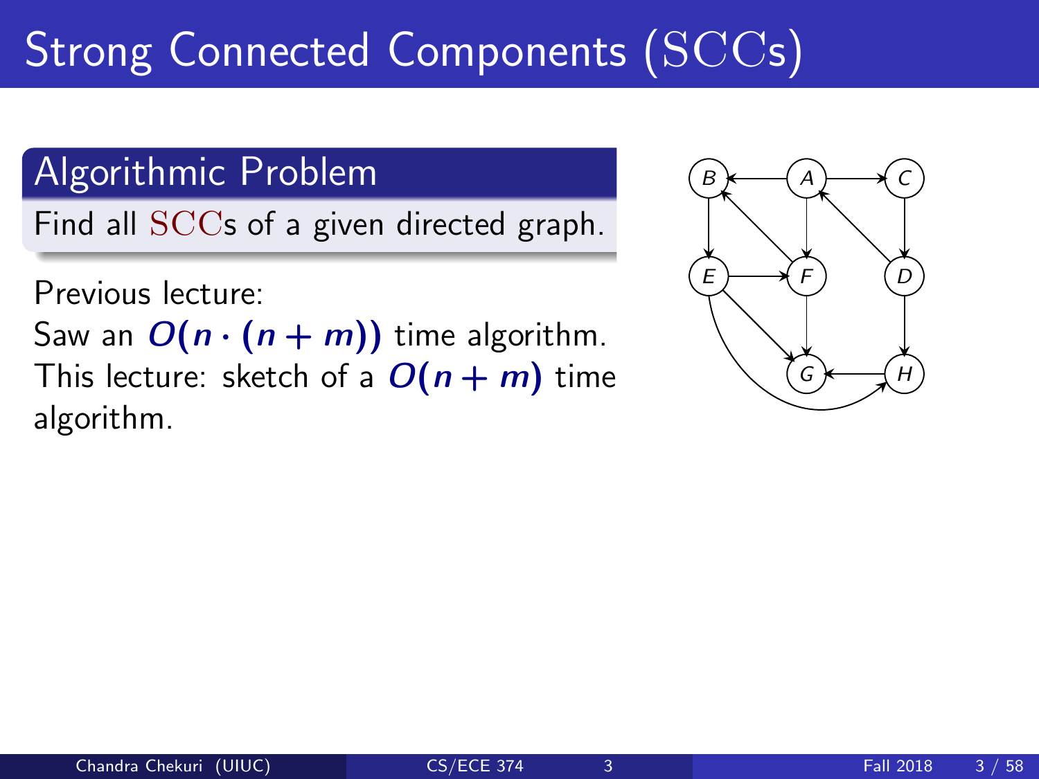# Strong Connected Components (SCCs)

## Algorithmic Problem

Find all SCCs of a given directed graph.

Previous lecture:
Saw an $O(n \cdot (n + m))$ time algorithm.
This lecture: sketch of a $O(n + m)$ time algorithm.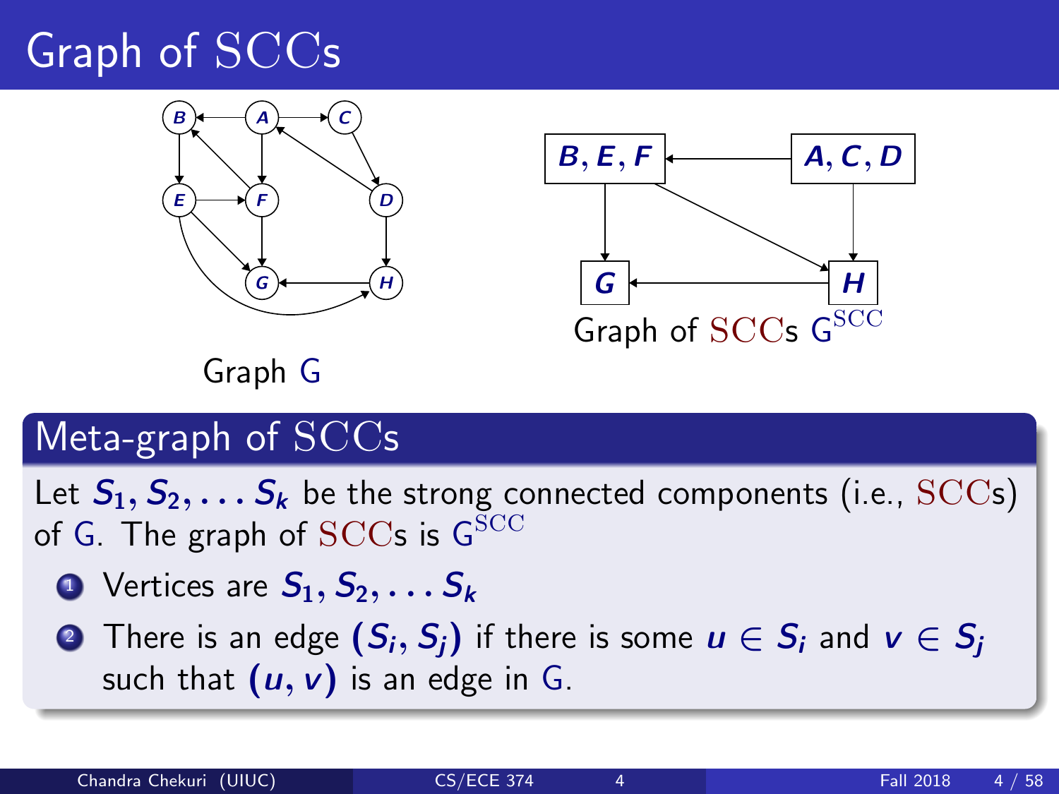# Graph of SCCs

Graph G

Graph of SCCs $G^{SCC}$

## Meta-graph of SCCs

Let $S_1, S_2, \ldots S_k$ be the strong connected components (i.e., SCCs) of G. The graph of SCCs is $G^{SCC}$

1. Vertices are $S_1, S_2, \ldots S_k$
2. There is an edge $(S_i, S_j)$ if there is some $u \in S_i$ and $v \in S_j$ such that $(u, v)$ is an edge in G.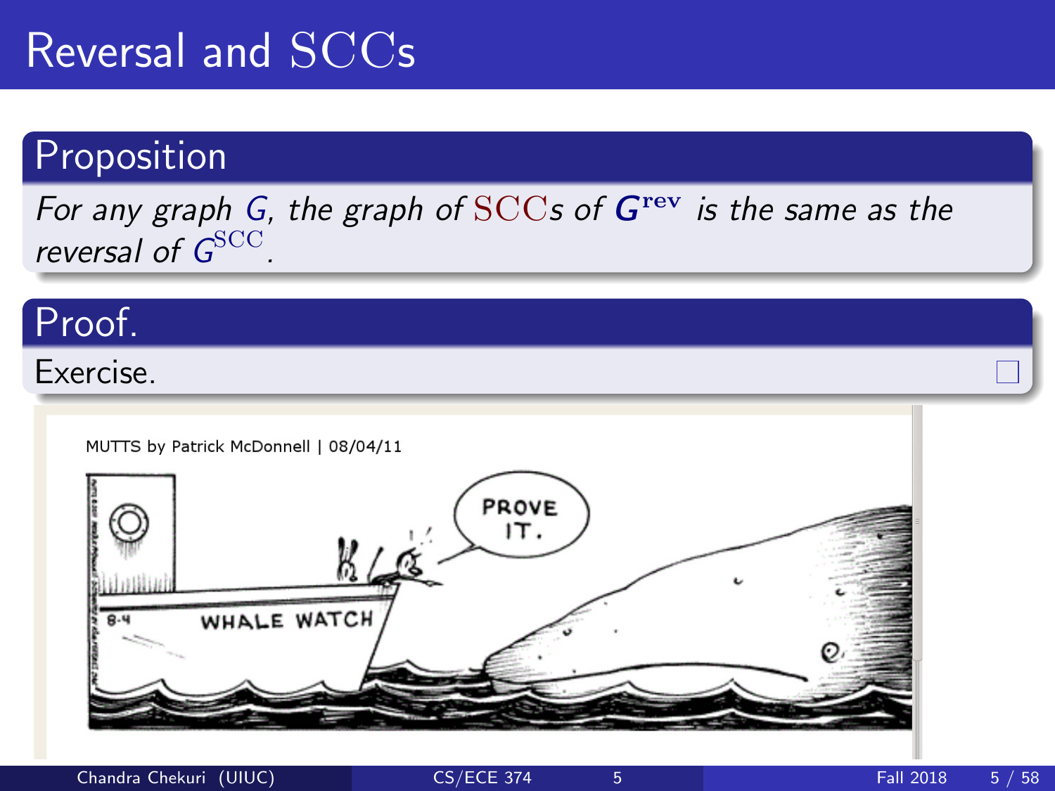# Reversal and SCCs

## Proposition

*For any graph $G$, the graph of SCCs of $G^{\mathrm{rev}}$ is the same as the reversal of $G^{\mathrm{SCC}}$.*

## Proof.

Exercise. □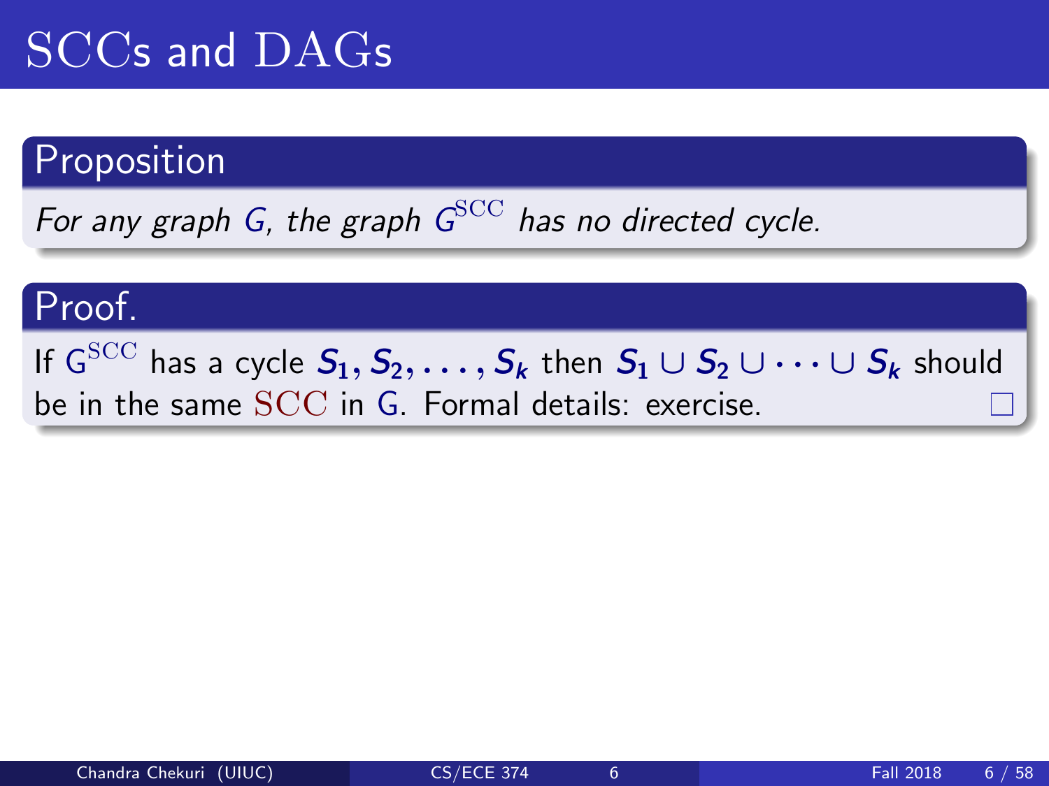# SCCs and DAGs

**Proposition**

*For any graph $G$, the graph $G^{\mathrm{SCC}}$ has no directed cycle.*

**Proof.**

If $G^{\mathrm{SCC}}$ has a cycle $S_1, S_2, \ldots, S_k$ then $S_1 \cup S_2 \cup \cdots \cup S_k$ should be in the same SCC in $G$. Formal details: exercise. □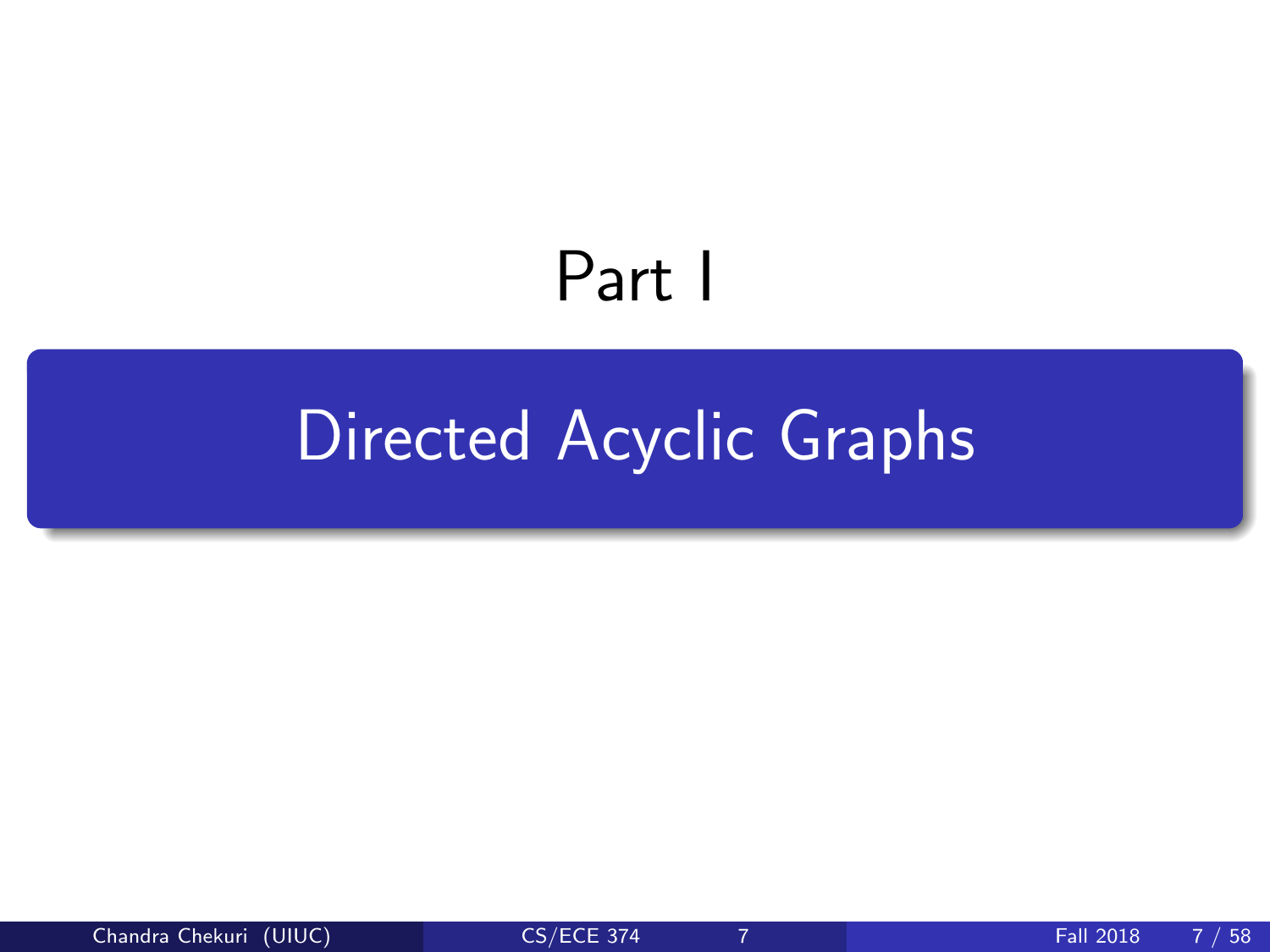# Part I

## Directed Acyclic Graphs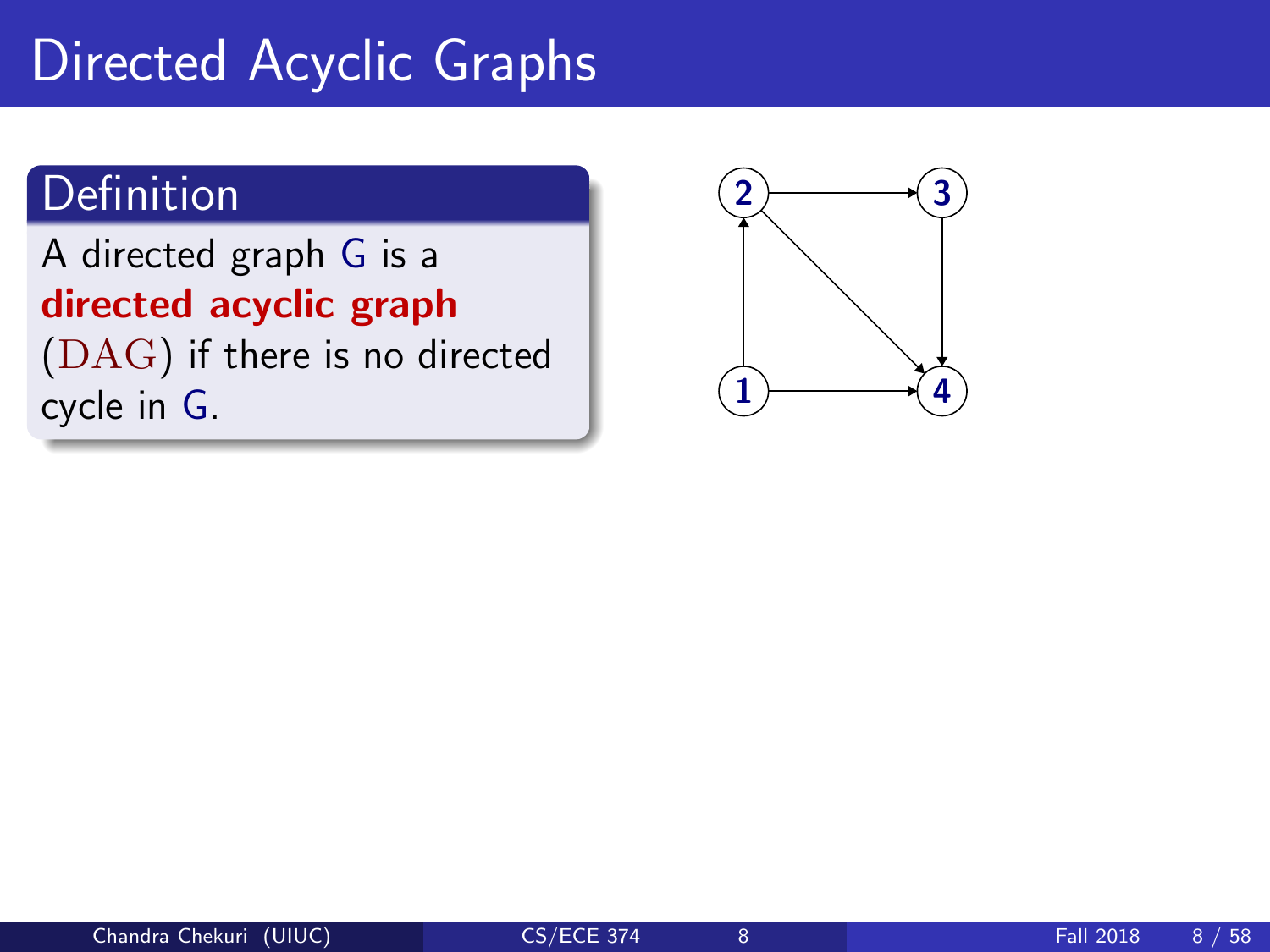# Directed Acyclic Graphs

## Definition

A directed graph $G$ is a **directed acyclic graph** ($\mathrm{DAG}$) if there is no directed cycle in $G$.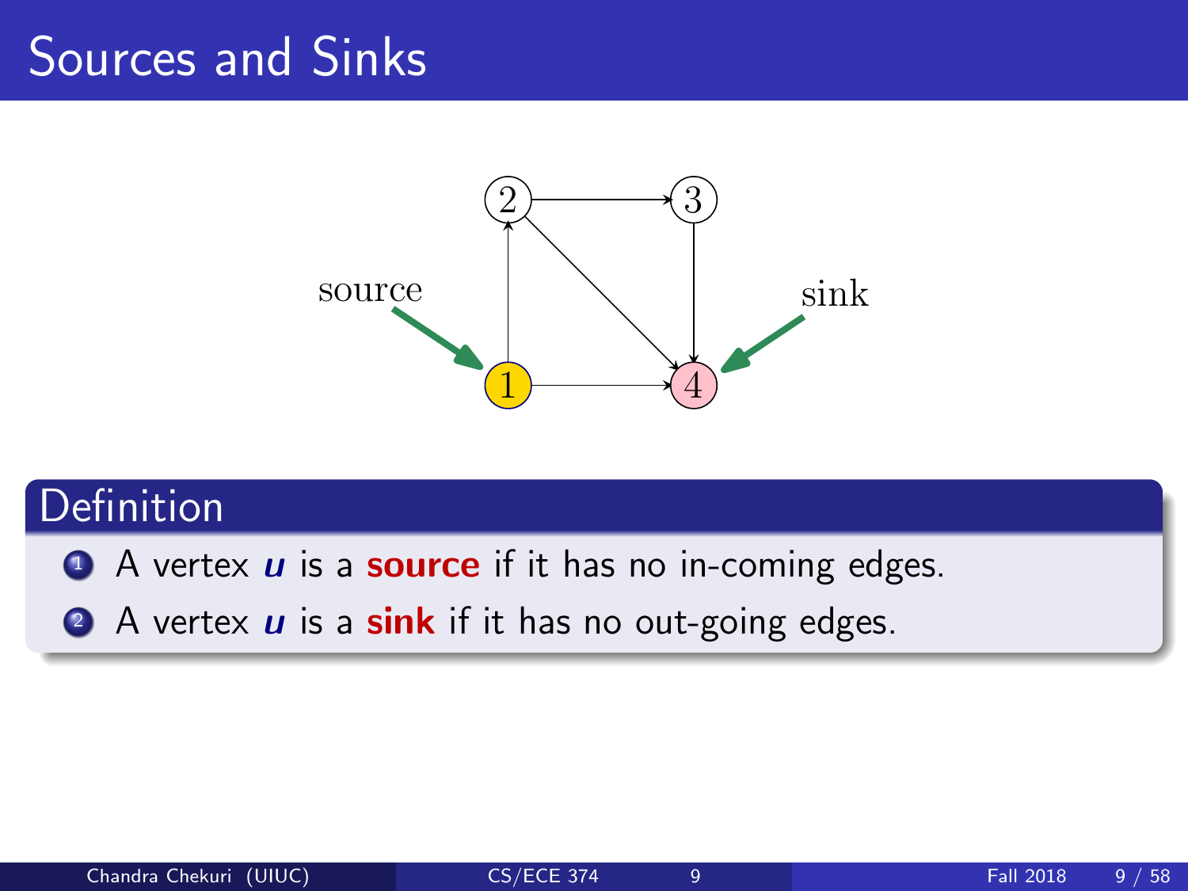# Sources and Sinks

source

sink

## Definition

1. A vertex $u$ is a **source** if it has no in-coming edges.
2. A vertex $u$ is a **sink** if it has no out-going edges.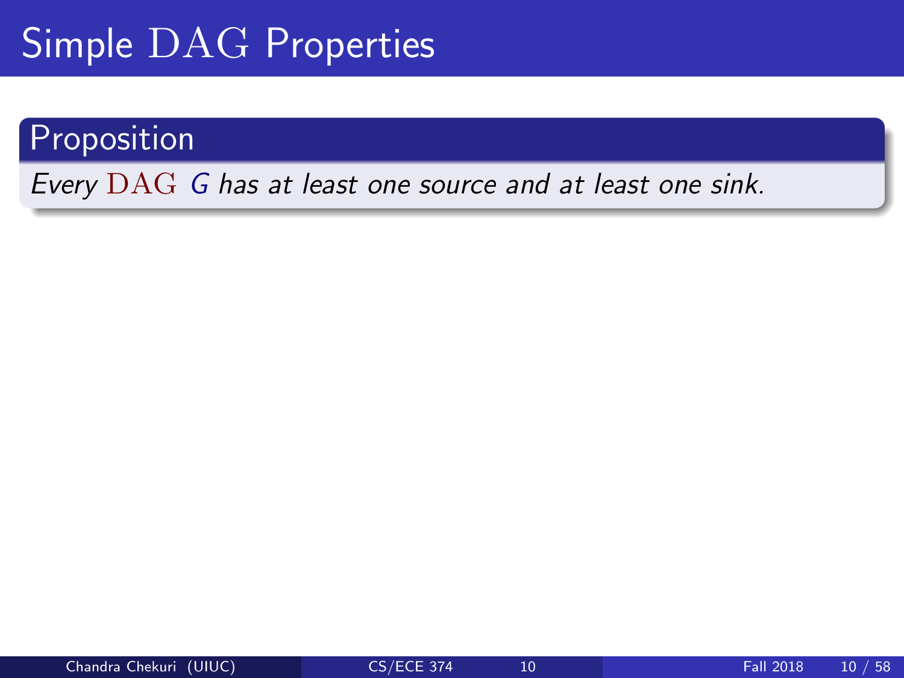# Simple DAG Properties

## Proposition

*Every DAG $G$ has at least one source and at least one sink.*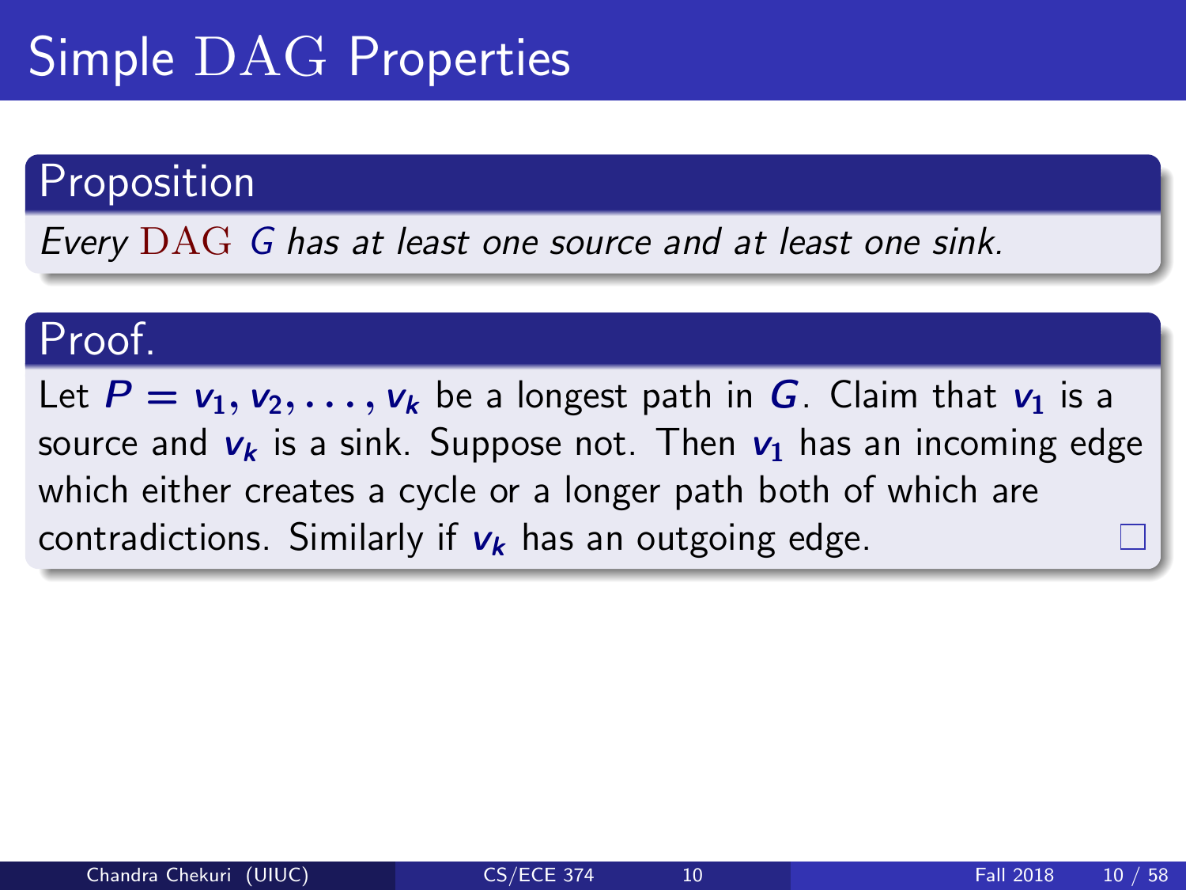# Simple DAG Properties

### Proposition

*Every DAG $G$ has at least one source and at least one sink.*

### Proof.

Let $P = v_1, v_2, \ldots, v_k$ be a longest path in $G$. Claim that $v_1$ is a source and $v_k$ is a sink. Suppose not. Then $v_1$ has an incoming edge which either creates a cycle or a longer path both of which are contradictions. Similarly if $v_k$ has an outgoing edge. □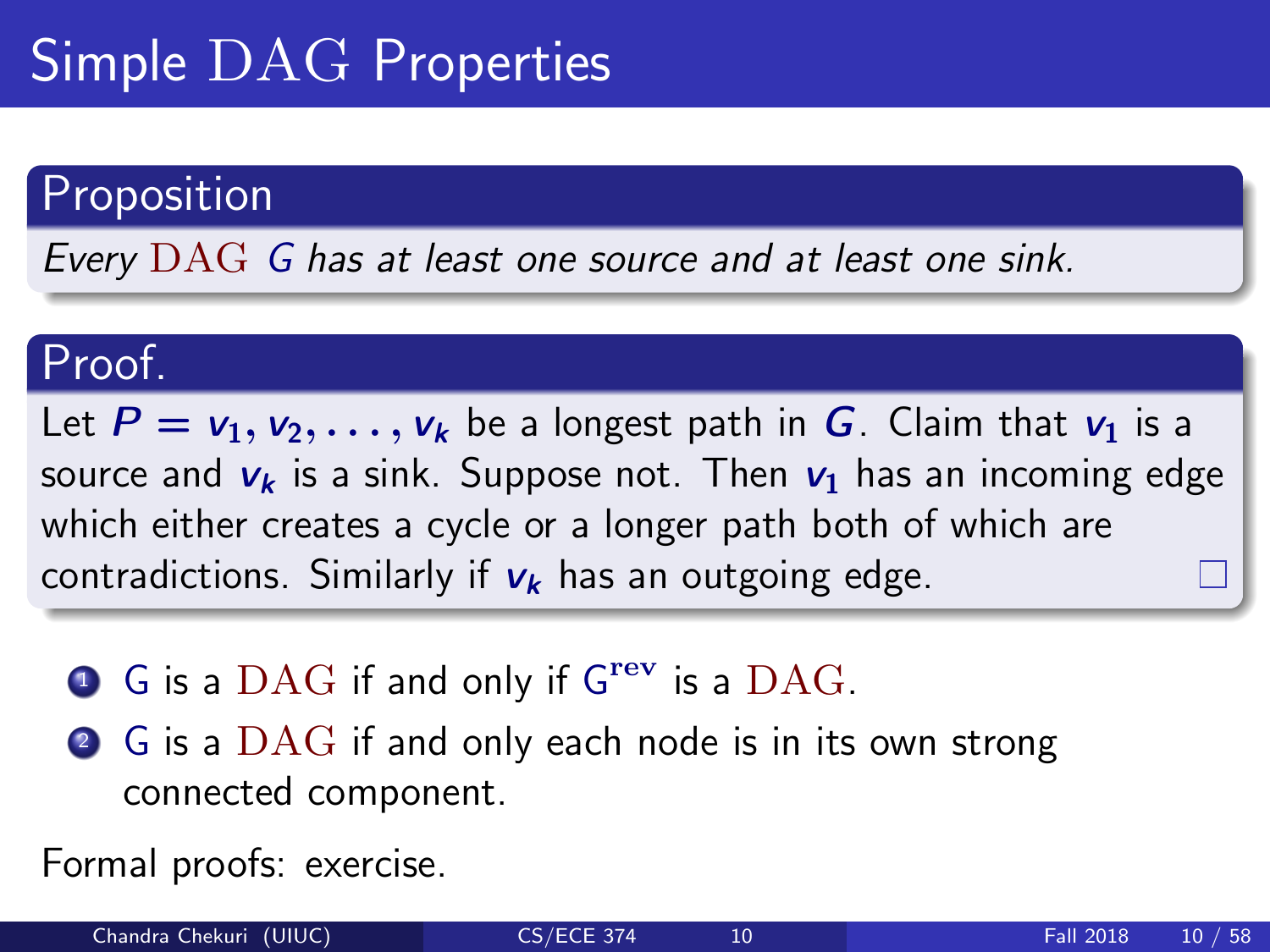# Simple DAG Properties

## Proposition

*Every DAG $G$ has at least one source and at least one sink.*

## Proof.

Let $P = v_1, v_2, \ldots, v_k$ be a longest path in $G$. Claim that $v_1$ is a source and $v_k$ is a sink. Suppose not. Then $v_1$ has an incoming edge which either creates a cycle or a longer path both of which are contradictions. Similarly if $v_k$ has an outgoing edge. □

1. G is a DAG if and only if $G^{\text{rev}}$ is a DAG.
2. G is a DAG if and only each node is in its own strong connected component.

Formal proofs: exercise.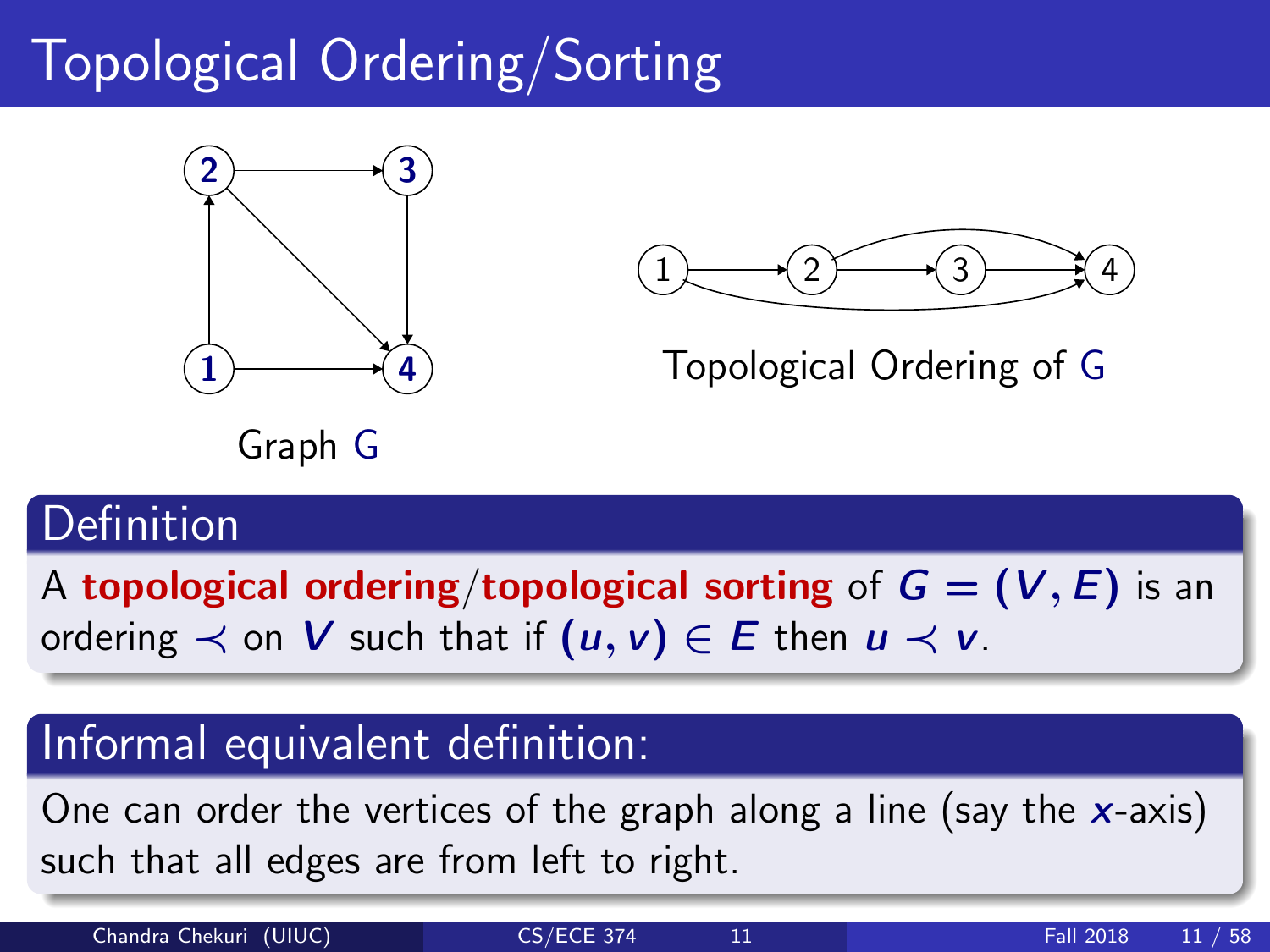# Topological Ordering/Sorting

Graph G

Topological Ordering of G

## Definition

A **topological ordering**/**topological sorting** of $G = (V, E)$ is an ordering $\prec$ on $V$ such that if $(u, v) \in E$ then $u \prec v$.

## Informal equivalent definition:

One can order the vertices of the graph along a line (say the $x$-axis) such that all edges are from left to right.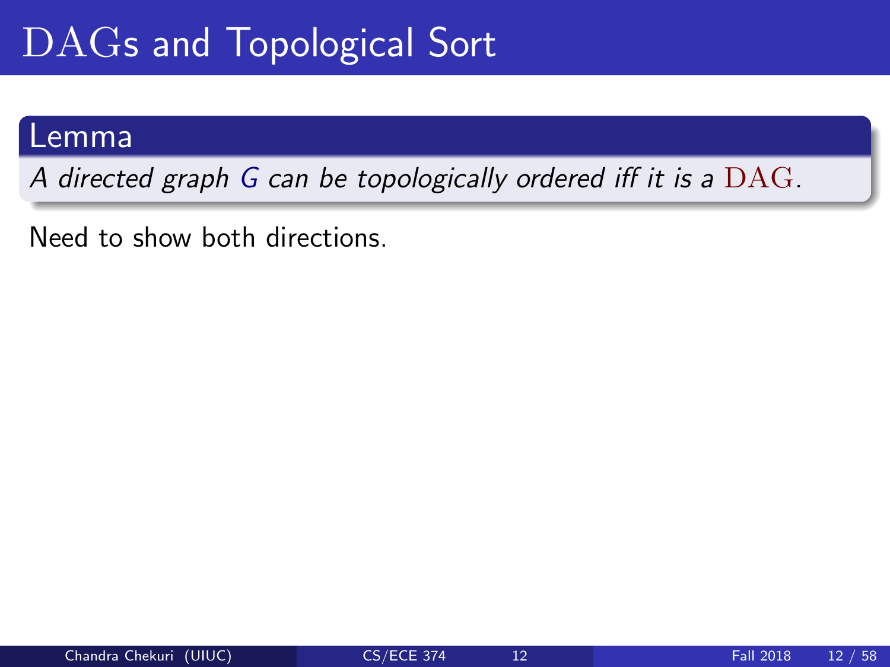# DAGs and Topological Sort

**Lemma**

*A directed graph $G$ can be topologically ordered iff it is a DAG.*

Need to show both directions.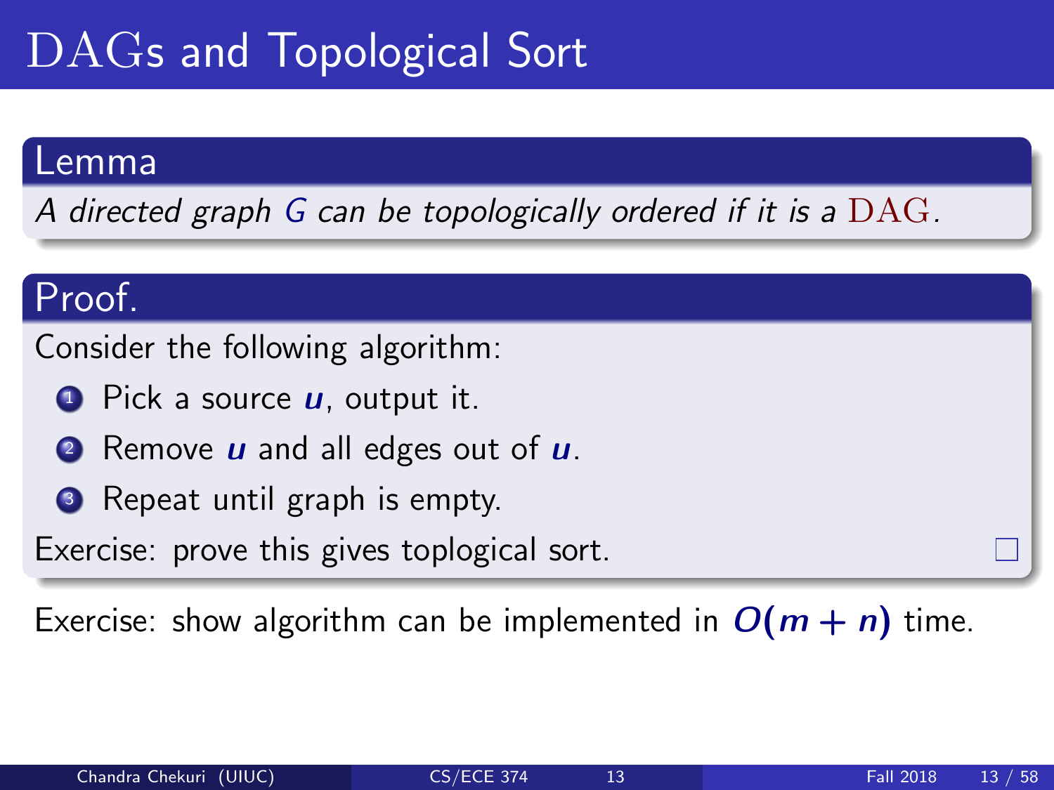# DAGs and Topological Sort

**Lemma**

*A directed graph $G$ can be topologically ordered if it is a DAG.*

**Proof.**

Consider the following algorithm:

1. Pick a source $u$, output it.
2. Remove $u$ and all edges out of $u$.
3. Repeat until graph is empty.

Exercise: prove this gives toplogical sort. □

Exercise: show algorithm can be implemented in $O(m + n)$ time.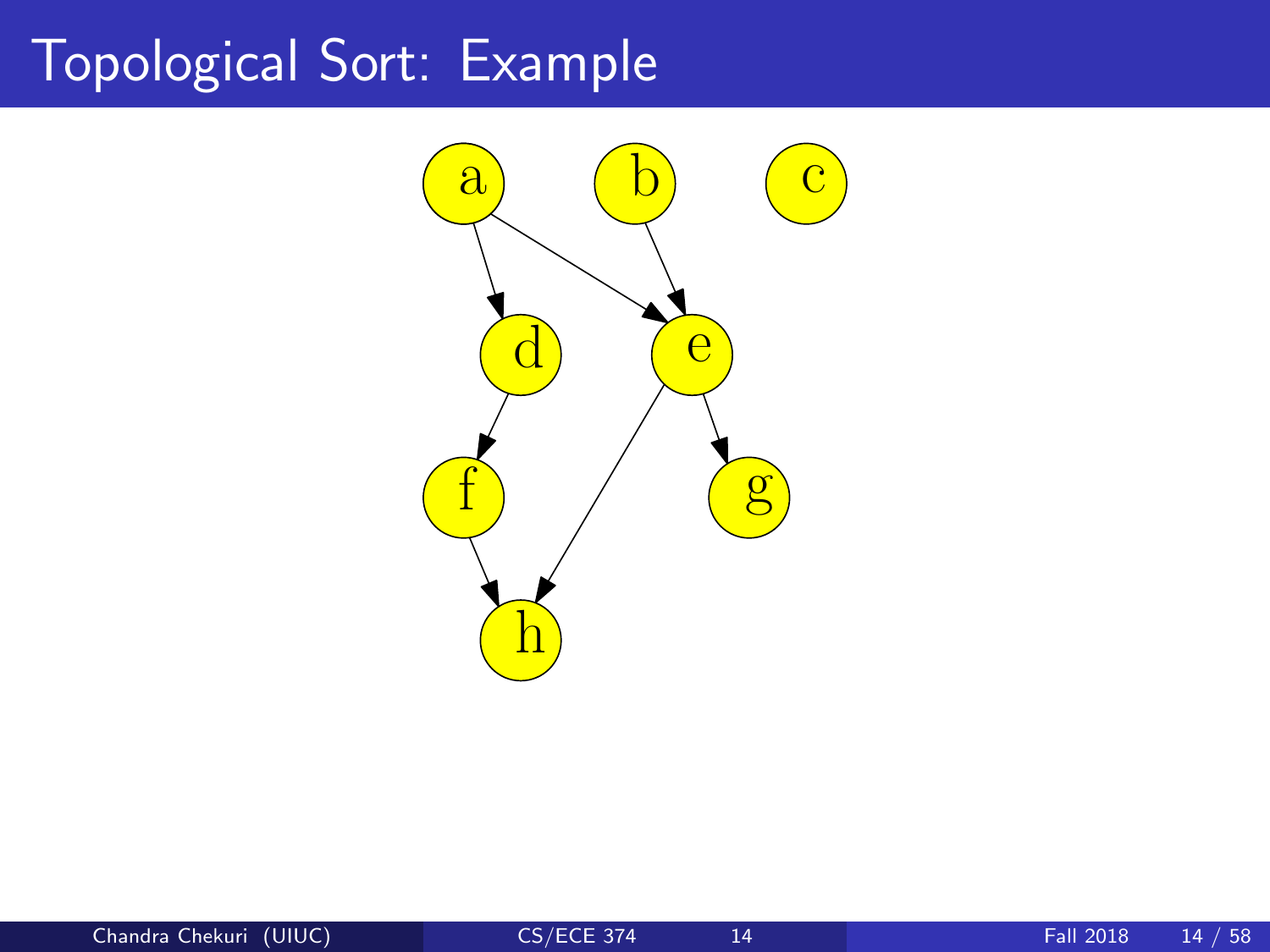# Topological Sort: Example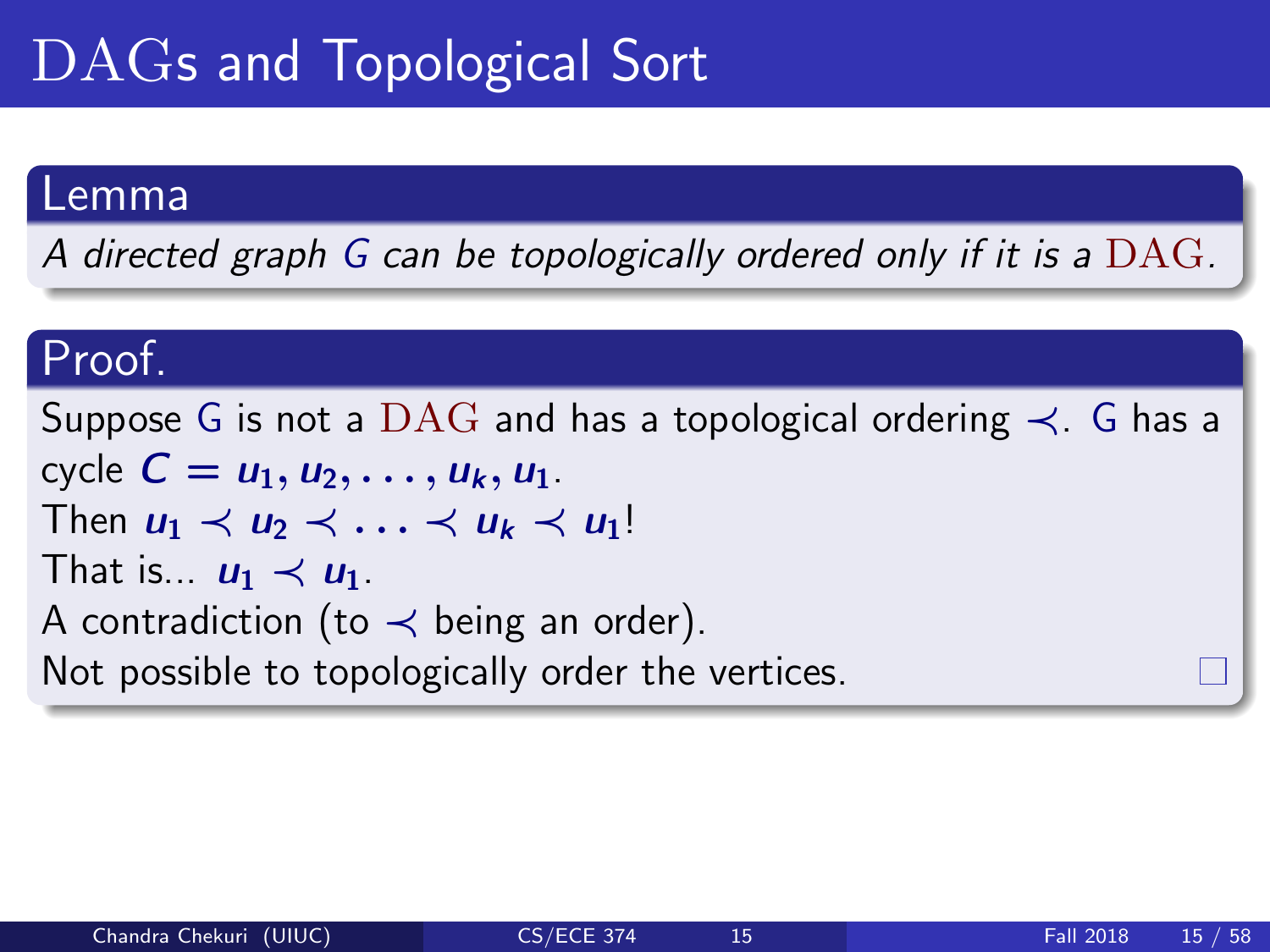# DAGs and Topological Sort

**Lemma**

*A directed graph G can be topologically ordered only if it is a DAG.*

**Proof.**

Suppose G is not a DAG and has a topological ordering $\prec$. G has a cycle $C = u_1, u_2, \ldots, u_k, u_1$.

Then $u_1 \prec u_2 \prec \ldots \prec u_k \prec u_1$!

That is... $u_1 \prec u_1$.

A contradiction (to $\prec$ being an order).

Not possible to topologically order the vertices. □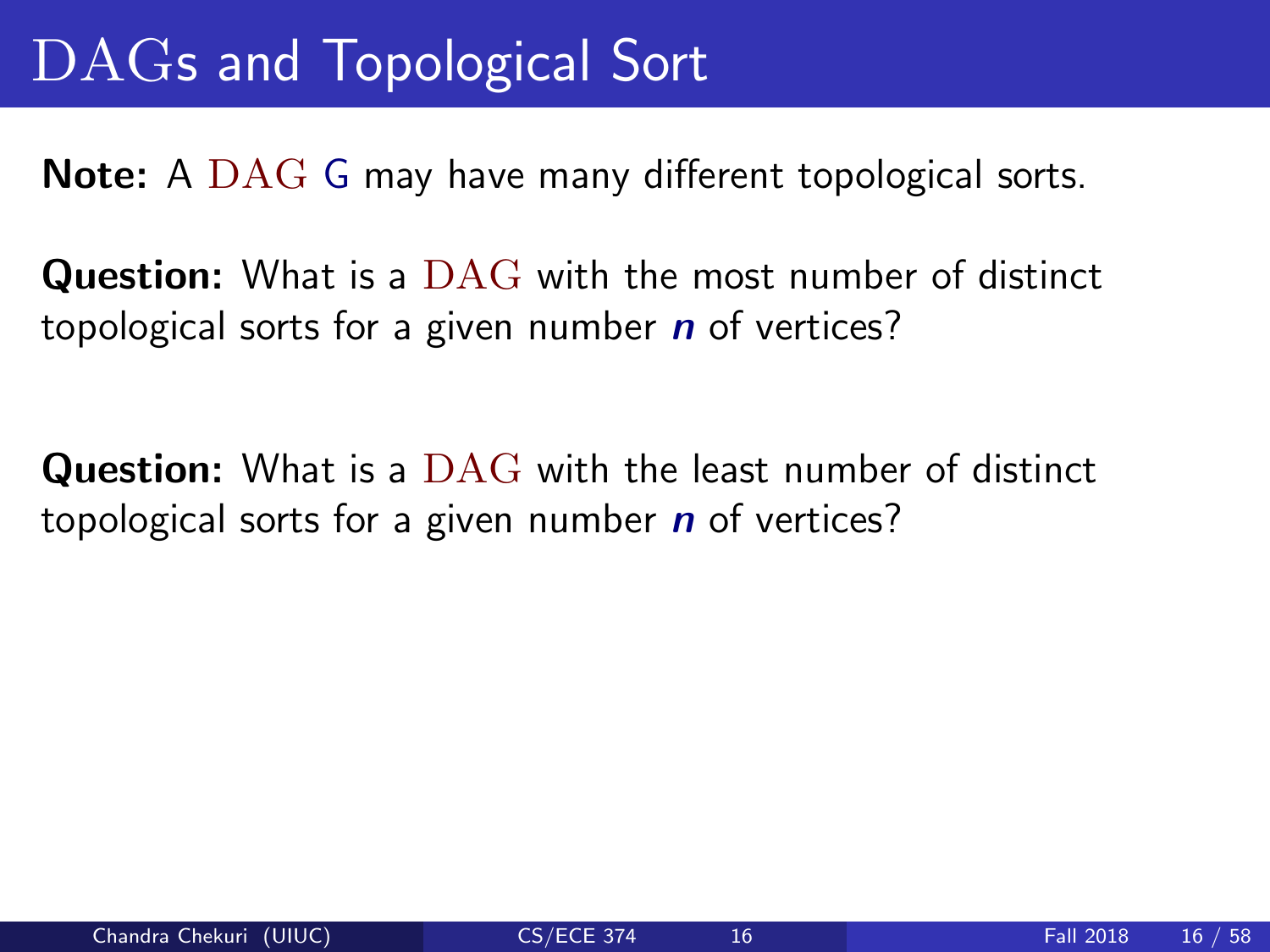# DAGs and Topological Sort

**Note:** A DAG $G$ may have many different topological sorts.

**Question:** What is a DAG with the most number of distinct topological sorts for a given number $n$ of vertices?

**Question:** What is a DAG with the least number of distinct topological sorts for a given number $n$ of vertices?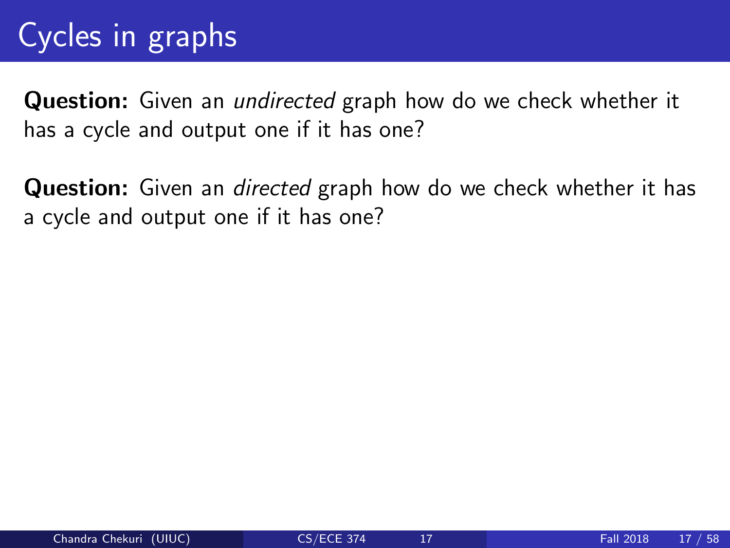# Cycles in graphs

**Question:** Given an *undirected* graph how do we check whether it has a cycle and output one if it has one?

**Question:** Given an *directed* graph how do we check whether it has a cycle and output one if it has one?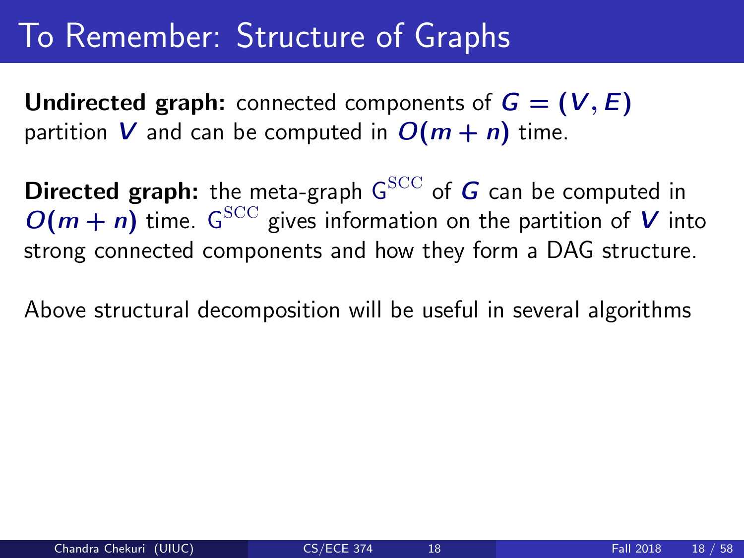# To Remember: Structure of Graphs

**Undirected graph:** connected components of $G = (V, E)$ partition $V$ and can be computed in $O(m + n)$ time.

**Directed graph:** the meta-graph $G^{\text{SCC}}$ of $G$ can be computed in $O(m + n)$ time. $G^{\text{SCC}}$ gives information on the partition of $V$ into strong connected components and how they form a DAG structure.

Above structural decomposition will be useful in several algorithms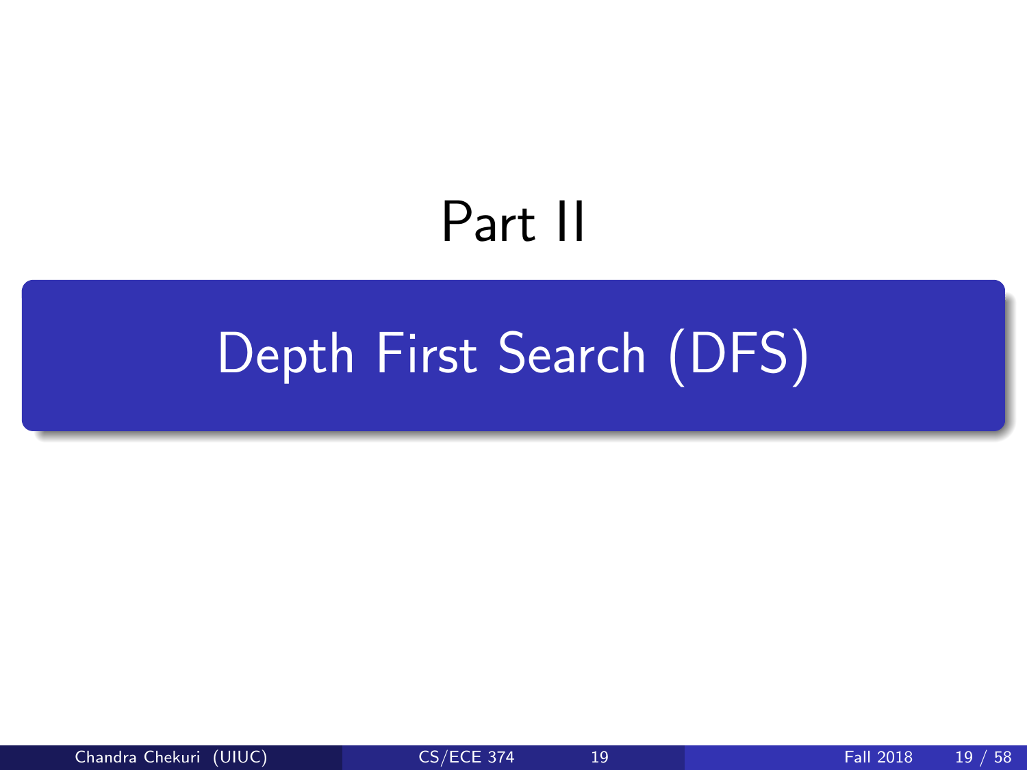# Part II

## Depth First Search (DFS)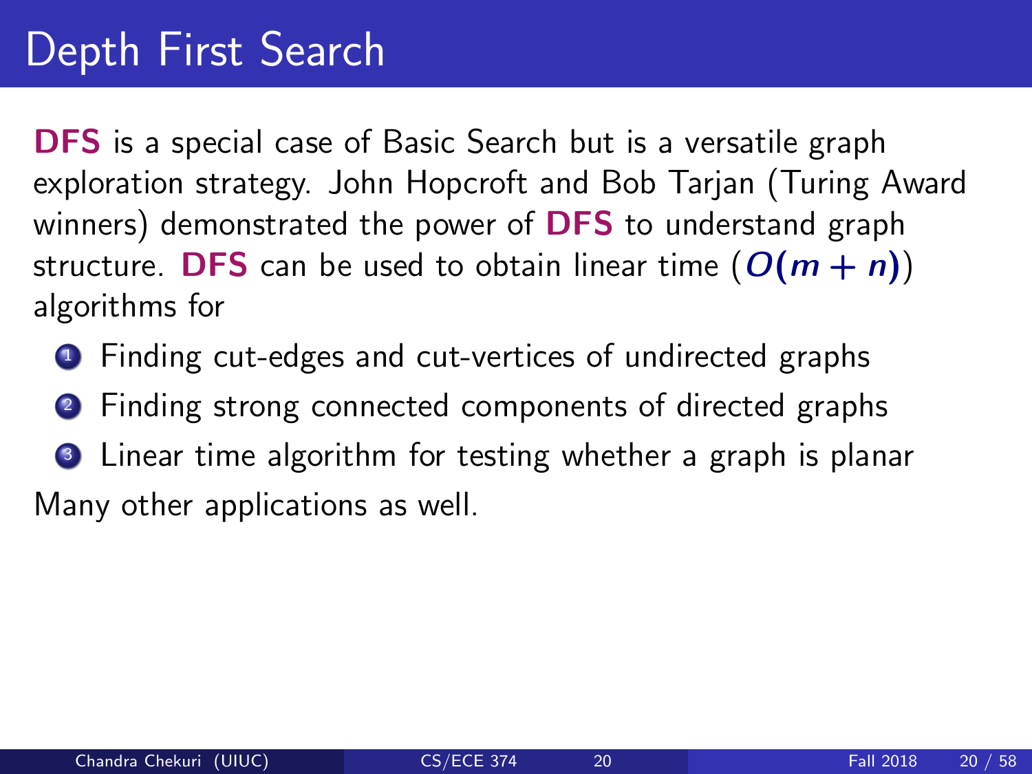# Depth First Search

**DFS** is a special case of Basic Search but is a versatile graph exploration strategy. John Hopcroft and Bob Tarjan (Turing Award winners) demonstrated the power of **DFS** to understand graph structure. **DFS** can be used to obtain linear time ($O(m + n)$) algorithms for

1. Finding cut-edges and cut-vertices of undirected graphs
2. Finding strong connected components of directed graphs
3. Linear time algorithm for testing whether a graph is planar

Many other applications as well.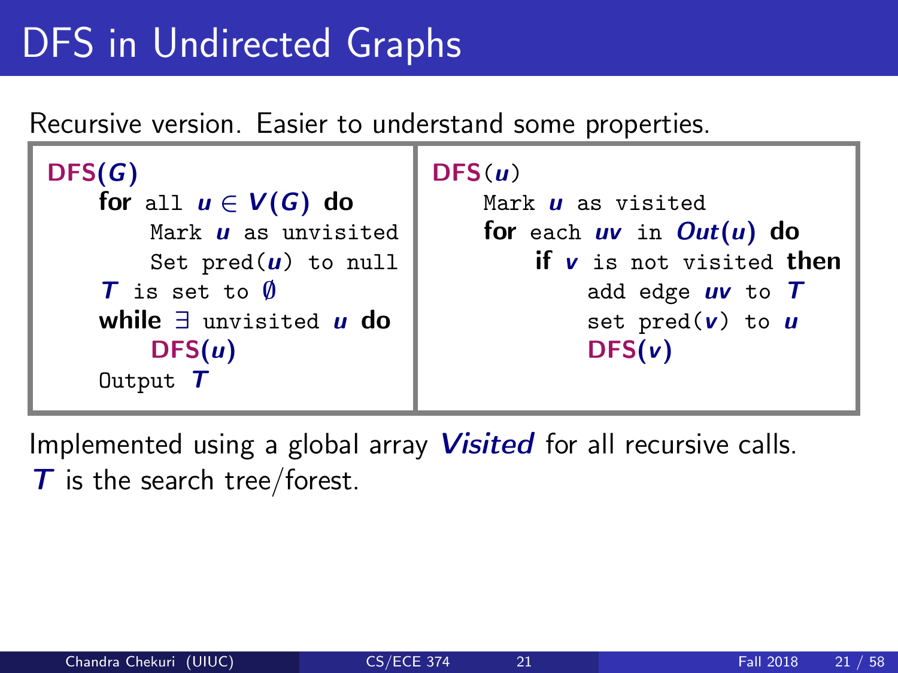# DFS in Undirected Graphs

Recursive version. Easier to understand some properties.

```
DFS(G)
    for all u ∈ V(G) do
        Mark u as unvisited
        Set pred(u) to null
    T is set to ∅
    while ∃ unvisited u do
        DFS(u)
    Output T
```

```
DFS(u)
    Mark u as visited
    for each uv in Out(u) do
        if v is not visited then
            add edge uv to T
            set pred(v) to u
            DFS(v)
```

Implemented using a global array ***Visited*** for all recursive calls.
$T$ is the search tree/forest.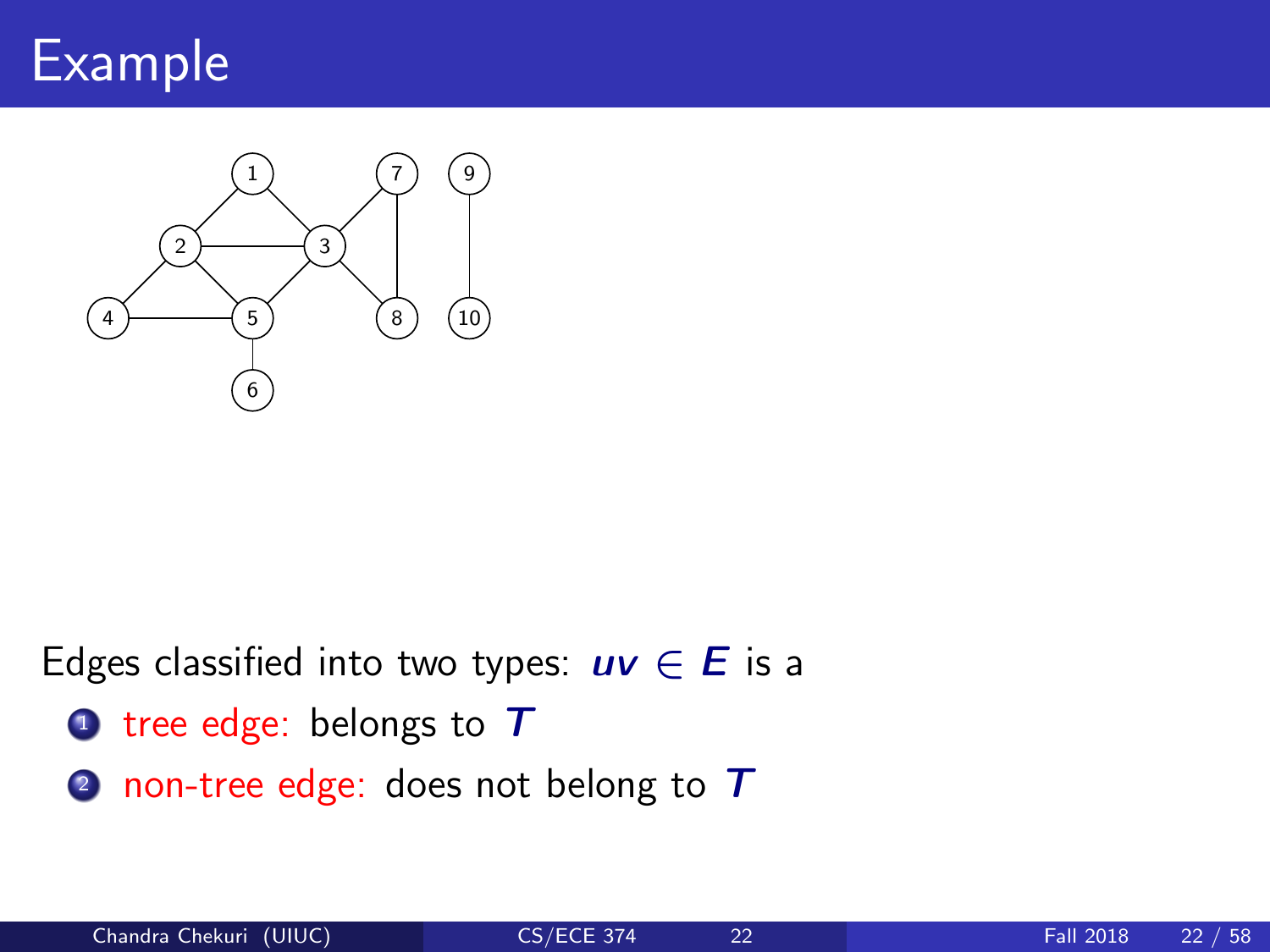# Example

Edges classified into two types: $uv \in E$ is a

1. tree edge: belongs to $T$
2. non-tree edge: does not belong to $T$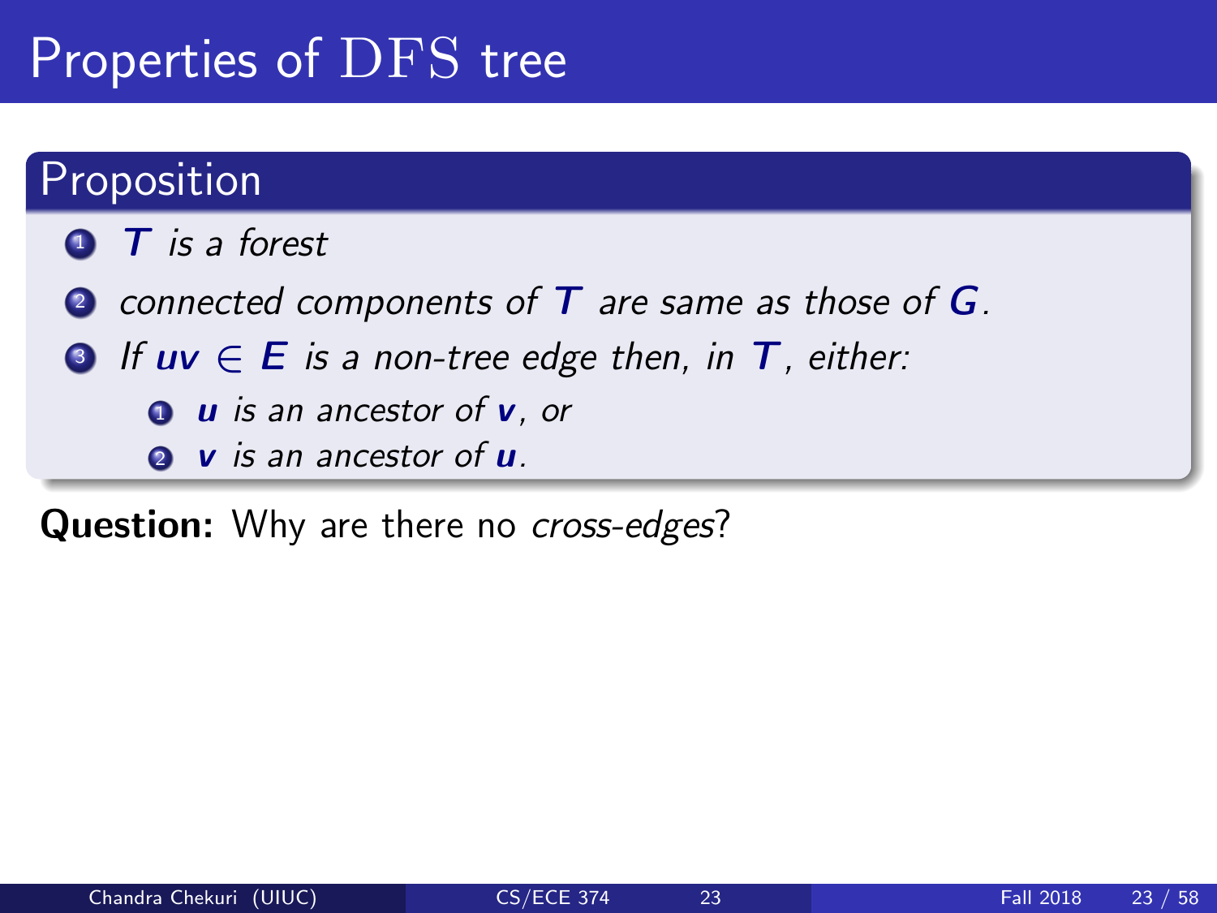# Properties of DFS tree

## Proposition

1. $T$ *is a forest*
2. *connected components of* $T$ *are same as those of* $G$*.*
3. *If* $uv \in E$ *is a non-tree edge then, in* $T$*, either:*
   1. $u$ *is an ancestor of* $v$*, or*
   2. $v$ *is an ancestor of* $u$*.*

**Question:** Why are there no *cross-edges*?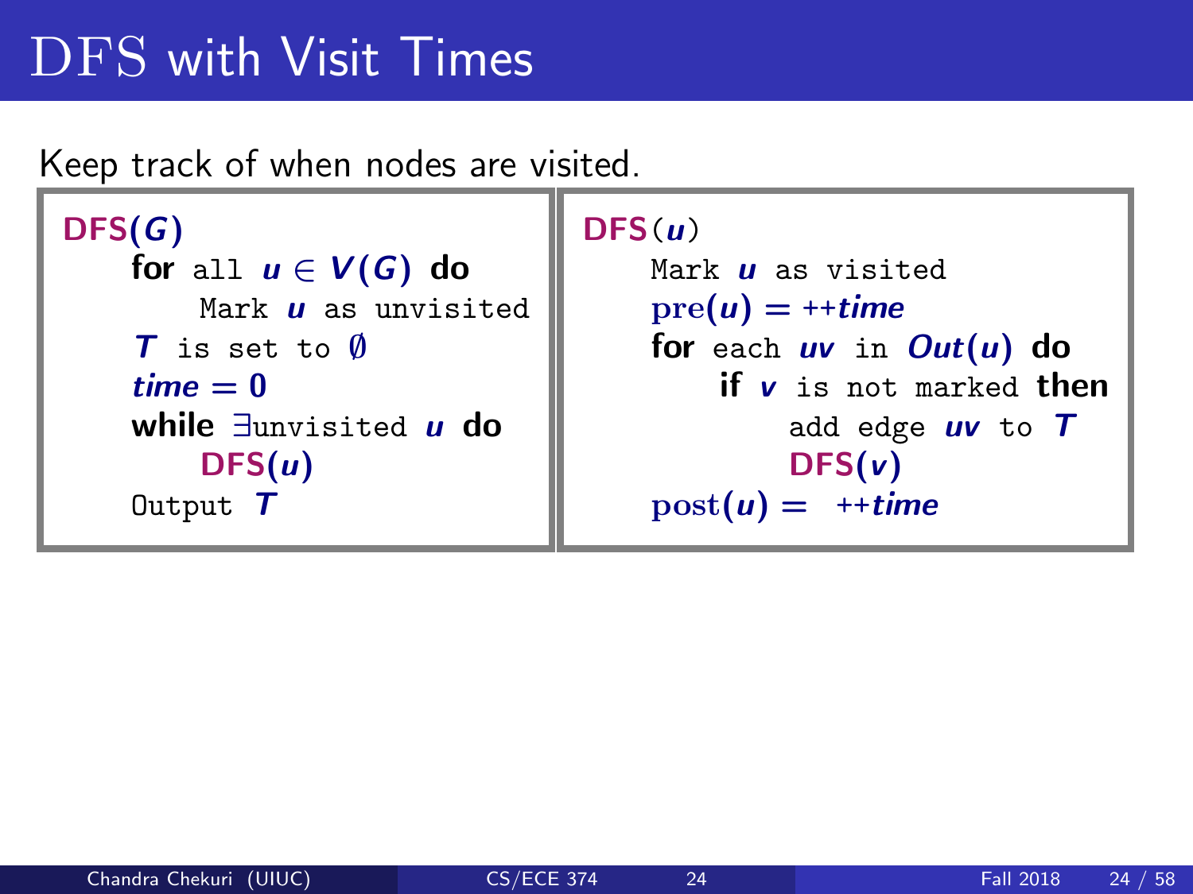# DFS with Visit Times

Keep track of when nodes are visited.

```
DFS(G)
    for all u ∈ V(G) do
        Mark u as unvisited
    T is set to ∅
    time = 0
    while ∃unvisited u do
        DFS(u)
    Output T
```

```
DFS(u)
    Mark u as visited
    pre(u) = ++time
    for each uv in Out(u) do
        if v is not marked then
            add edge uv to T
            DFS(v)
    post(u) = ++time
```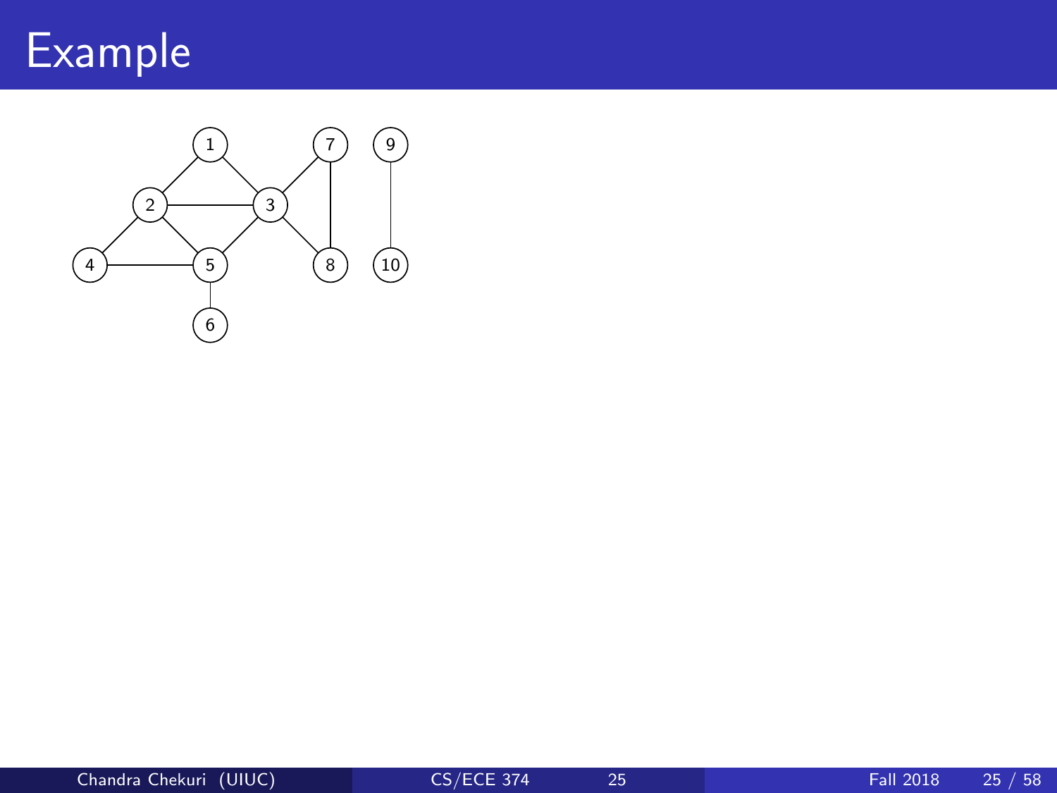# Example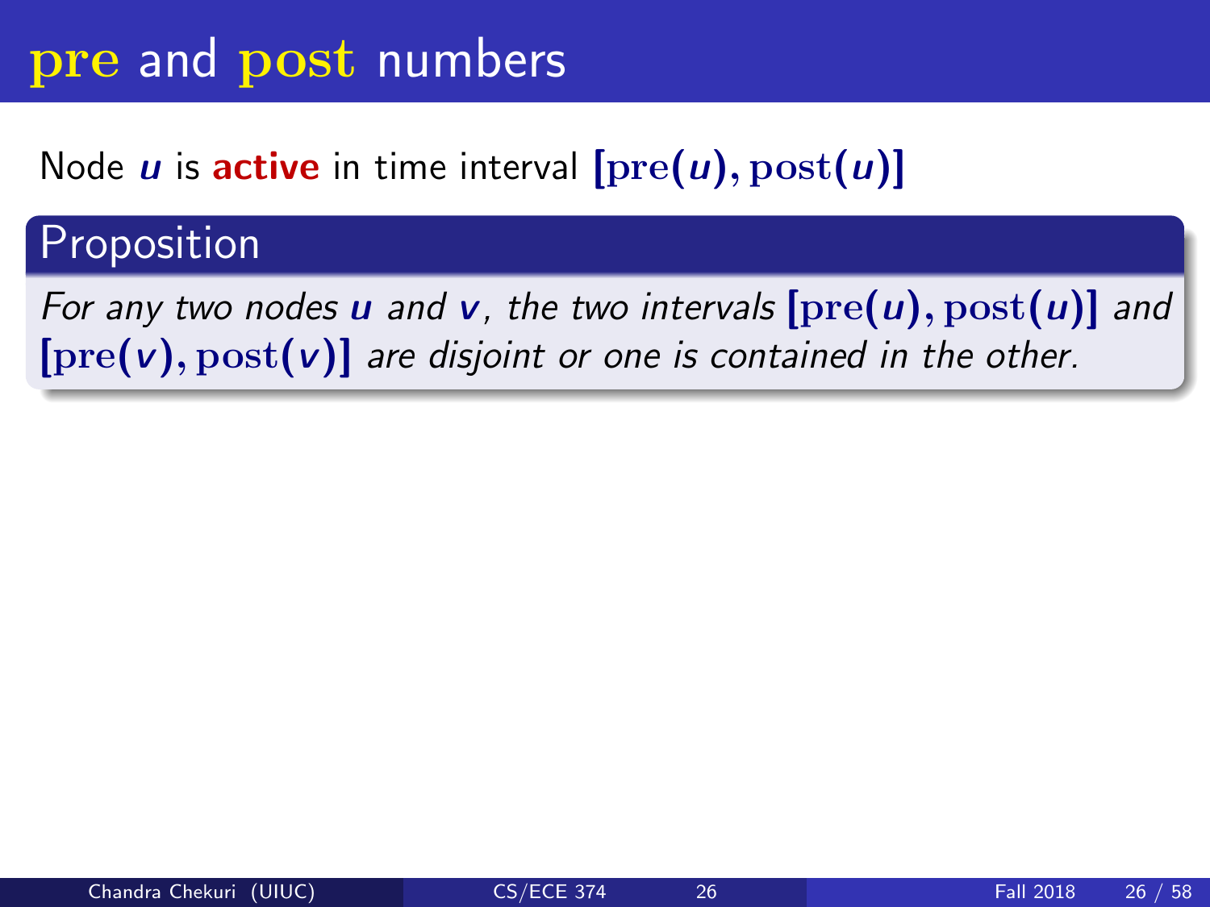# pre and post numbers

Node $u$ is **active** in time interval $[\mathrm{pre}(u), \mathrm{post}(u)]$

## Proposition

*For any two nodes $u$ and $v$, the two intervals $[\mathrm{pre}(u), \mathrm{post}(u)]$ and $[\mathrm{pre}(v), \mathrm{post}(v)]$ are disjoint or one is contained in the other.*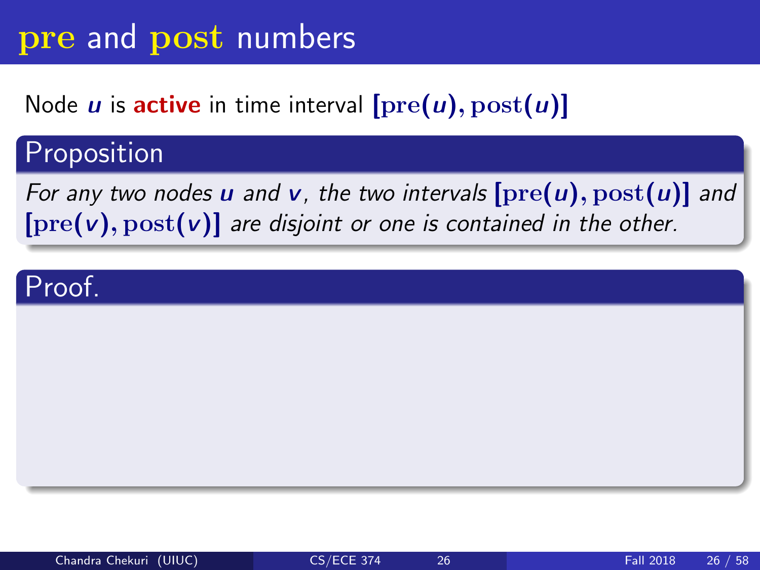# pre and post numbers

Node $u$ is **active** in time interval $[\text{pre}(u), \text{post}(u)]$

### Proposition

*For any two nodes $u$ and $v$, the two intervals $[\text{pre}(u), \text{post}(u)]$ and $[\text{pre}(v), \text{post}(v)]$ are disjoint or one is contained in the other.*

### Proof.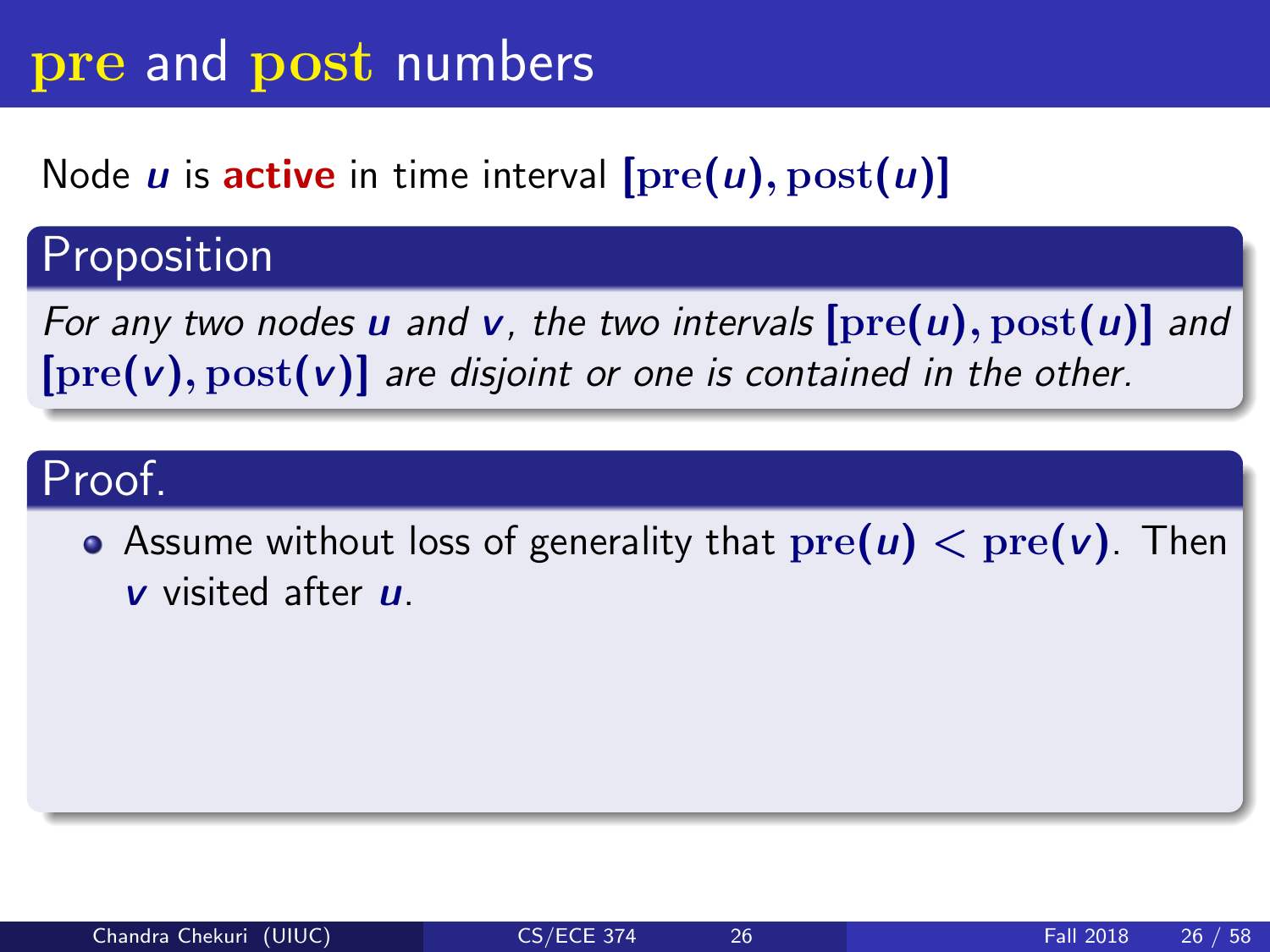# pre and post numbers

Node $u$ is **active** in time interval $[\text{pre}(u), \text{post}(u)]$

## Proposition

*For any two nodes $u$ and $v$, the two intervals $[\text{pre}(u), \text{post}(u)]$ and $[\text{pre}(v), \text{post}(v)]$ are disjoint or one is contained in the other.*

## Proof.

- Assume without loss of generality that $\text{pre}(u) < \text{pre}(v)$. Then $v$ visited after $u$.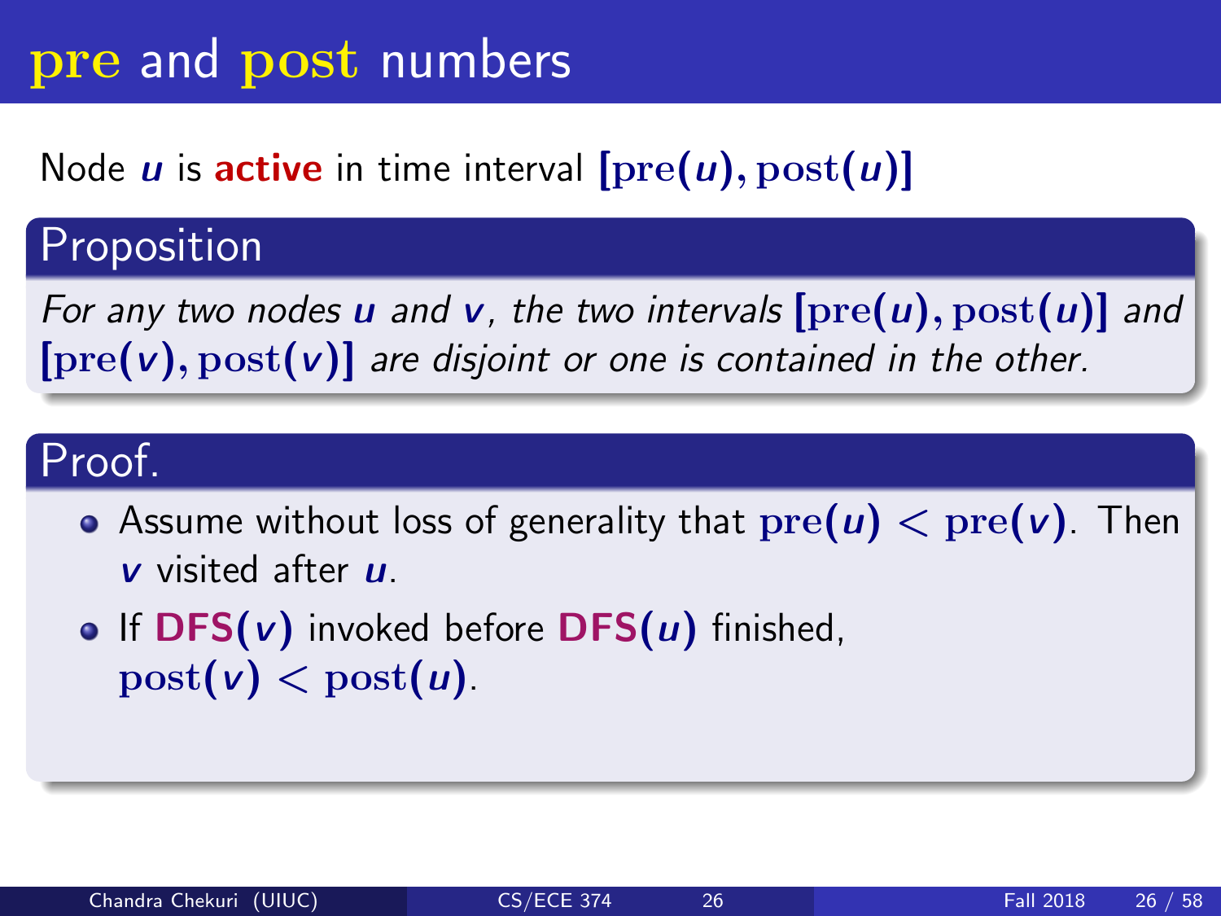# pre and post numbers

Node $u$ is **active** in time interval $[\mathrm{pre}(u), \mathrm{post}(u)]$

## Proposition

*For any two nodes $u$ and $v$, the two intervals $[\mathrm{pre}(u), \mathrm{post}(u)]$ and $[\mathrm{pre}(v), \mathrm{post}(v)]$ are disjoint or one is contained in the other.*

## Proof.

- Assume without loss of generality that $\mathrm{pre}(u) < \mathrm{pre}(v)$. Then $v$ visited after $u$.
- If **DFS**$(v)$ invoked before **DFS**$(u)$ finished, $\mathrm{post}(v) < \mathrm{post}(u)$.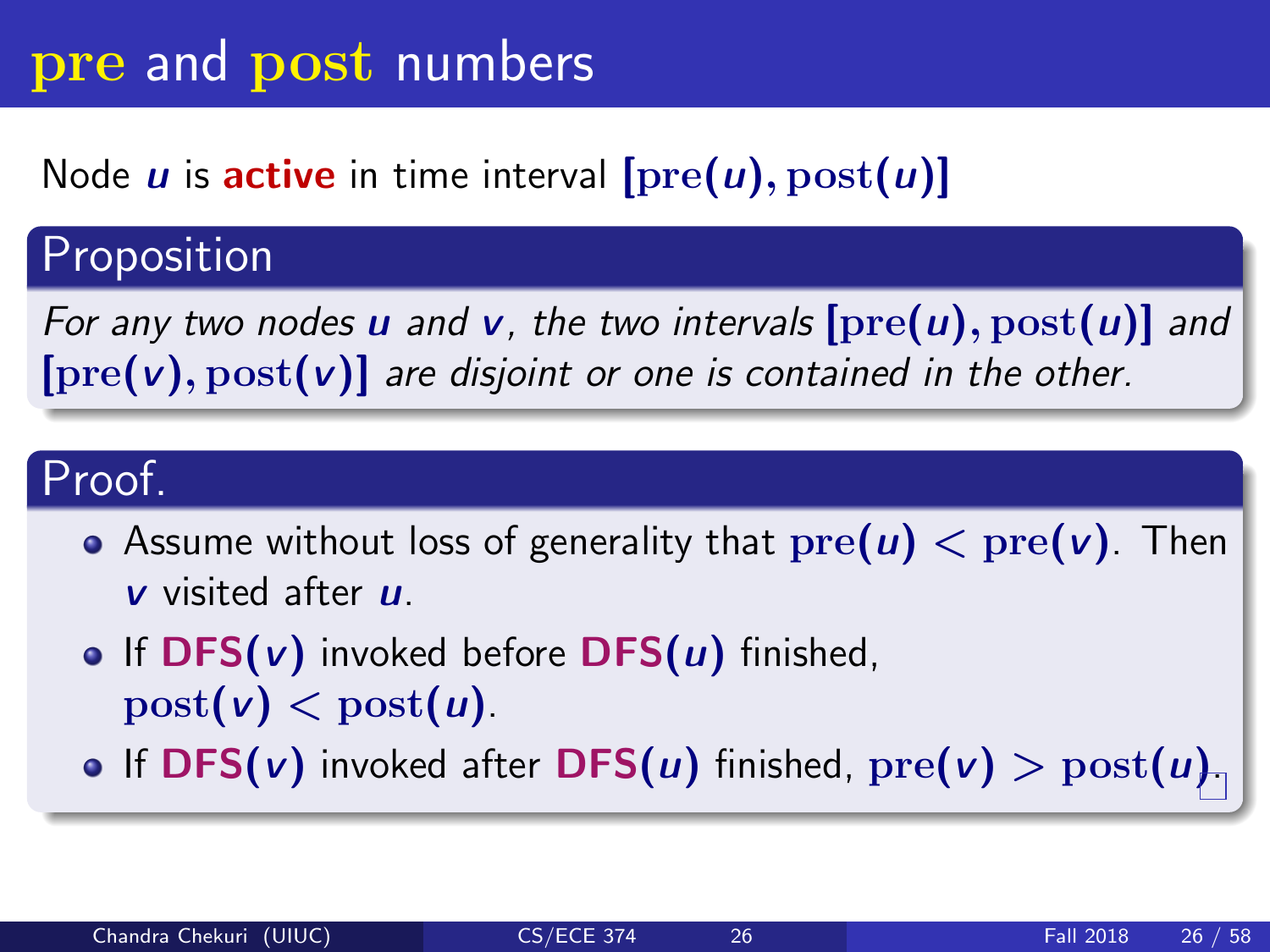# pre and post numbers

Node $u$ is **active** in time interval $[\text{pre}(u), \text{post}(u)]$

## Proposition

*For any two nodes $u$ and $v$, the two intervals $[\text{pre}(u), \text{post}(u)]$ and $[\text{pre}(v), \text{post}(v)]$ are disjoint or one is contained in the other.*

## Proof.

- Assume without loss of generality that $\text{pre}(u) < \text{pre}(v)$. Then $v$ visited after $u$.
- If **DFS**$(v)$ invoked before **DFS**$(u)$ finished, $\text{post}(v) < \text{post}(u)$.
- If **DFS**$(v)$ invoked after **DFS**$(u)$ finished, $\text{pre}(v) > \text{post}(u)$.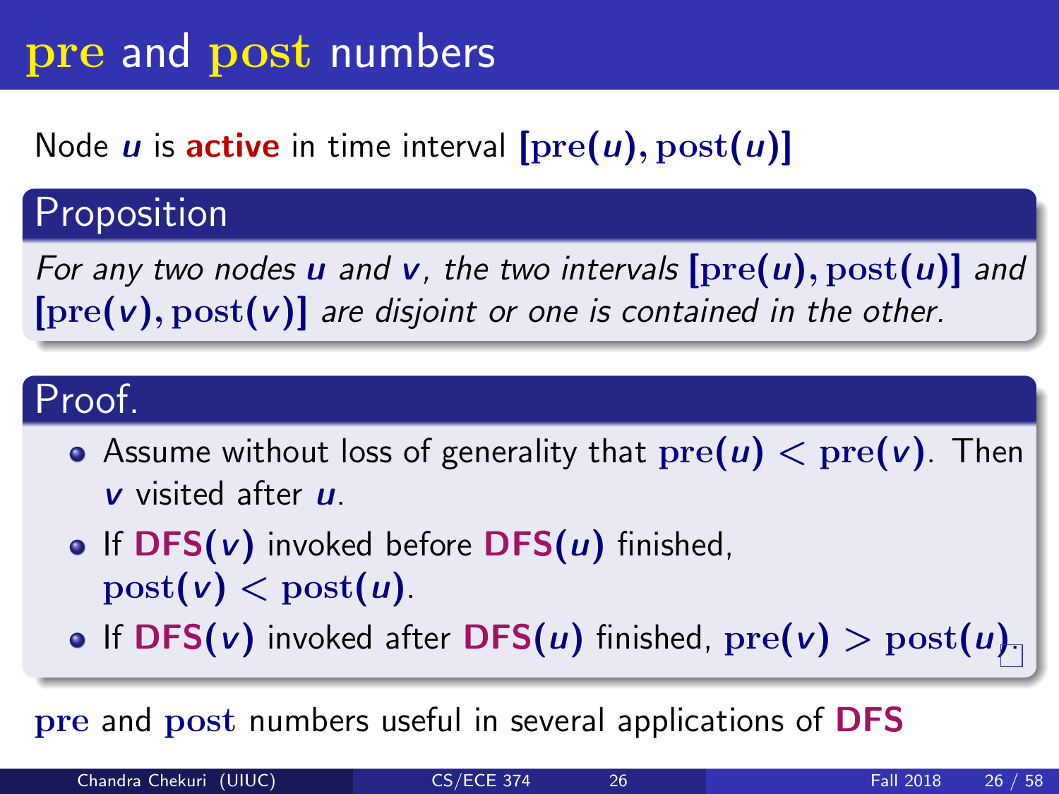# pre and post numbers

Node $u$ is **active** in time interval $[\text{pre}(u), \text{post}(u)]$

## Proposition

*For any two nodes $u$ and $v$, the two intervals $[\text{pre}(u), \text{post}(u)]$ and $[\text{pre}(v), \text{post}(v)]$ are disjoint or one is contained in the other.*

## Proof.

- Assume without loss of generality that $\text{pre}(u) < \text{pre}(v)$. Then $v$ visited after $u$.
- If **DFS**$(v)$ invoked before **DFS**$(u)$ finished, $\text{post}(v) < \text{post}(u)$.
- If **DFS**$(v)$ invoked after **DFS**$(u)$ finished, $\text{pre}(v) > \text{post}(u)$. □

pre and post numbers useful in several applications of **DFS**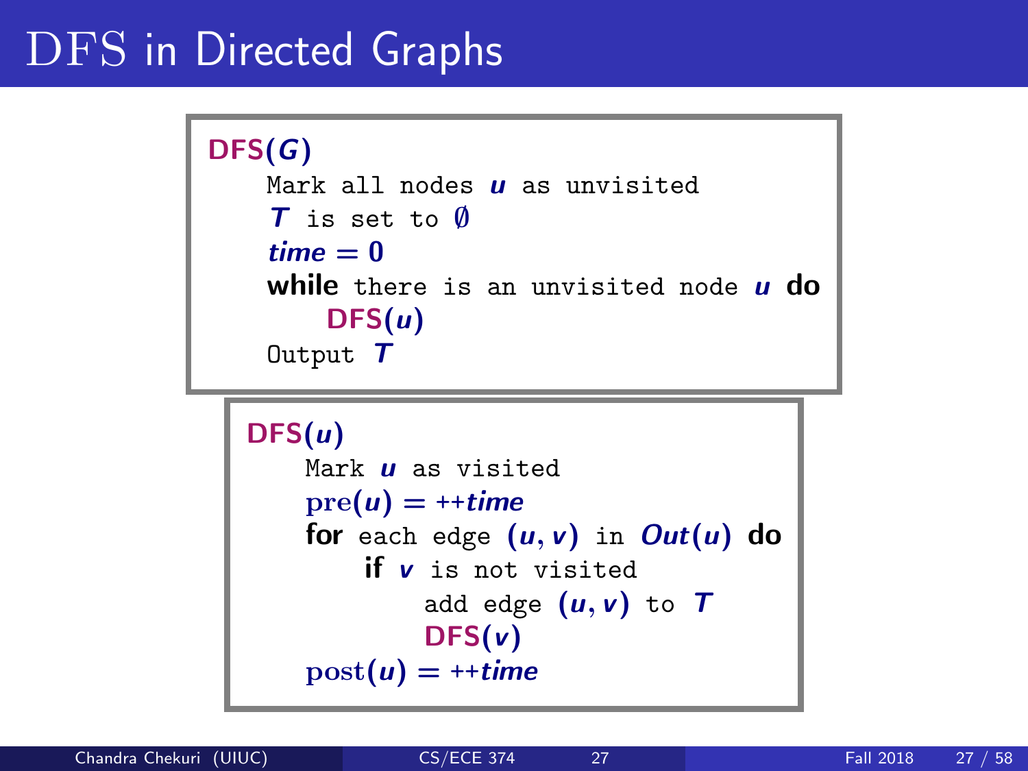# DFS in Directed Graphs

```
DFS(G)
    Mark all nodes u as unvisited
    T is set to ∅
    time = 0
    while there is an unvisited node u do
        DFS(u)
    Output T
```

```
DFS(u)
    Mark u as visited
    pre(u) = ++time
    for each edge (u, v) in Out(u) do
        if v is not visited
            add edge (u, v) to T
            DFS(v)
    post(u) = ++time
```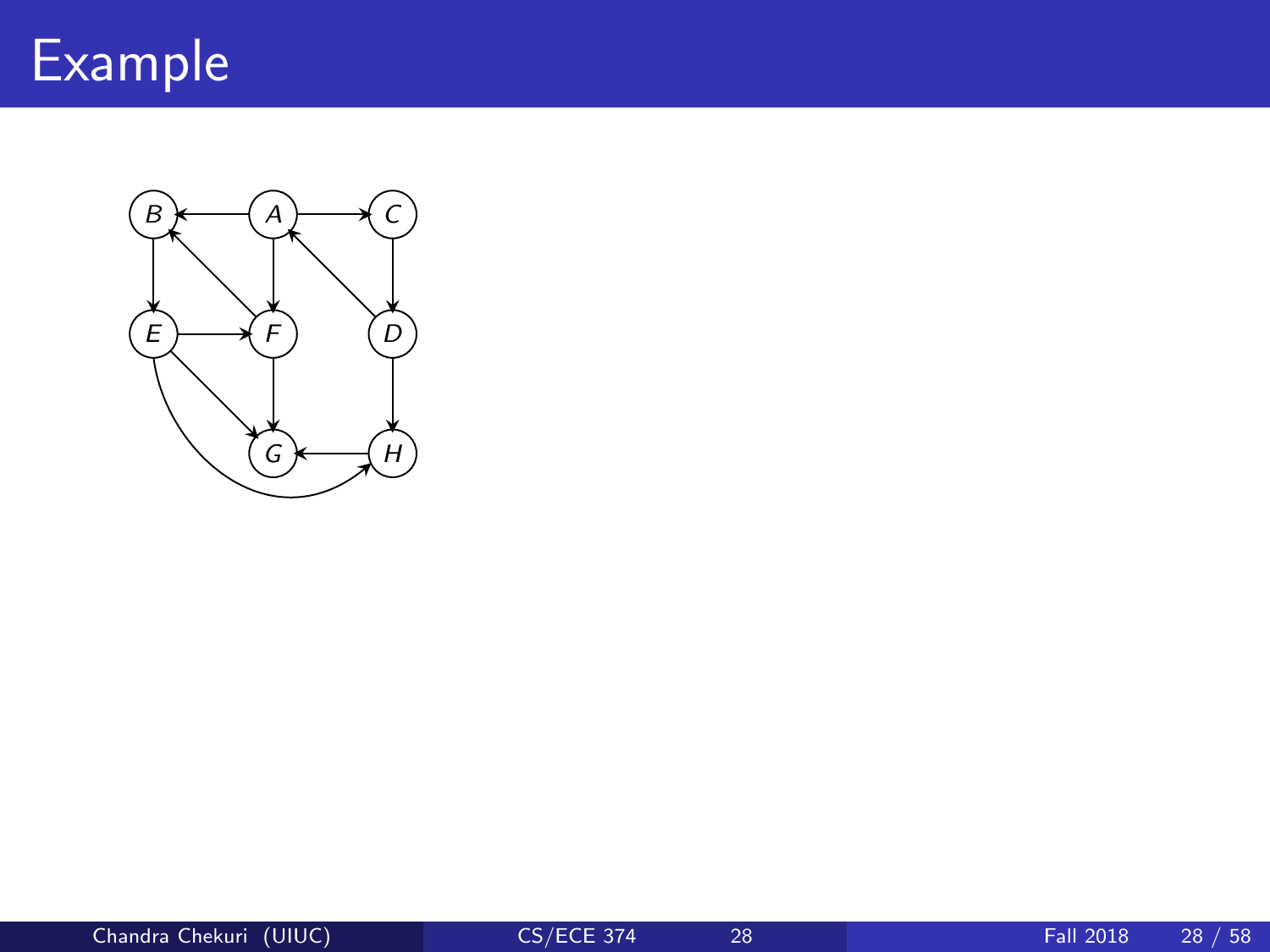# Example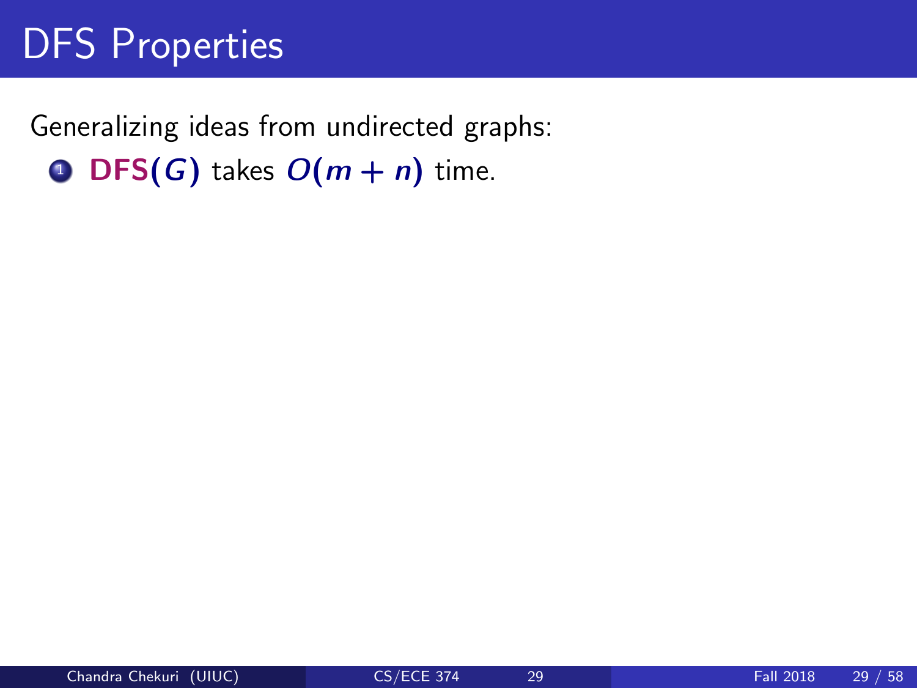# DFS Properties

Generalizing ideas from undirected graphs:

1. **DFS**$(G)$ takes $O(m + n)$ time.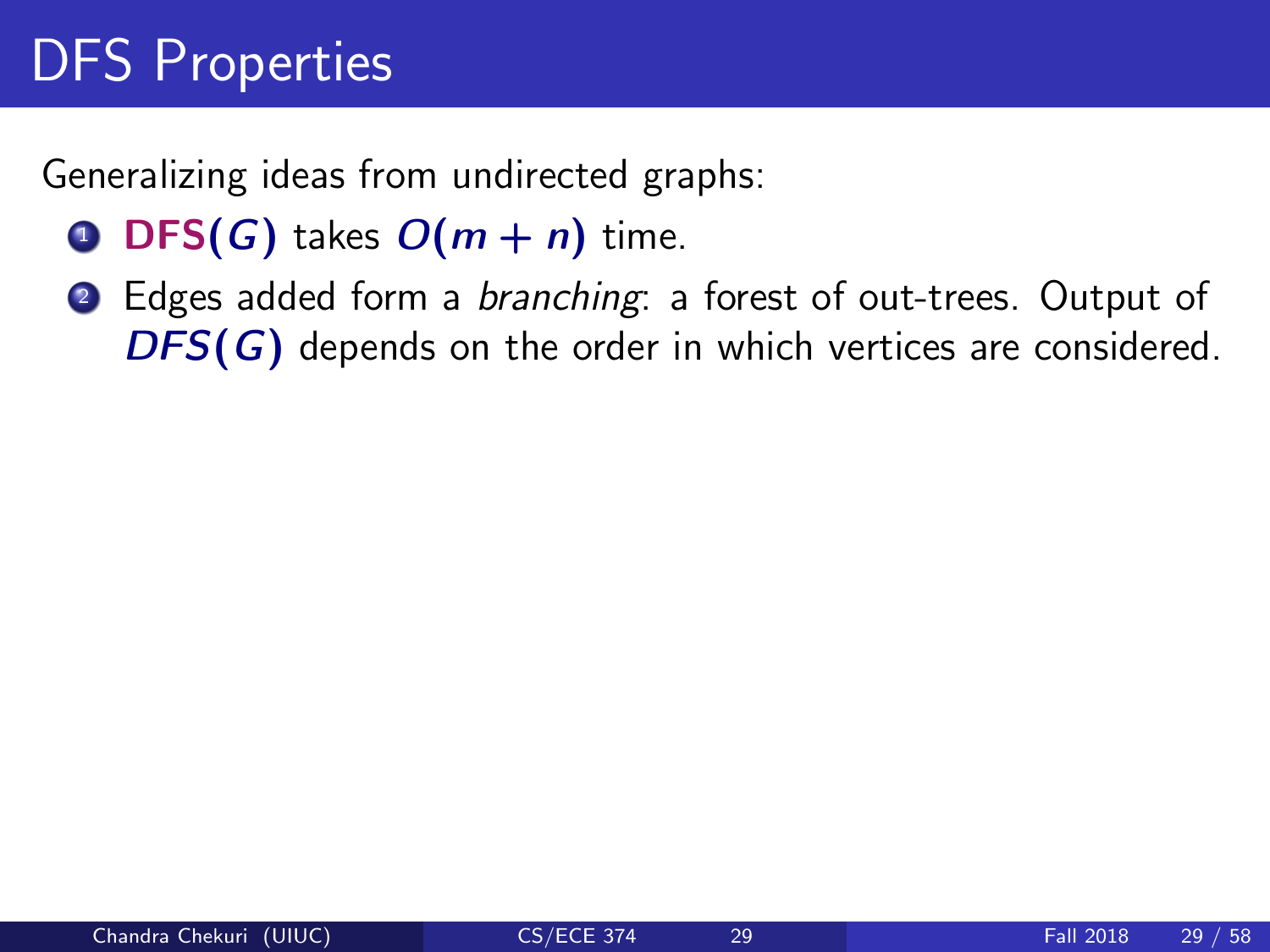# DFS Properties

Generalizing ideas from undirected graphs:

1. **DFS**$(G)$ takes $O(m + n)$ time.
2. Edges added form a *branching*: a forest of out-trees. Output of $DFS(G)$ depends on the order in which vertices are considered.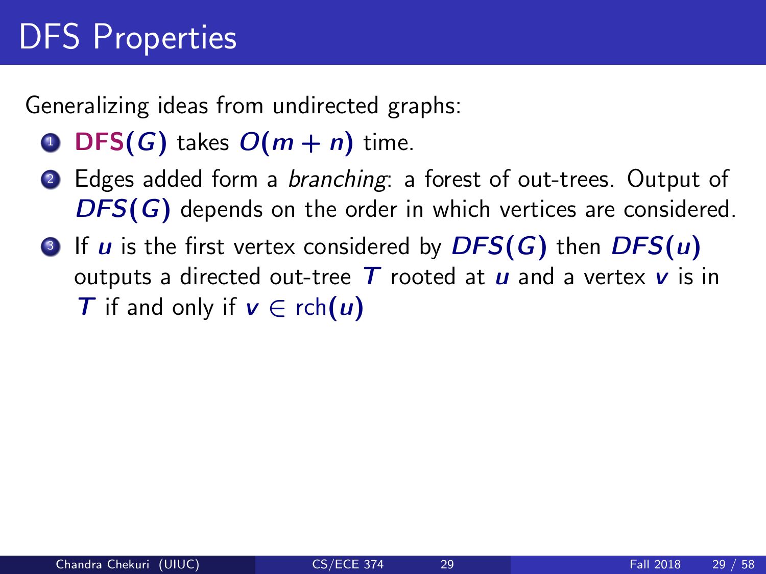# DFS Properties

Generalizing ideas from undirected graphs:

1. **DFS**$(G)$ takes $O(m + n)$ time.
2. Edges added form a *branching*: a forest of out-trees. Output of $DFS(G)$ depends on the order in which vertices are considered.
3. If $u$ is the first vertex considered by $DFS(G)$ then $DFS(u)$ outputs a directed out-tree $T$ rooted at $u$ and a vertex $v$ is in $T$ if and only if $v \in \text{rch}(u)$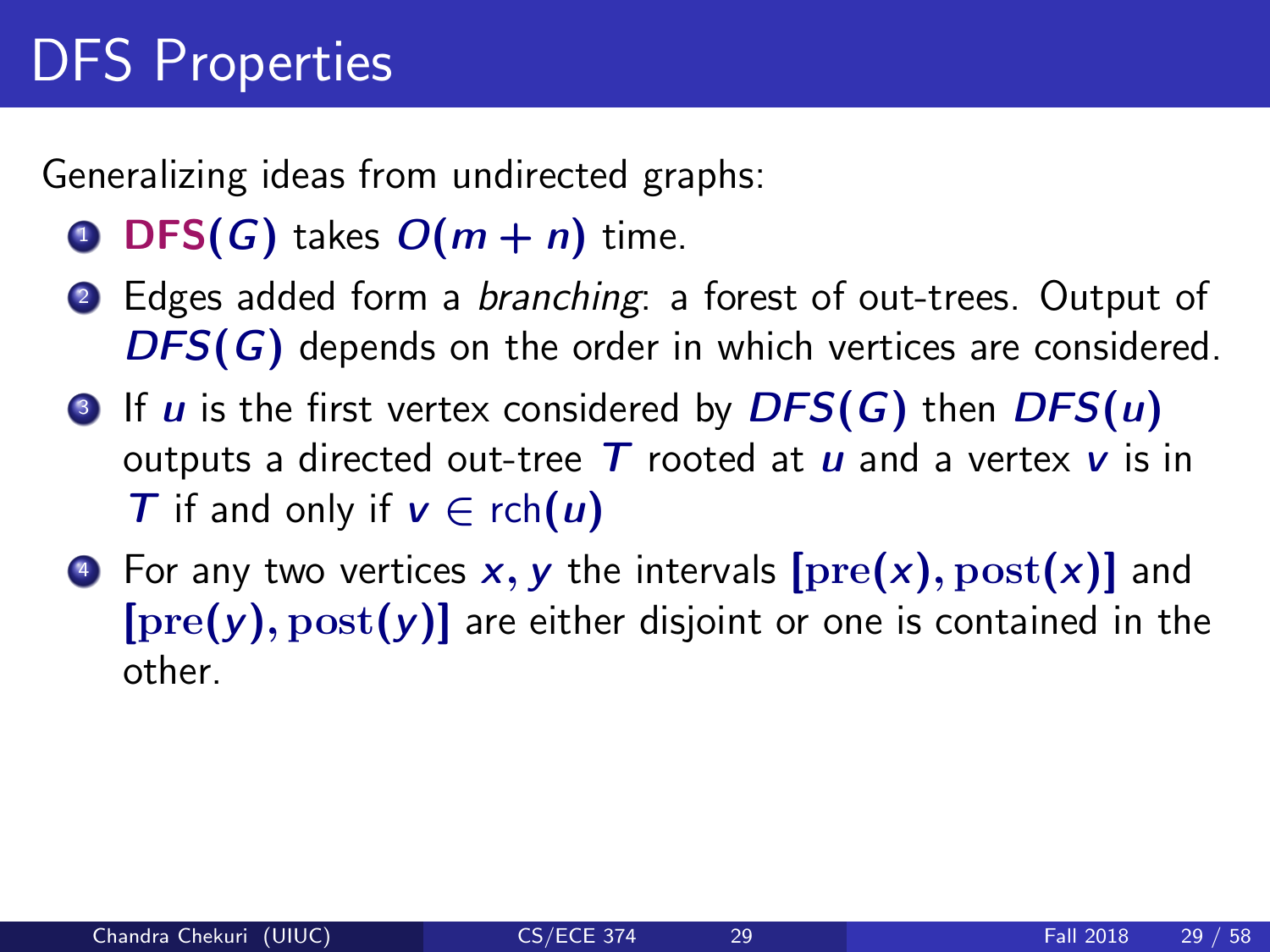# DFS Properties

Generalizing ideas from undirected graphs:

1. **DFS**$(G)$ takes $O(m+n)$ time.
2. Edges added form a *branching*: a forest of out-trees. Output of $DFS(G)$ depends on the order in which vertices are considered.
3. If $u$ is the first vertex considered by $DFS(G)$ then $DFS(u)$ outputs a directed out-tree $T$ rooted at $u$ and a vertex $v$ is in $T$ if and only if $v \in \text{rch}(u)$
4. For any two vertices $x, y$ the intervals $[\text{pre}(x), \text{post}(x)]$ and $[\text{pre}(y), \text{post}(y)]$ are either disjoint or one is contained in the other.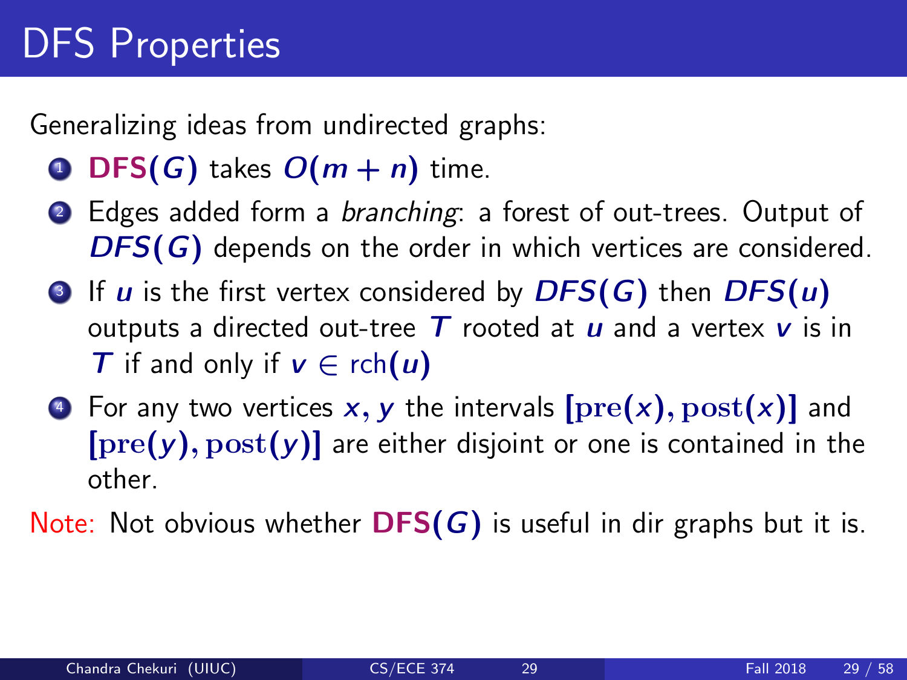# DFS Properties

Generalizing ideas from undirected graphs:

1. **DFS**$(G)$ takes $O(m+n)$ time.
2. Edges added form a *branching*: a forest of out-trees. Output of $DFS(G)$ depends on the order in which vertices are considered.
3. If $u$ is the first vertex considered by $DFS(G)$ then $DFS(u)$ outputs a directed out-tree $T$ rooted at $u$ and a vertex $v$ is in $T$ if and only if $v \in \text{rch}(u)$
4. For any two vertices $x, y$ the intervals $[\text{pre}(x), \text{post}(x)]$ and $[\text{pre}(y), \text{post}(y)]$ are either disjoint or one is contained in the other.

Note: Not obvious whether **DFS**$(G)$ is useful in dir graphs but it is.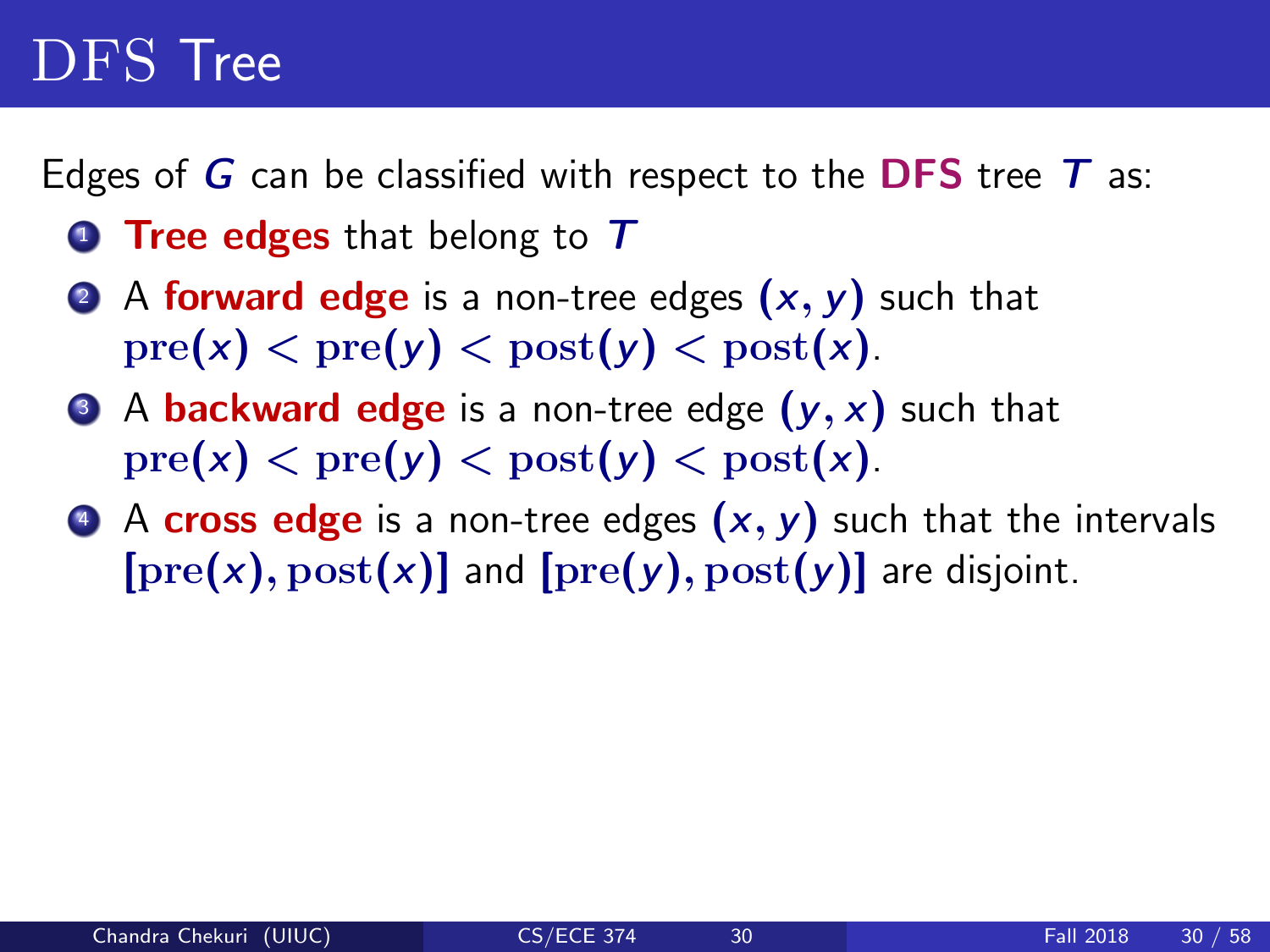# DFS Tree

Edges of $G$ can be classified with respect to the **DFS** tree $T$ as:

1. **Tree edges** that belong to $T$
2. A **forward edge** is a non-tree edges $(x, y)$ such that $\text{pre}(x) < \text{pre}(y) < \text{post}(y) < \text{post}(x)$.
3. A **backward edge** is a non-tree edge $(y, x)$ such that $\text{pre}(x) < \text{pre}(y) < \text{post}(y) < \text{post}(x)$.
4. A **cross edge** is a non-tree edges $(x, y)$ such that the intervals $[\text{pre}(x), \text{post}(x)]$ and $[\text{pre}(y), \text{post}(y)]$ are disjoint.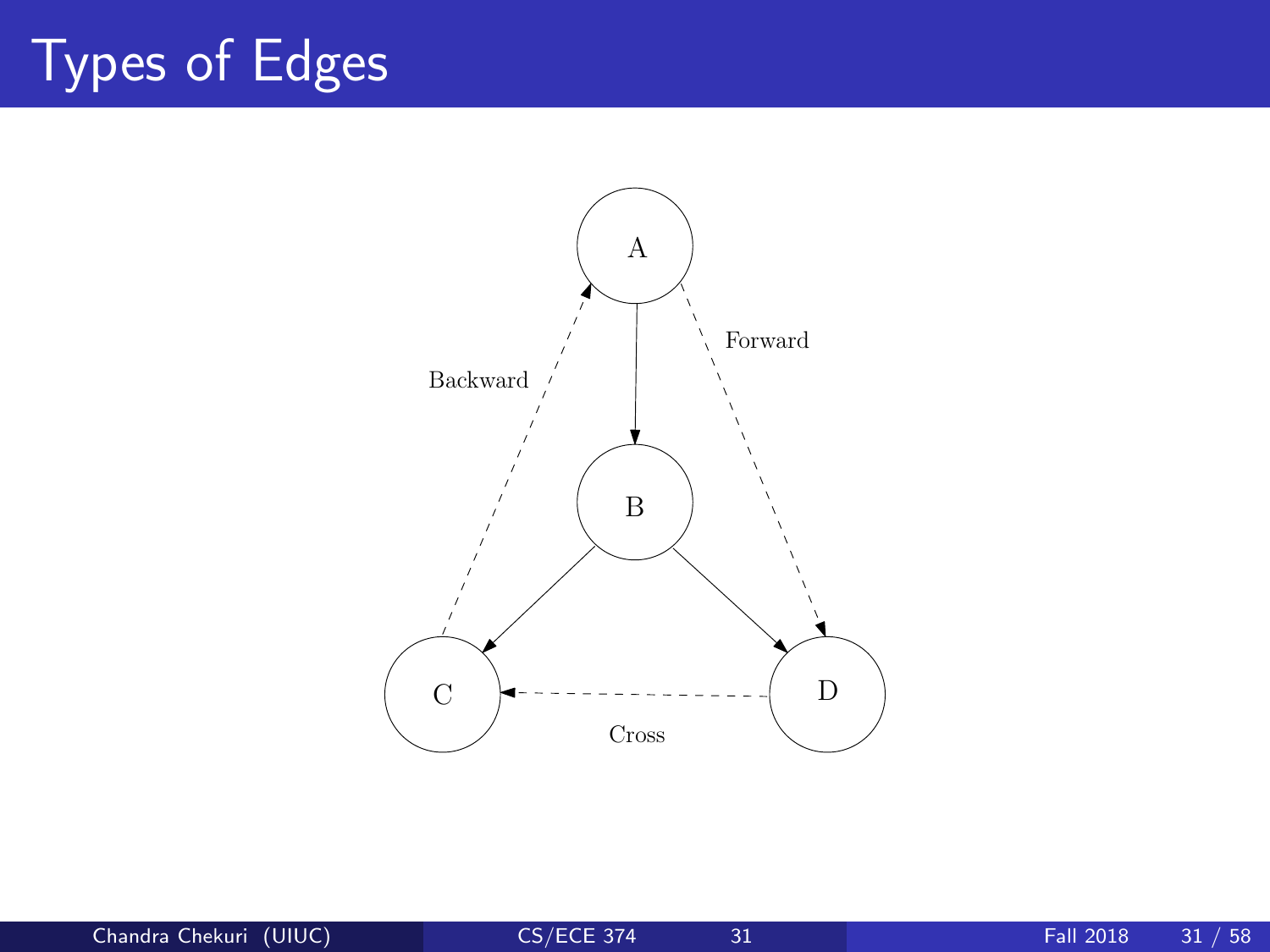# Types of Edges

A

B

C

D

Backward

Forward

Cross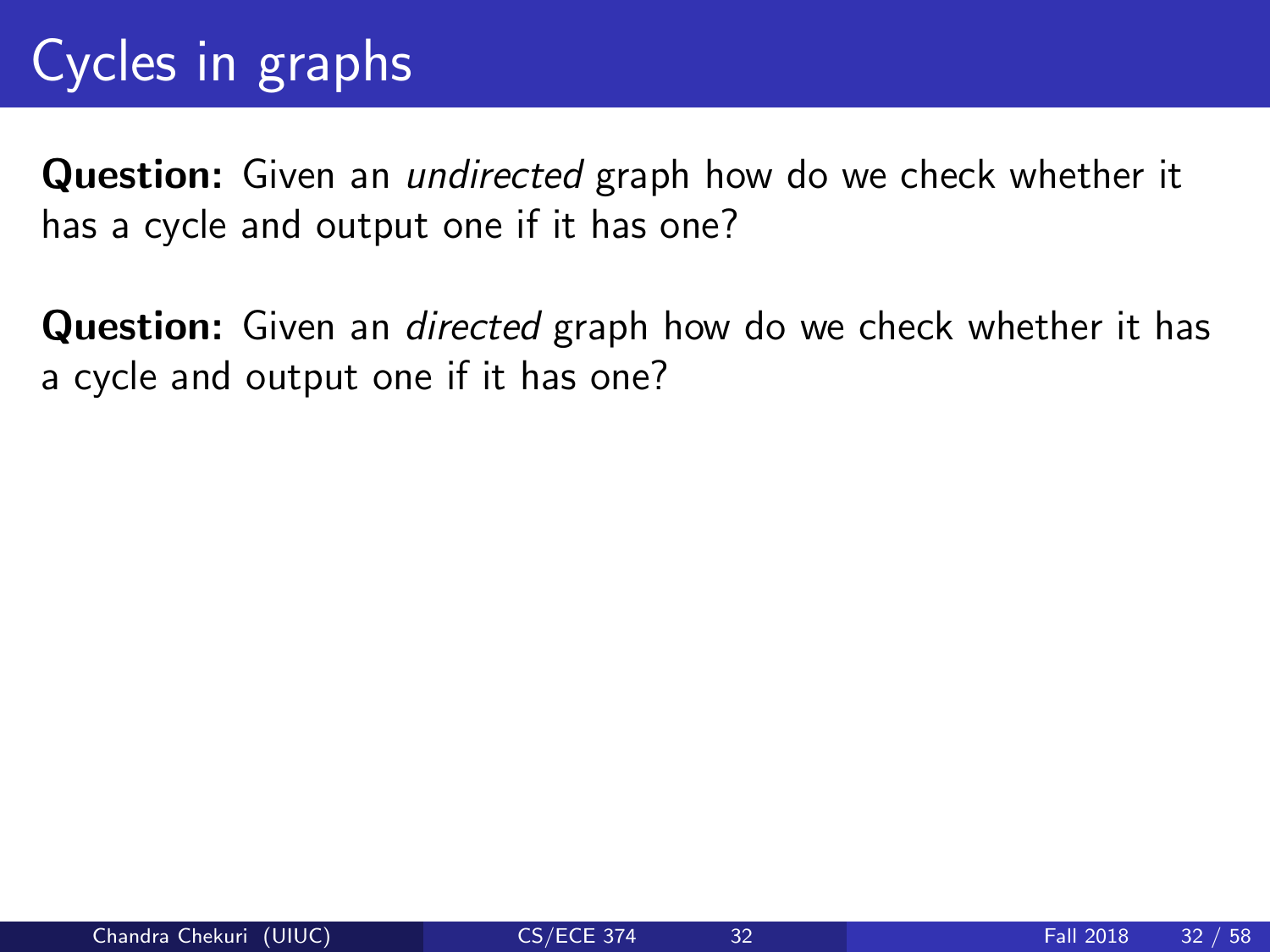# Cycles in graphs

**Question:** Given an *undirected* graph how do we check whether it has a cycle and output one if it has one?

**Question:** Given an *directed* graph how do we check whether it has a cycle and output one if it has one?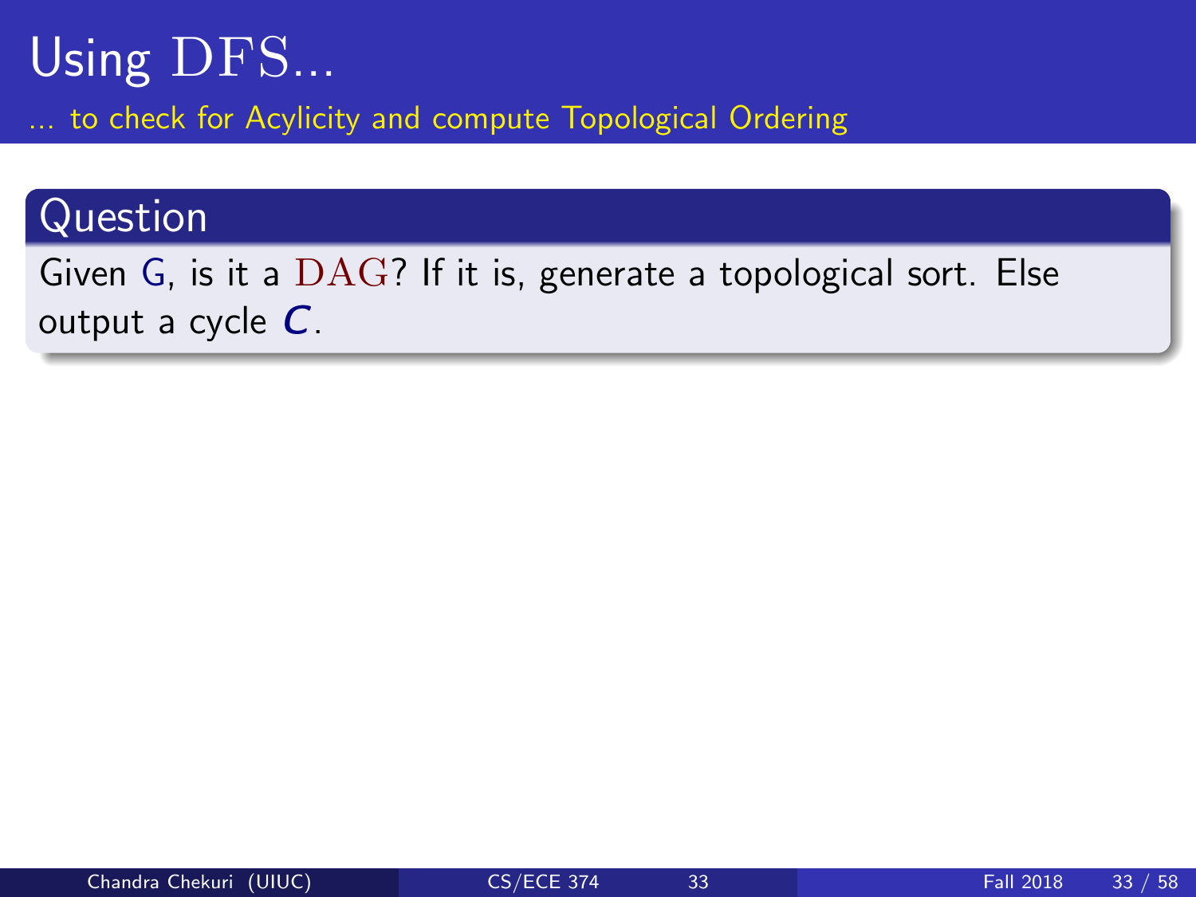# Using DFS...

... to check for Acylicity and compute Topological Ordering

### Question

Given G, is it a DAG? If it is, generate a topological sort. Else output a cycle $C$.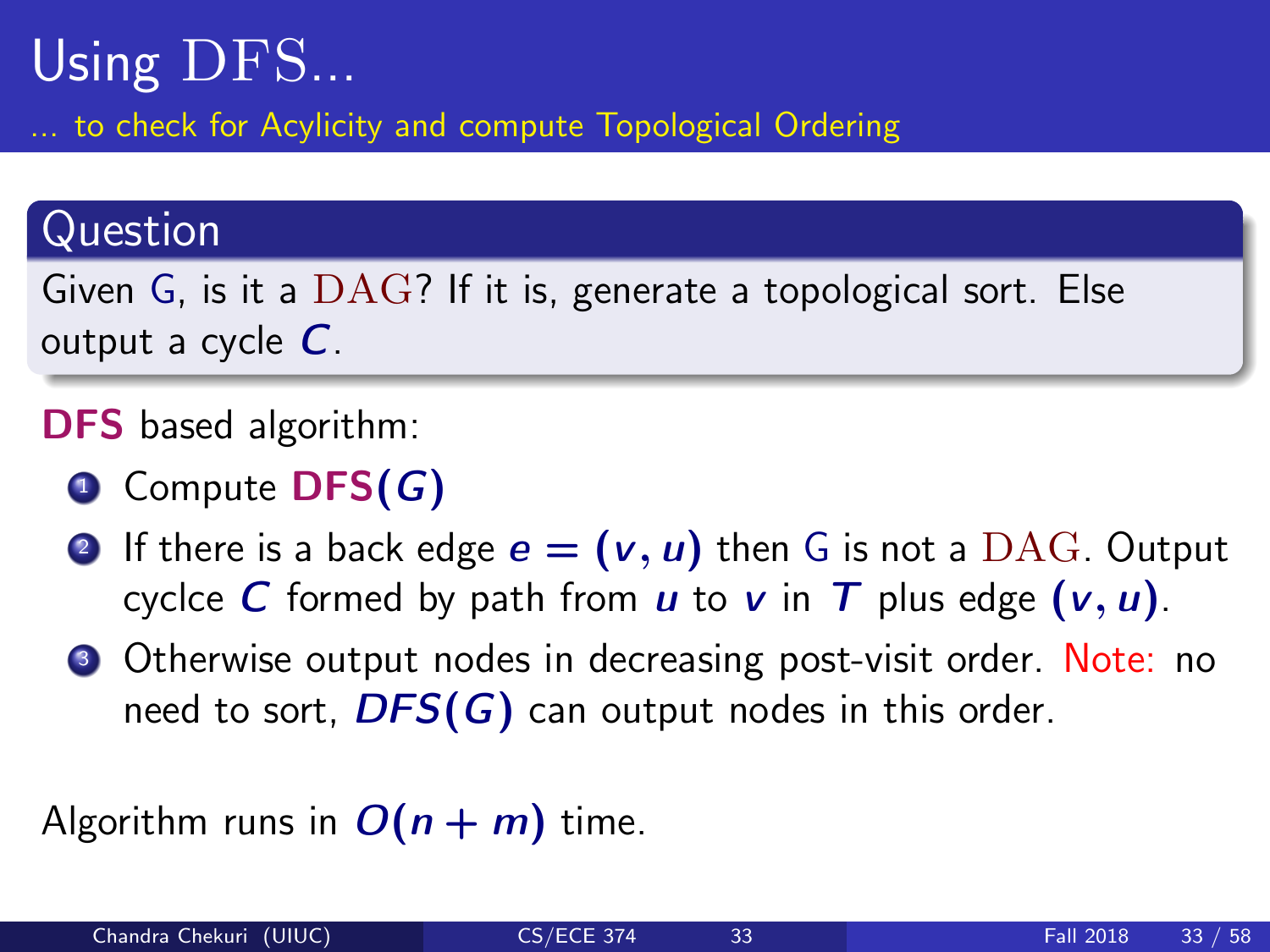# Using DFS...

... to check for Acylicity and compute Topological Ordering

## Question

Given G, is it a DAG? If it is, generate a topological sort. Else output a cycle $C$.

**DFS** based algorithm:

1. Compute **DFS**$(G)$
2. If there is a back edge $e = (v, u)$ then G is not a DAG. Output cyclce $C$ formed by path from $u$ to $v$ in $T$ plus edge $(v, u)$.
3. Otherwise output nodes in decreasing post-visit order. Note: no need to sort, $DFS(G)$ can output nodes in this order.

Algorithm runs in $O(n + m)$ time.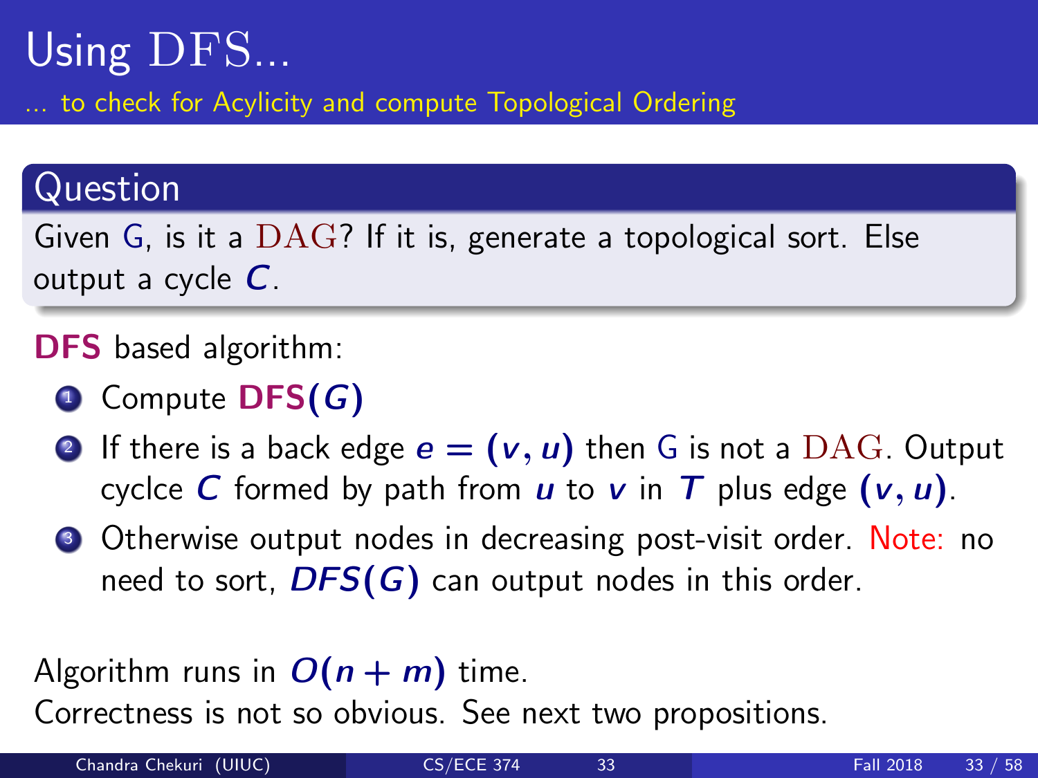# Using DFS...

... to check for Acylicity and compute Topological Ordering

## Question

Given G, is it a DAG? If it is, generate a topological sort. Else output a cycle $C$.

**DFS** based algorithm:

1. Compute **DFS**$(G)$
2. If there is a back edge $e = (v, u)$ then G is not a DAG. Output cyclce $C$ formed by path from $u$ to $v$ in $T$ plus edge $(v, u)$.
3. Otherwise output nodes in decreasing post-visit order. Note: no need to sort, $DFS(G)$ can output nodes in this order.

Algorithm runs in $O(n + m)$ time.
Correctness is not so obvious. See next two propositions.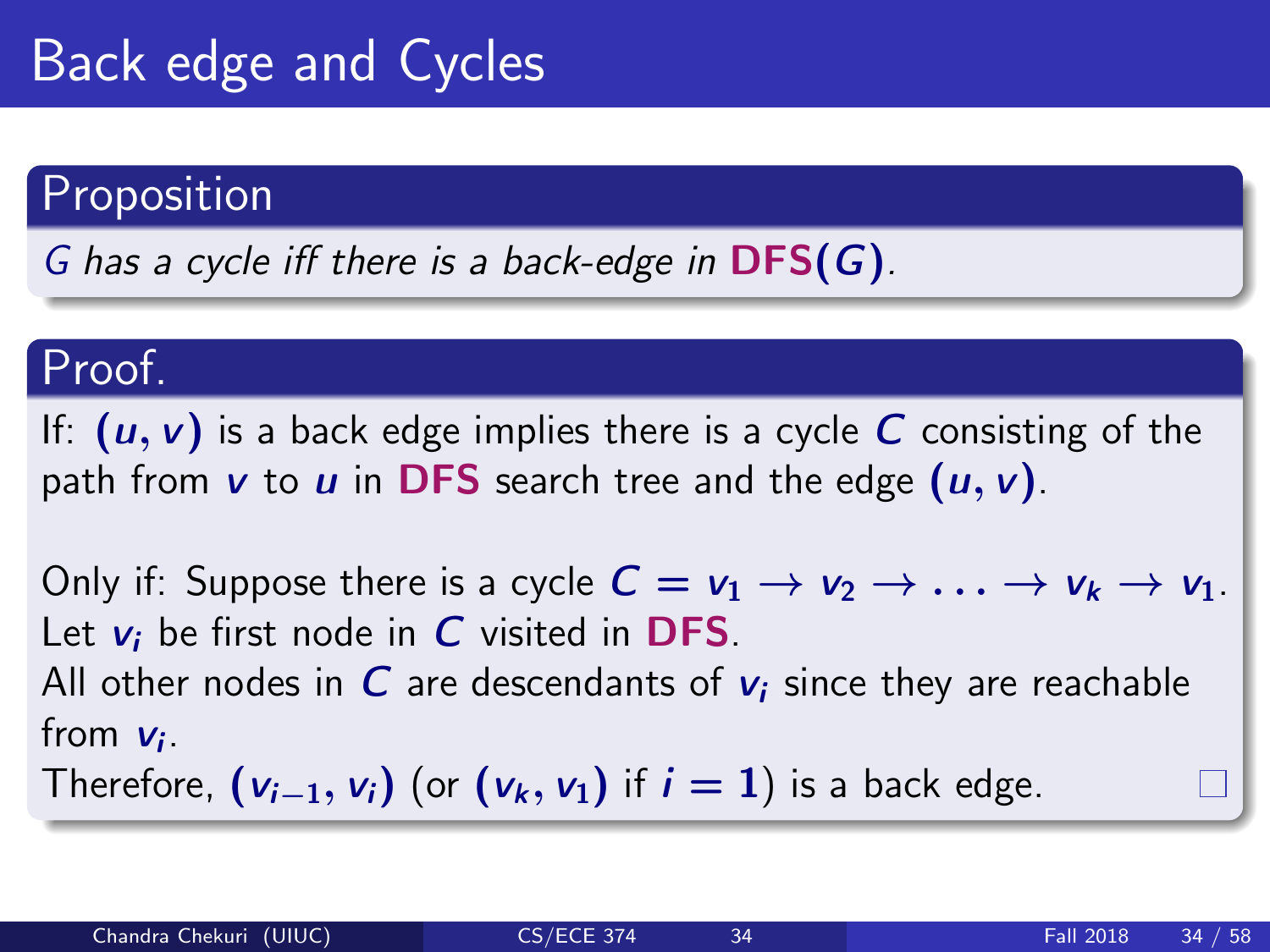# Back edge and Cycles

## Proposition

*$G$ has a cycle iff there is a back-edge in* **DFS**$(G)$.

## Proof.

If: $(u, v)$ is a back edge implies there is a cycle $C$ consisting of the path from $v$ to $u$ in **DFS** search tree and the edge $(u, v)$.

Only if: Suppose there is a cycle $C = v_1 \rightarrow v_2 \rightarrow \ldots \rightarrow v_k \rightarrow v_1$.
Let $v_i$ be first node in $C$ visited in **DFS**.
All other nodes in $C$ are descendants of $v_i$ since they are reachable from $v_i$.
Therefore, $(v_{i-1}, v_i)$ (or $(v_k, v_1)$ if $i = 1$) is a back edge. □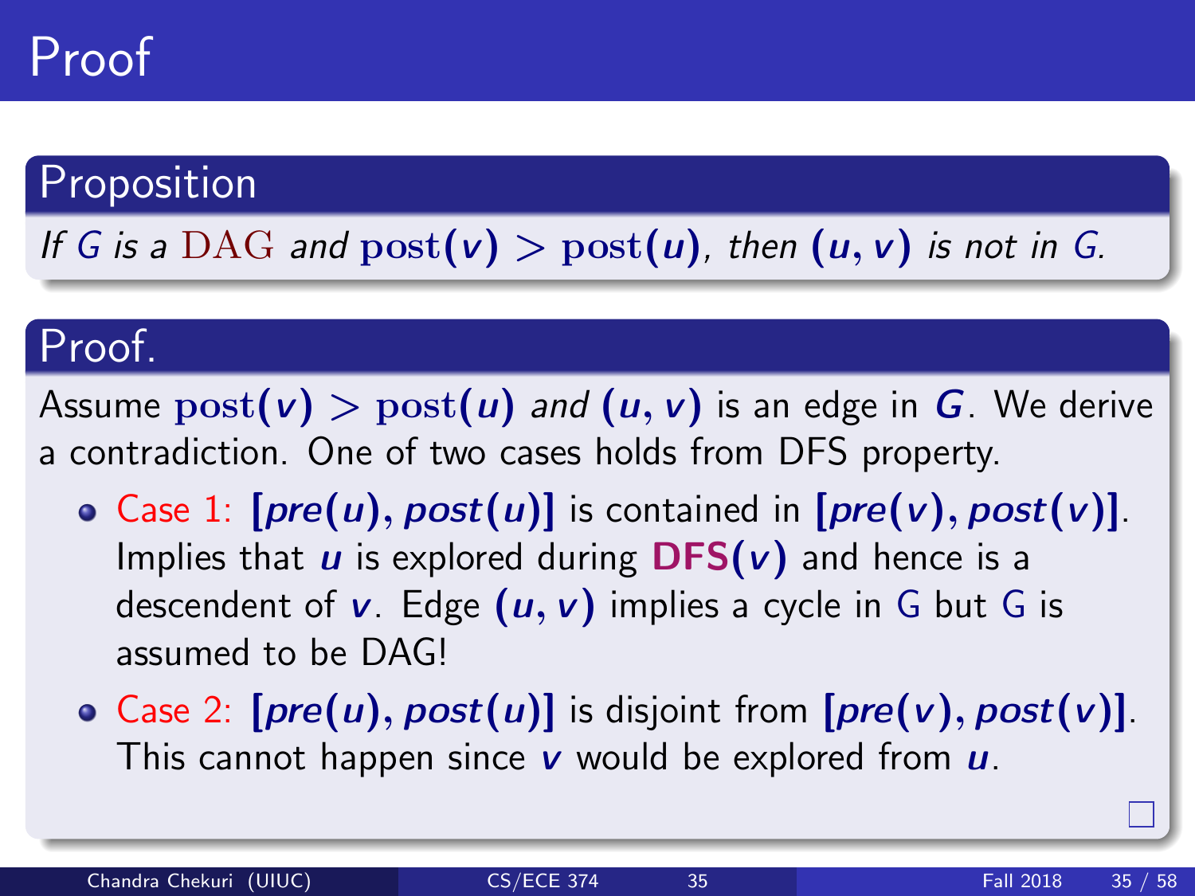# Proof

## Proposition

*If $G$ is a DAG and $\text{post}(v) > \text{post}(u)$, then $(u, v)$ is not in $G$.*

## Proof.

Assume $\text{post}(v) > \text{post}(u)$ *and* $(u, v)$ is an edge in $G$. We derive a contradiction. One of two cases holds from DFS property.

- Case 1: $[pre(u), post(u)]$ is contained in $[pre(v), post(v)]$. Implies that $u$ is explored during **DFS**$(v)$ and hence is a descendent of $v$. Edge $(u, v)$ implies a cycle in G but G is assumed to be DAG!
- Case 2: $[pre(u), post(u)]$ is disjoint from $[pre(v), post(v)]$. This cannot happen since $v$ would be explored from $u$.

□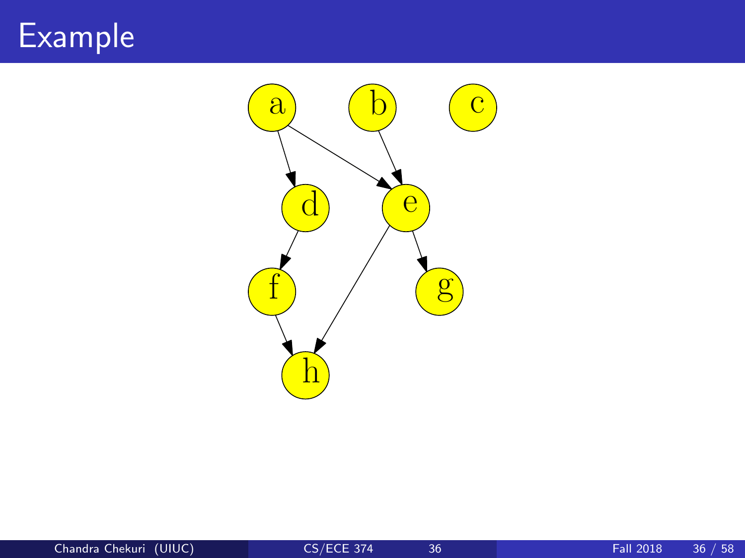# Example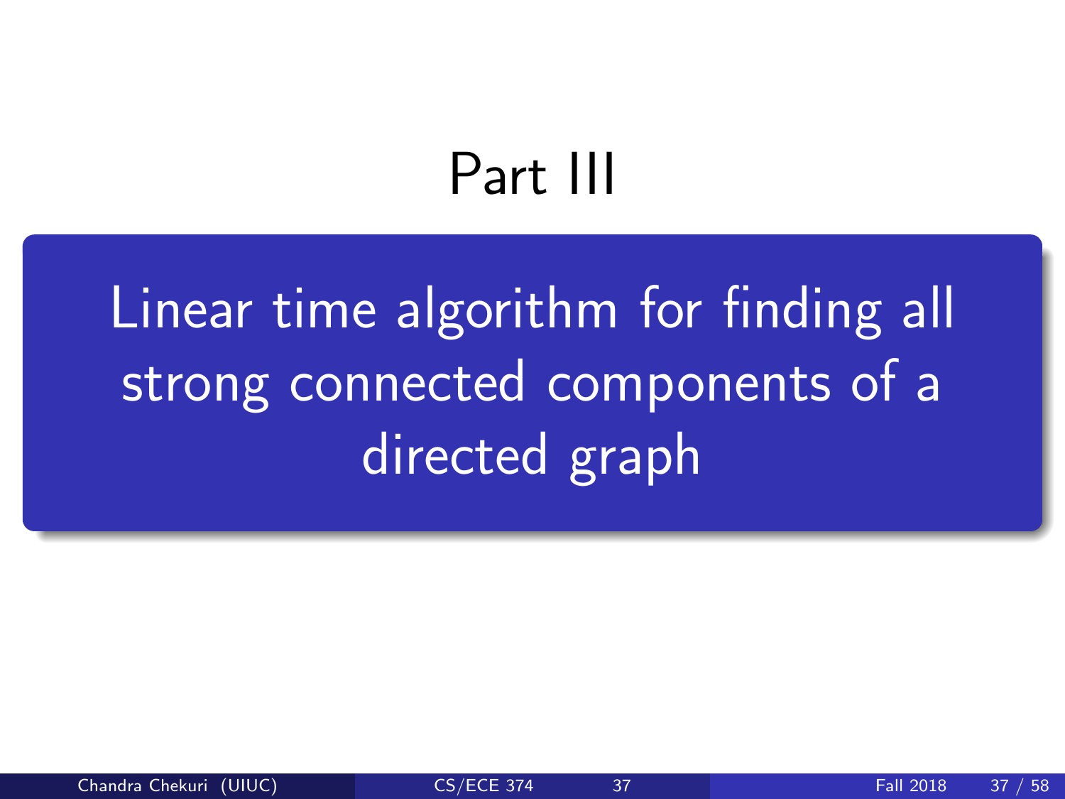# Part III

## Linear time algorithm for finding all strong connected components of a directed graph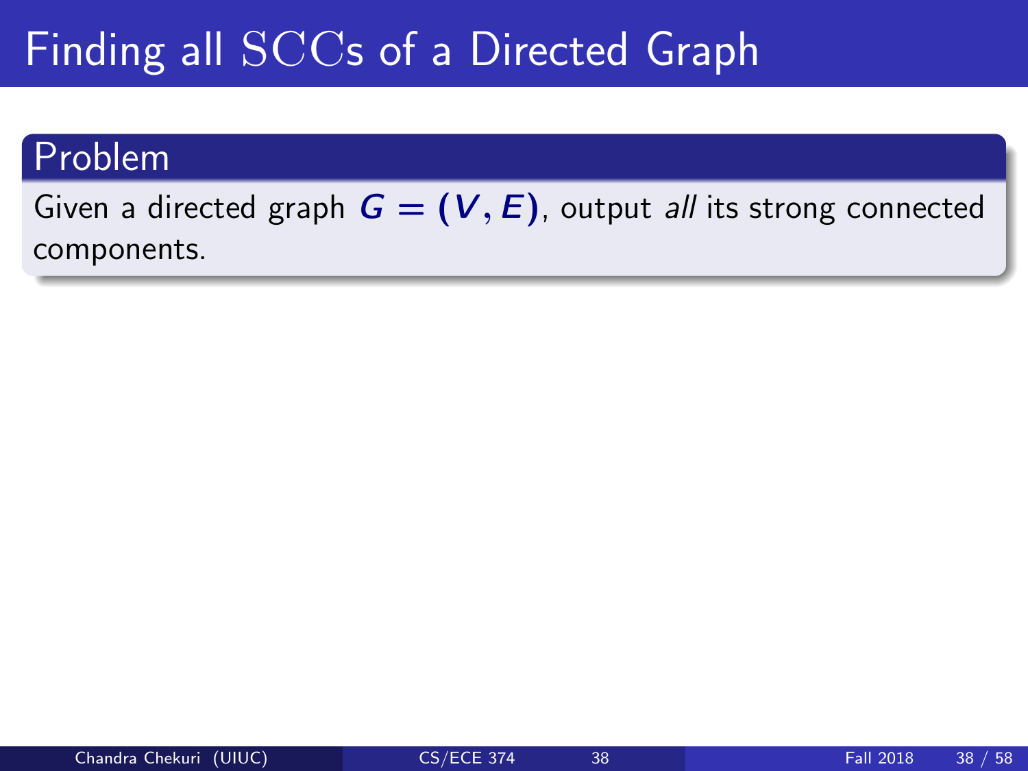# Finding all $\mathrm{SCC}$s of a Directed Graph

## Problem

Given a directed graph $G = (V, E)$, output *all* its strong connected components.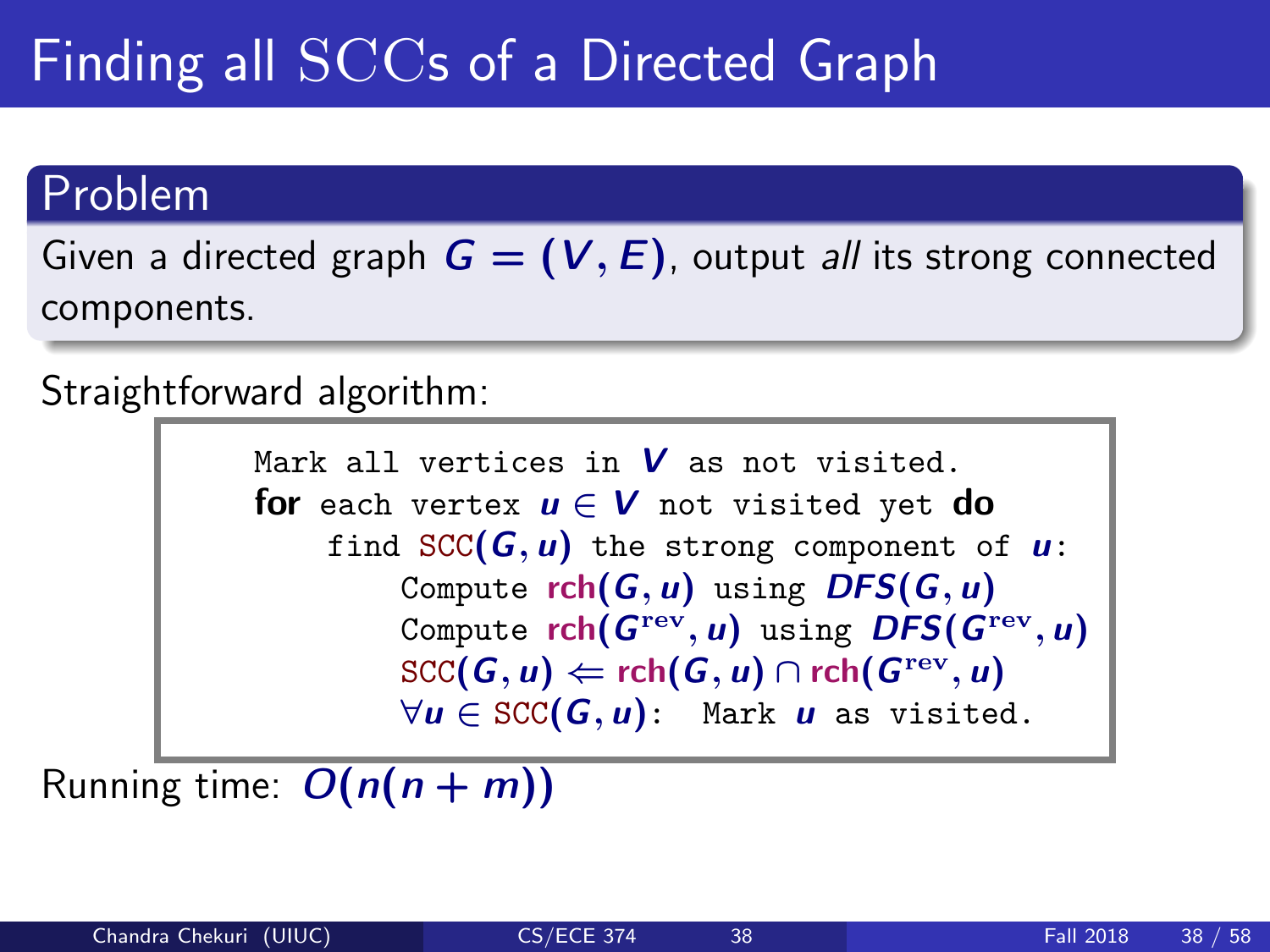# Finding all SCCs of a Directed Graph

**Problem**

Given a directed graph $G = (V, E)$, output *all* its strong connected components.

Straightforward algorithm:

```
Mark all vertices in V as not visited.
for each vertex u ∈ V not visited yet do
    find SCC(G, u) the strong component of u:
        Compute rch(G, u) using DFS(G, u)
        Compute rch(G^rev, u) using DFS(G^rev, u)
        SCC(G, u) ⇐ rch(G, u) ∩ rch(G^rev, u)
        ∀u ∈ SCC(G, u): Mark u as visited.
```

Running time: $O(n(n + m))$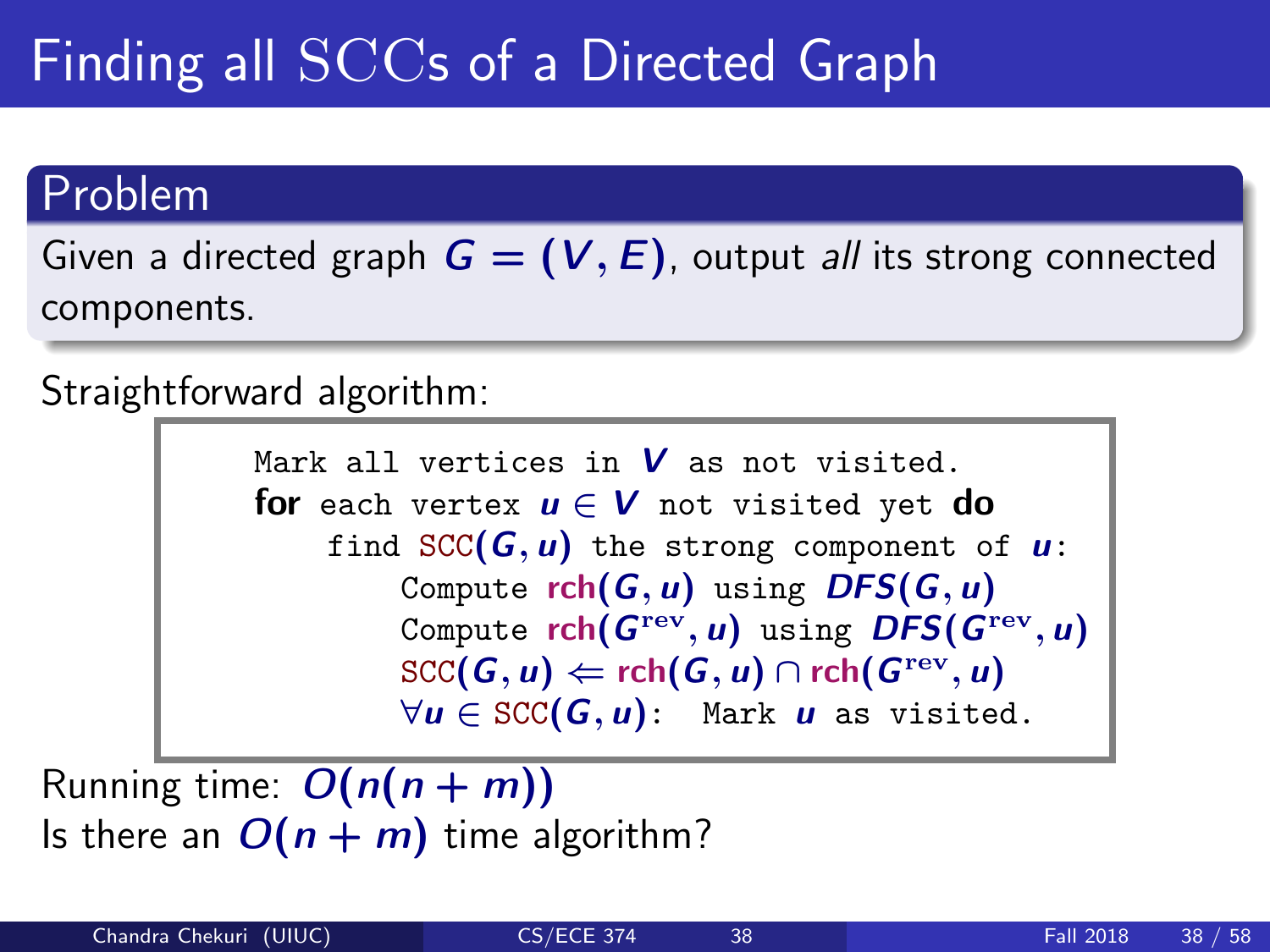# Finding all SCCs of a Directed Graph

## Problem

Given a directed graph $G = (V, E)$, output *all* its strong connected components.

Straightforward algorithm:

```
Mark all vertices in V as not visited.
for each vertex u ∈ V not visited yet do
    find SCC(G, u) the strong component of u:
        Compute rch(G, u) using DFS(G, u)
        Compute rch(G^rev, u) using DFS(G^rev, u)
        SCC(G, u) ⇐ rch(G, u) ∩ rch(G^rev, u)
        ∀u ∈ SCC(G, u): Mark u as visited.
```

Running time: $O(n(n + m))$

Is there an $O(n + m)$ time algorithm?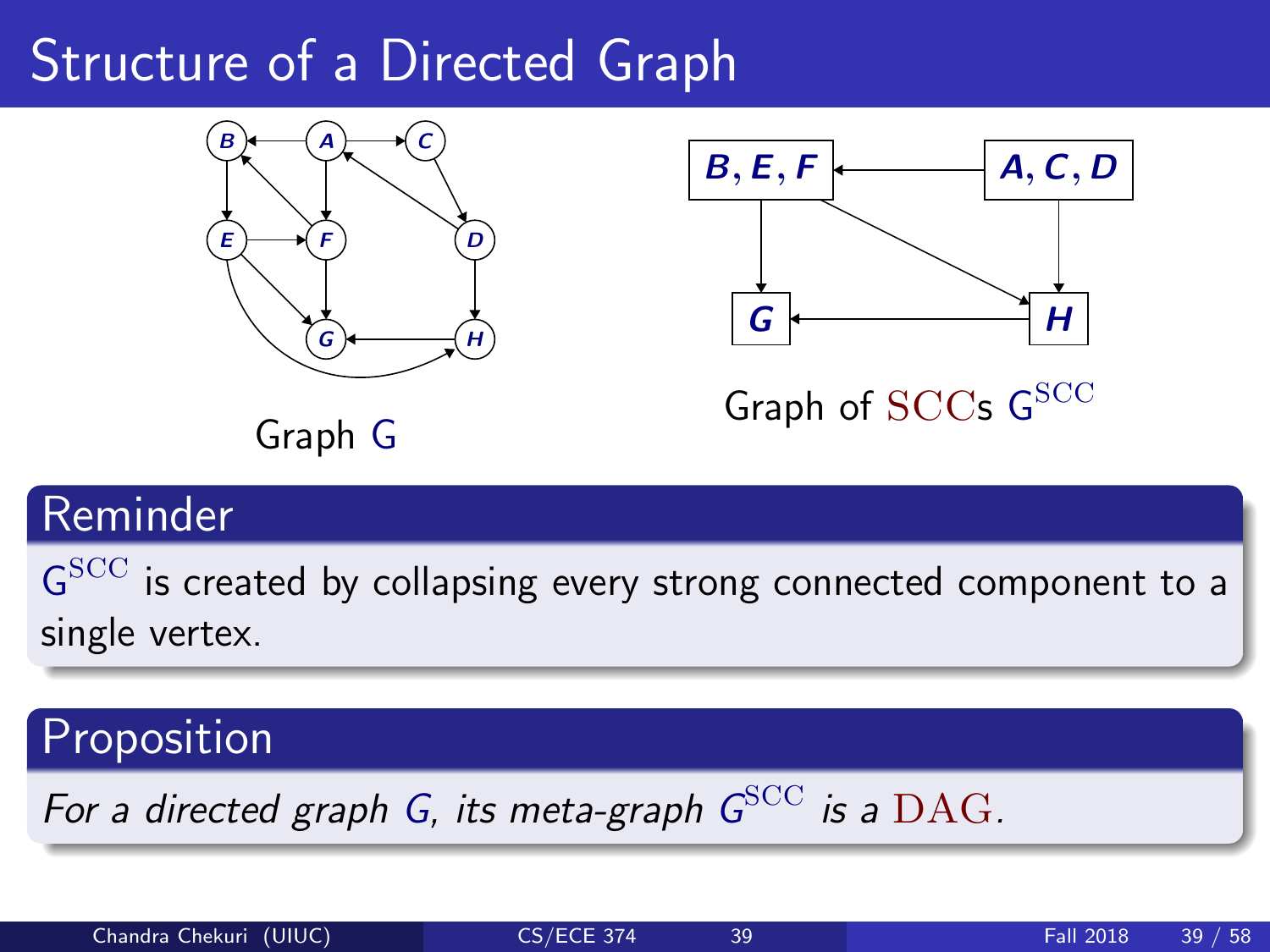# Structure of a Directed Graph

Graph G

Graph of SCCs $G^{SCC}$

## Reminder

$G^{SCC}$ is created by collapsing every strong connected component to a single vertex.

## Proposition

*For a directed graph $G$, its meta-graph $G^{SCC}$ is a DAG.*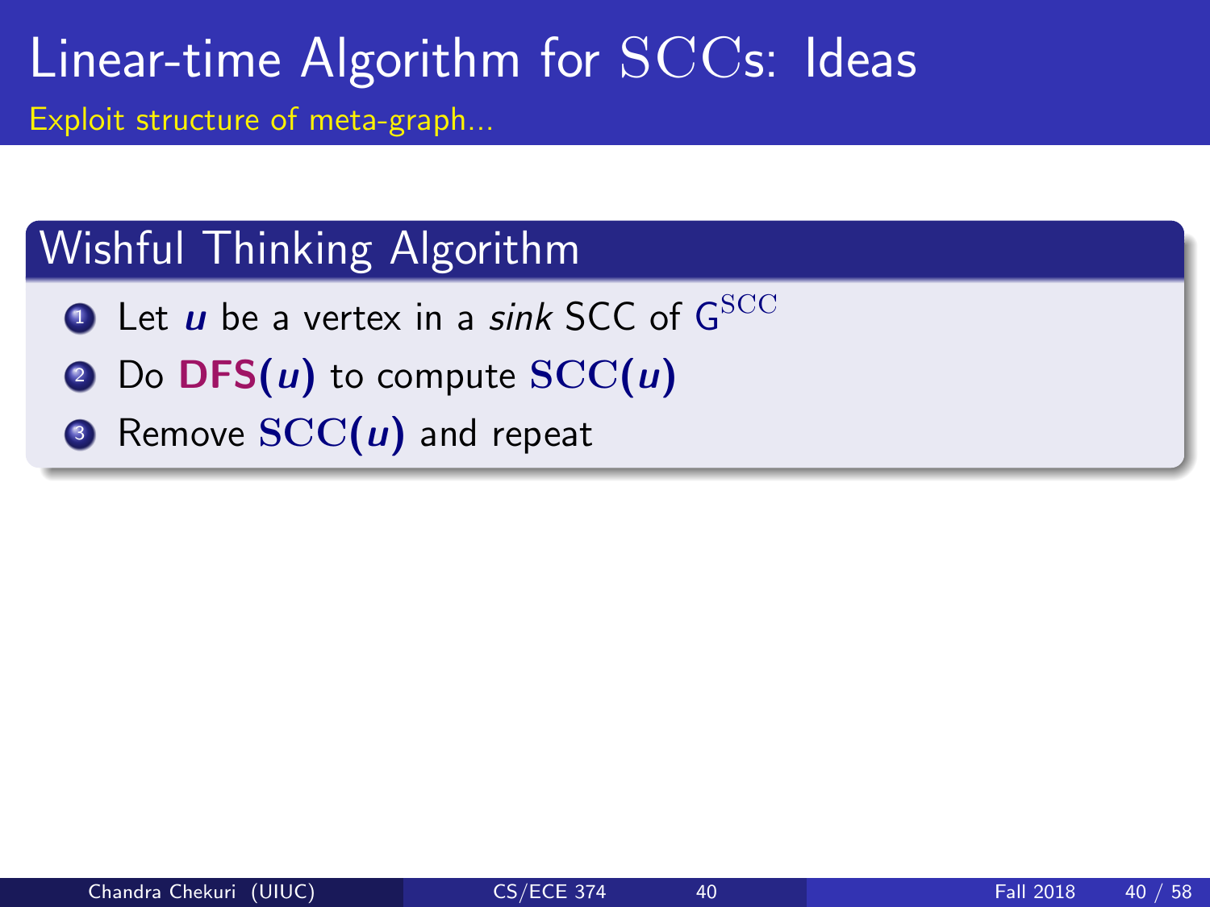# Linear-time Algorithm for $\mathrm{SCC}$s: Ideas

Exploit structure of meta-graph...

## Wishful Thinking Algorithm

1. Let $u$ be a vertex in a *sink* SCC of $G^{\mathrm{SCC}}$
2. Do **DFS**$(u)$ to compute $\mathrm{SCC}(u)$
3. Remove $\mathrm{SCC}(u)$ and repeat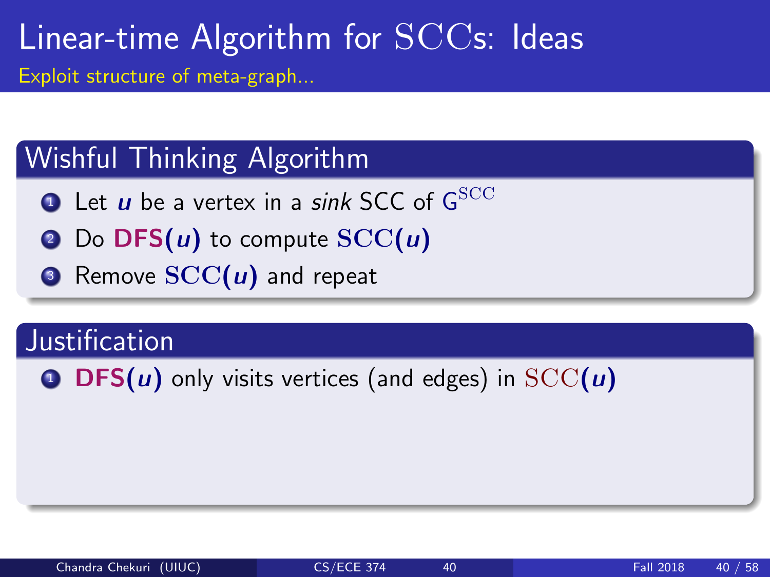# Linear-time Algorithm for $\mathrm{SCC}$s: Ideas

Exploit structure of meta-graph...

## Wishful Thinking Algorithm

1. Let $u$ be a vertex in a *sink* SCC of $G^{\mathrm{SCC}}$
2. Do **DFS**$(u)$ to compute $\mathrm{SCC}(u)$
3. Remove $\mathrm{SCC}(u)$ and repeat

## Justification

1. **DFS**$(u)$ only visits vertices (and edges) in $\mathrm{SCC}(u)$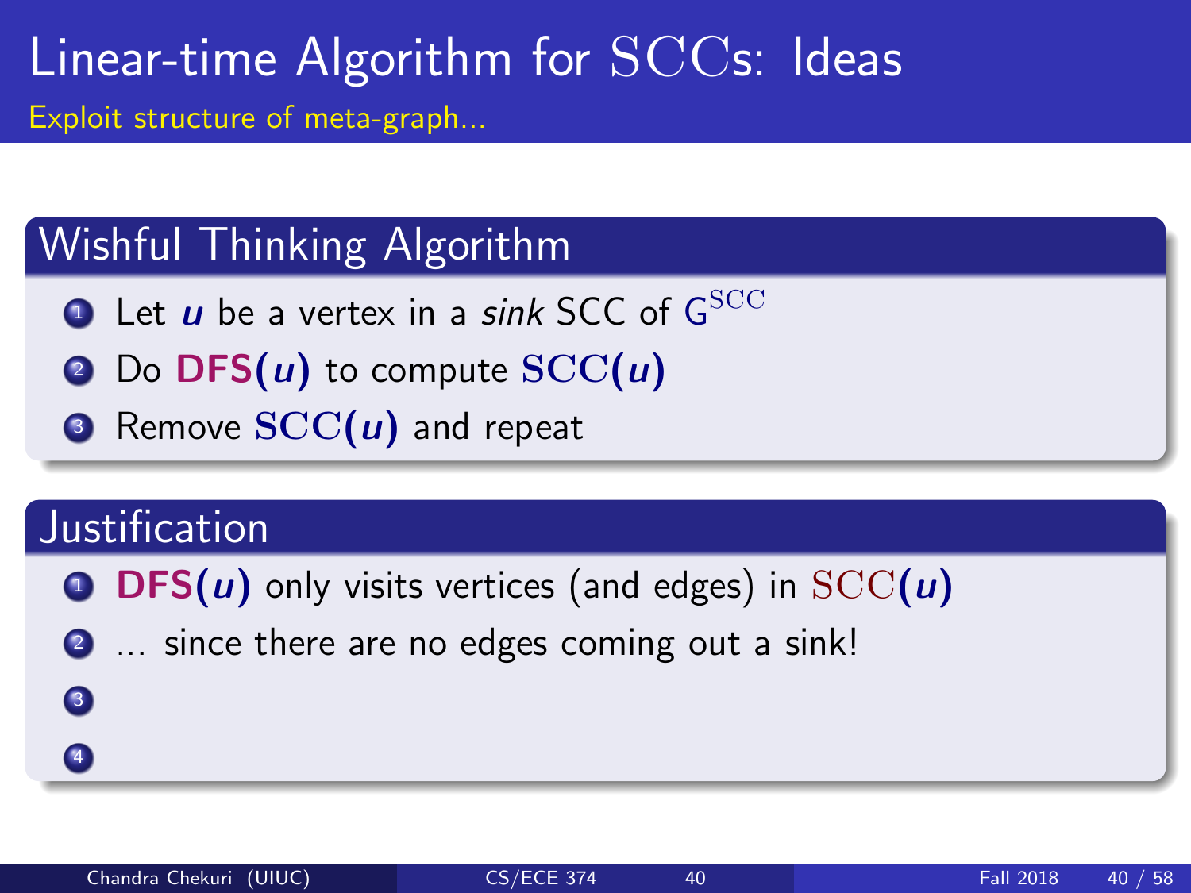# Linear-time Algorithm for $\mathrm{SCC}$s: Ideas

Exploit structure of meta-graph...

## Wishful Thinking Algorithm

1. Let $u$ be a vertex in a *sink* SCC of $G^{\mathrm{SCC}}$
2. Do **DFS**$(u)$ to compute $\mathrm{SCC}(u)$
3. Remove $\mathrm{SCC}(u)$ and repeat

## Justification

1. **DFS**$(u)$ only visits vertices (and edges) in $\mathrm{SCC}(u)$
2. ... since there are no edges coming out a sink!
3. 
4.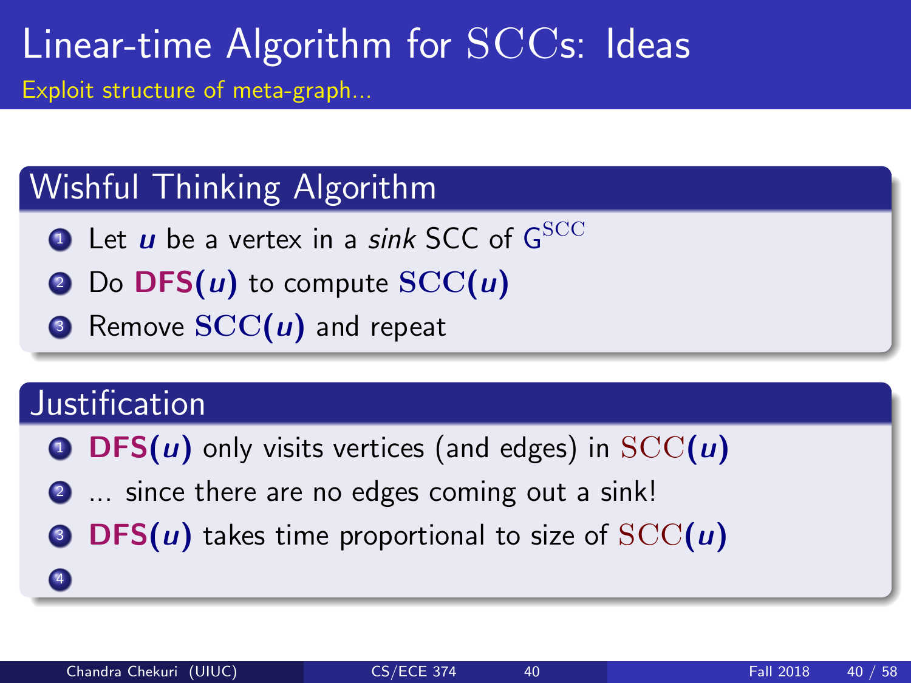# Linear-time Algorithm for SCCs: Ideas

Exploit structure of meta-graph...

## Wishful Thinking Algorithm

1. Let $u$ be a vertex in a *sink* SCC of $G^{\mathrm{SCC}}$
2. Do **DFS**($u$) to compute $\mathrm{SCC}(u)$
3. Remove $\mathrm{SCC}(u)$ and repeat

## Justification

1. **DFS**($u$) only visits vertices (and edges) in $\mathrm{SCC}(u)$
2. ... since there are no edges coming out a sink!
3. **DFS**($u$) takes time proportional to size of $\mathrm{SCC}(u)$
4.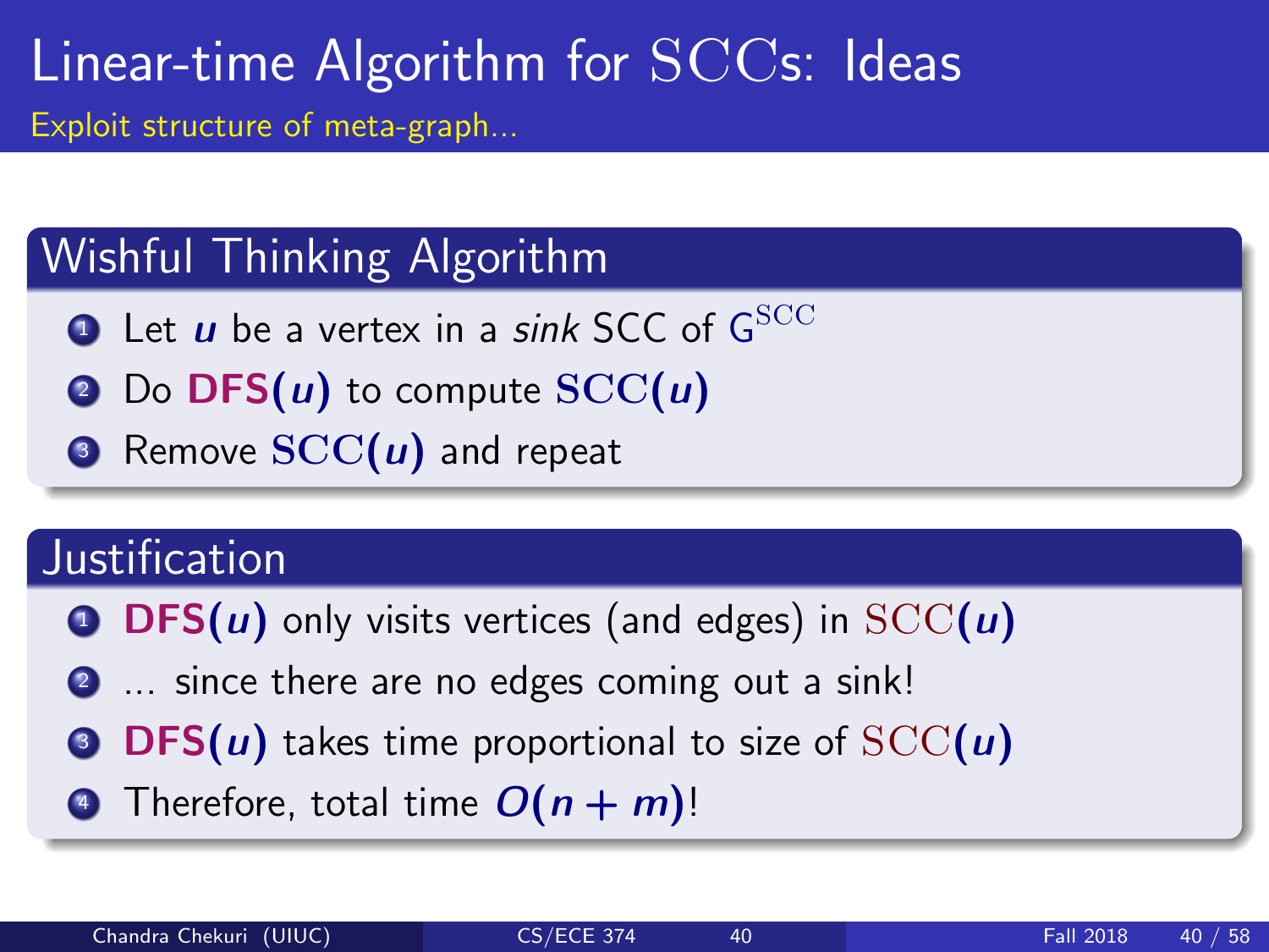# Linear-time Algorithm for $\mathrm{SCC}$s: Ideas

Exploit structure of meta-graph...

## Wishful Thinking Algorithm

1. Let $u$ be a vertex in a *sink* SCC of $G^{\mathrm{SCC}}$
2. Do **DFS**$(u)$ to compute $\mathrm{SCC}(u)$
3. Remove $\mathrm{SCC}(u)$ and repeat

## Justification

1. **DFS**$(u)$ only visits vertices (and edges) in $\mathrm{SCC}(u)$
2. ... since there are no edges coming out a sink!
3. **DFS**$(u)$ takes time proportional to size of $\mathrm{SCC}(u)$
4. Therefore, total time $O(n + m)$!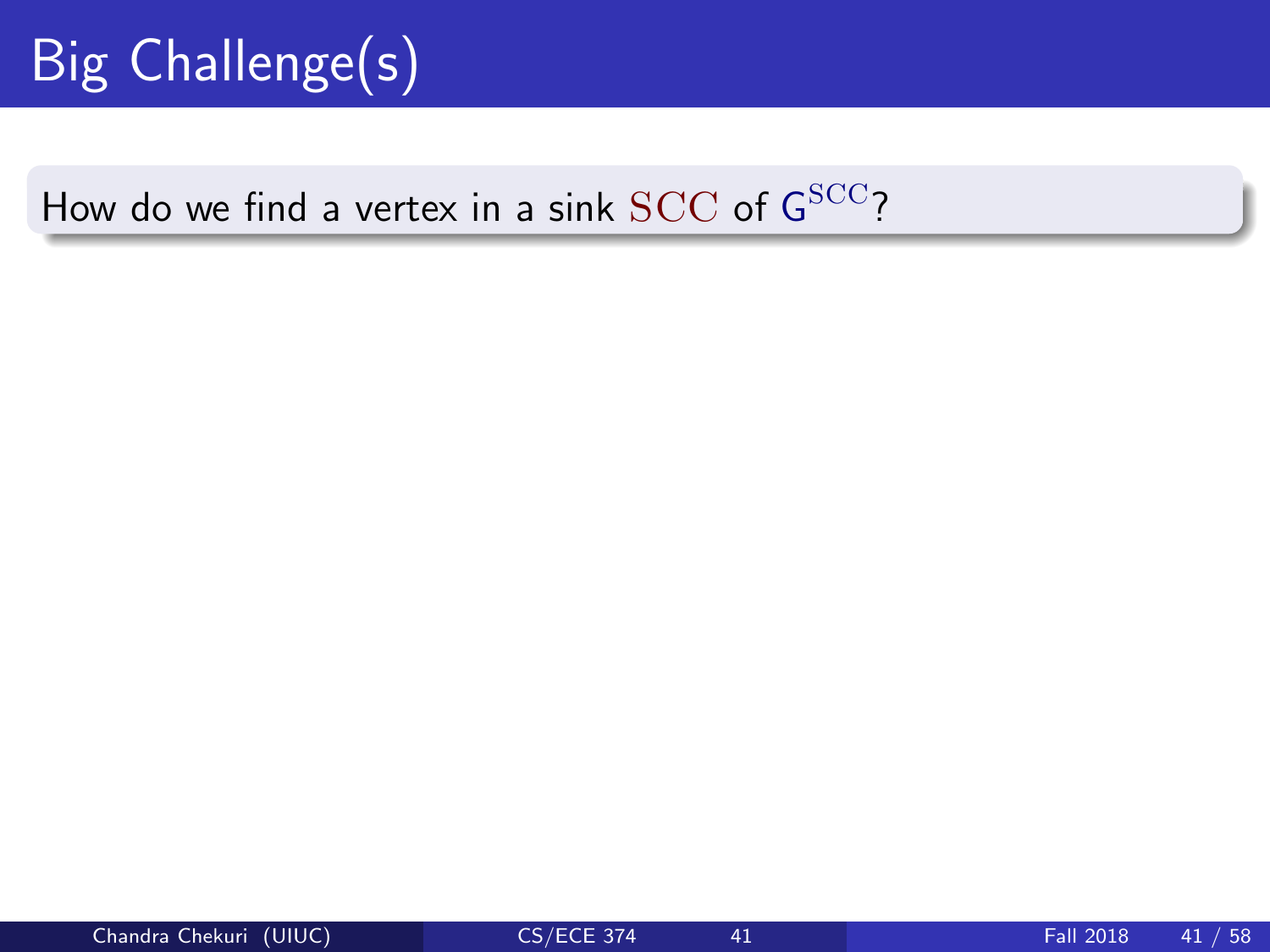# Big Challenge(s)

How do we find a vertex in a sink $\mathrm{SCC}$ of $\mathsf{G}^{\mathrm{SCC}}$?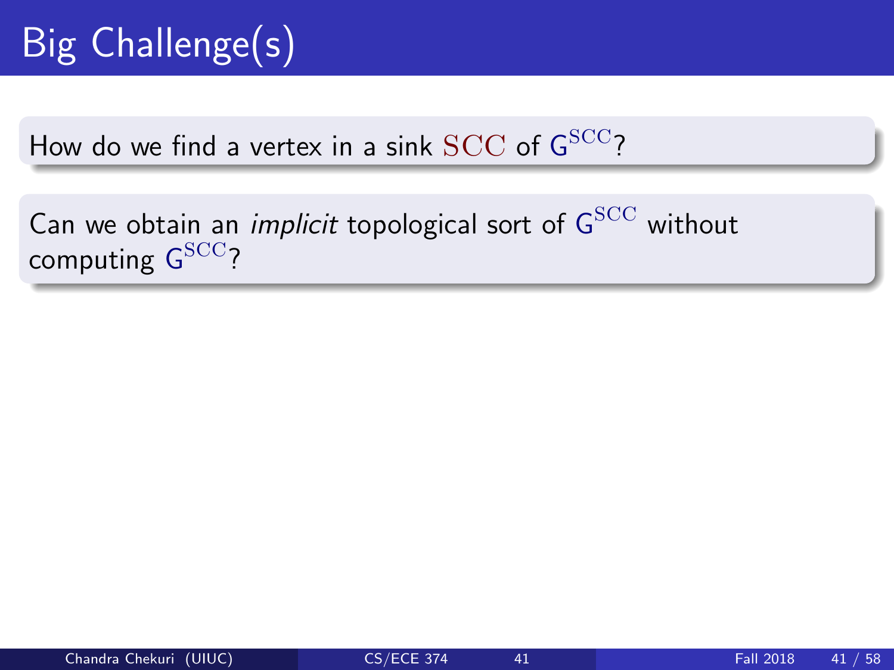# Big Challenge(s)

How do we find a vertex in a sink $\mathrm{SCC}$ of $\mathsf{G}^{\mathrm{SCC}}$?

Can we obtain an *implicit* topological sort of $\mathsf{G}^{\mathrm{SCC}}$ without computing $\mathsf{G}^{\mathrm{SCC}}$?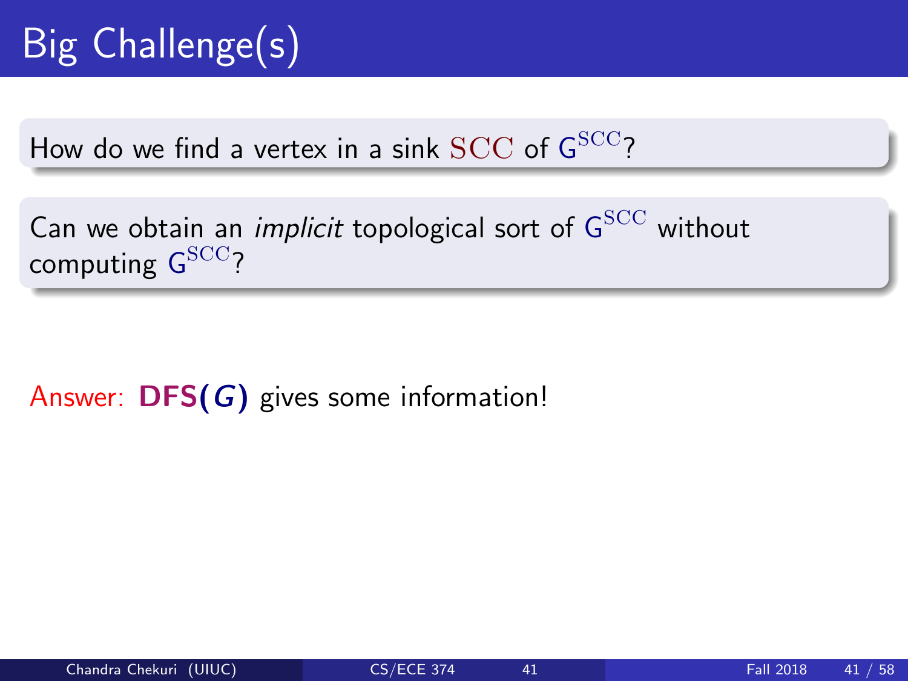# Big Challenge(s)

How do we find a vertex in a sink $\mathrm{SCC}$ of $\mathrm{G}^{\mathrm{SCC}}$?

Can we obtain an *implicit* topological sort of $\mathrm{G}^{\mathrm{SCC}}$ without computing $\mathrm{G}^{\mathrm{SCC}}$?

Answer: **DFS($G$)** gives some information!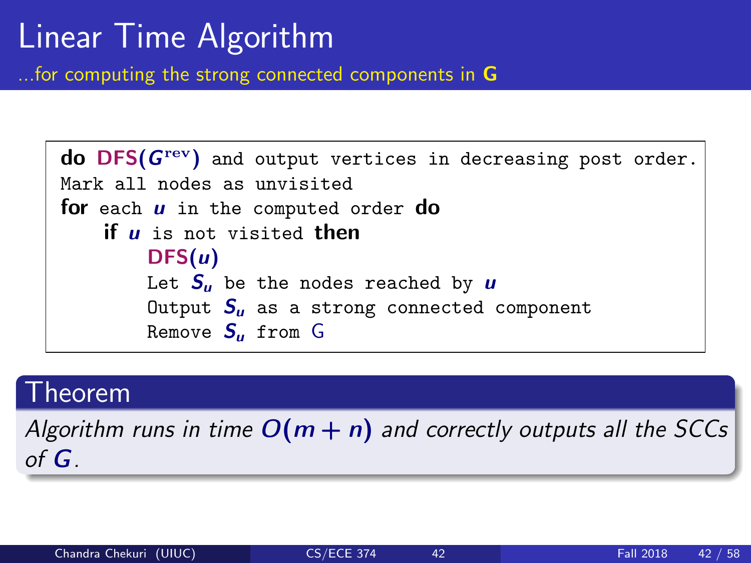# Linear Time Algorithm

...for computing the strong connected components in $G$

```
do DFS(G^rev) and output vertices in decreasing post order.
Mark all nodes as unvisited
for each u in the computed order do
    if u is not visited then
        DFS(u)
        Let S_u be the nodes reached by u
        Output S_u as a strong connected component
        Remove S_u from G
```

## Theorem

*Algorithm runs in time $O(m + n)$ and correctly outputs all the SCCs of $G$.*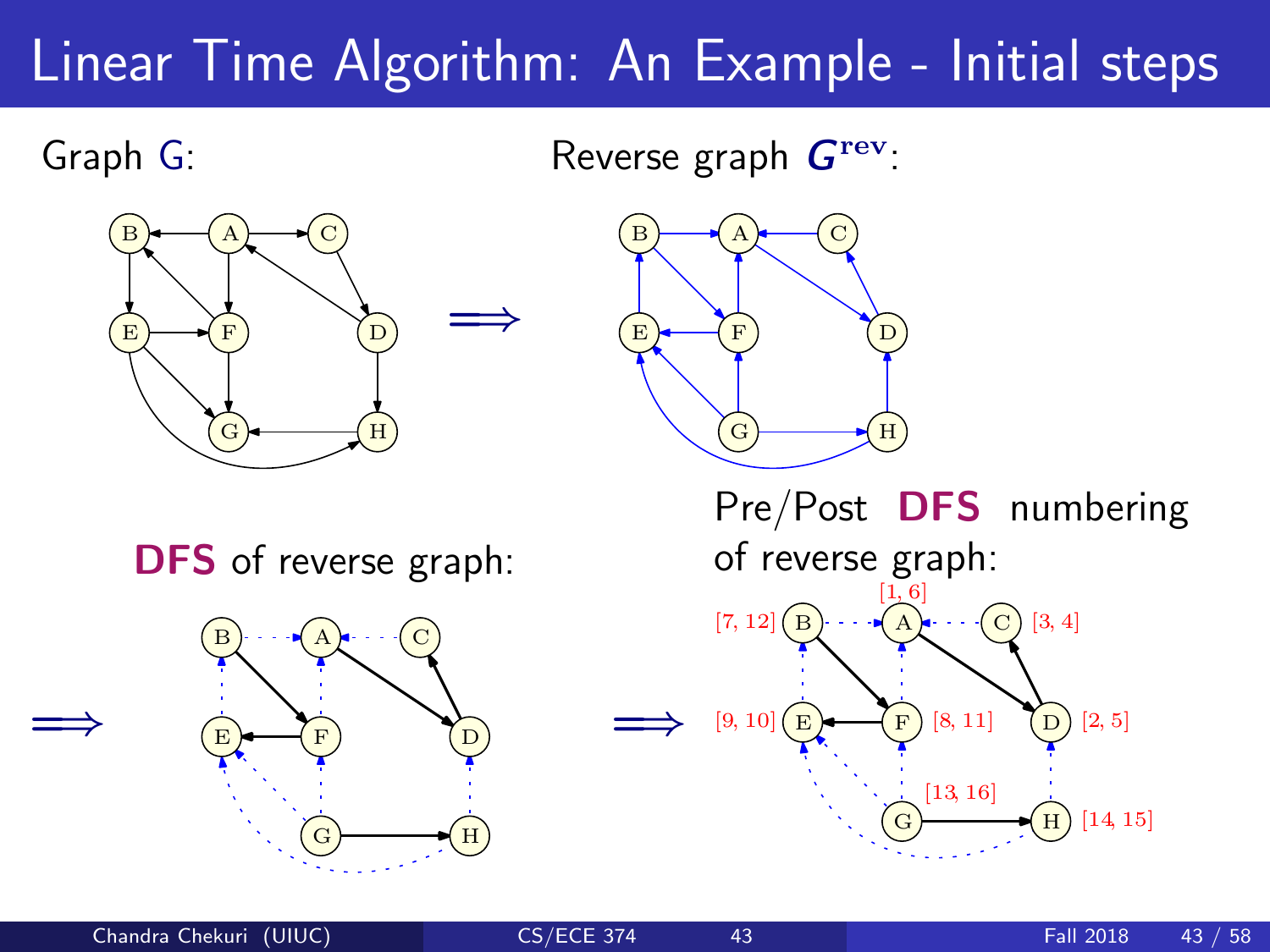# Linear Time Algorithm: An Example - Initial steps

Graph G:

Reverse graph $G^{\text{rev}}$:

**DFS** of reverse graph:

Pre/Post **DFS** numbering of reverse graph: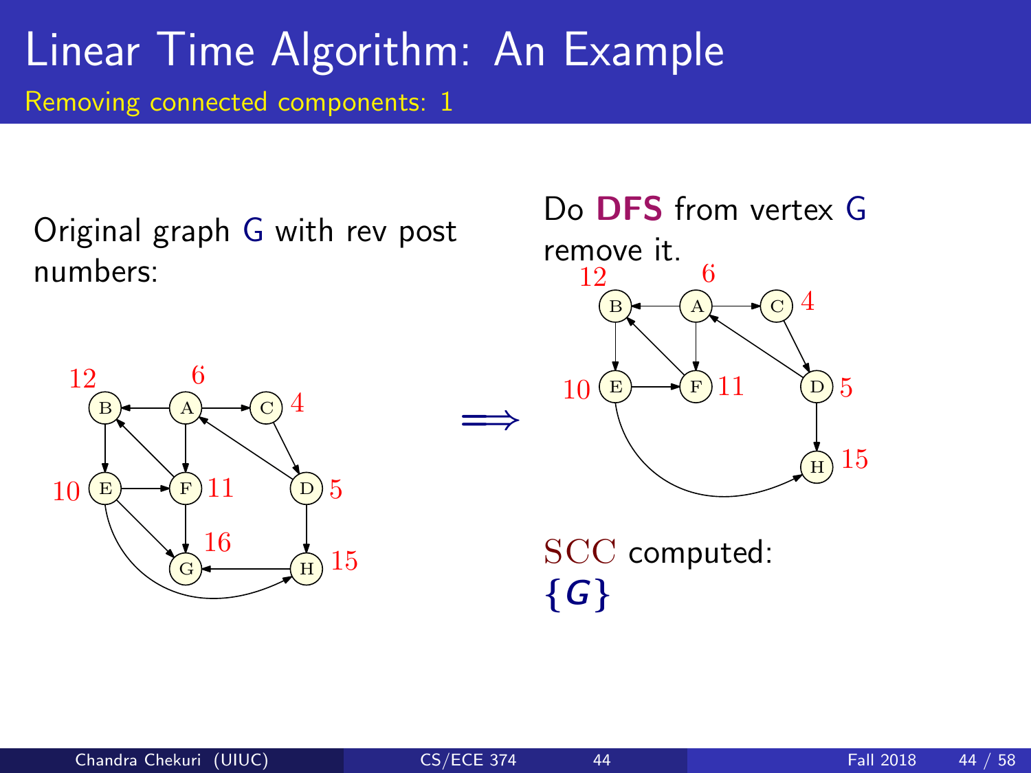# Linear Time Algorithm: An Example

## Removing connected components: 1

Original graph G with rev post numbers:

$\Longrightarrow$

Do **DFS** from vertex G remove it.

SCC computed:
$\{G\}$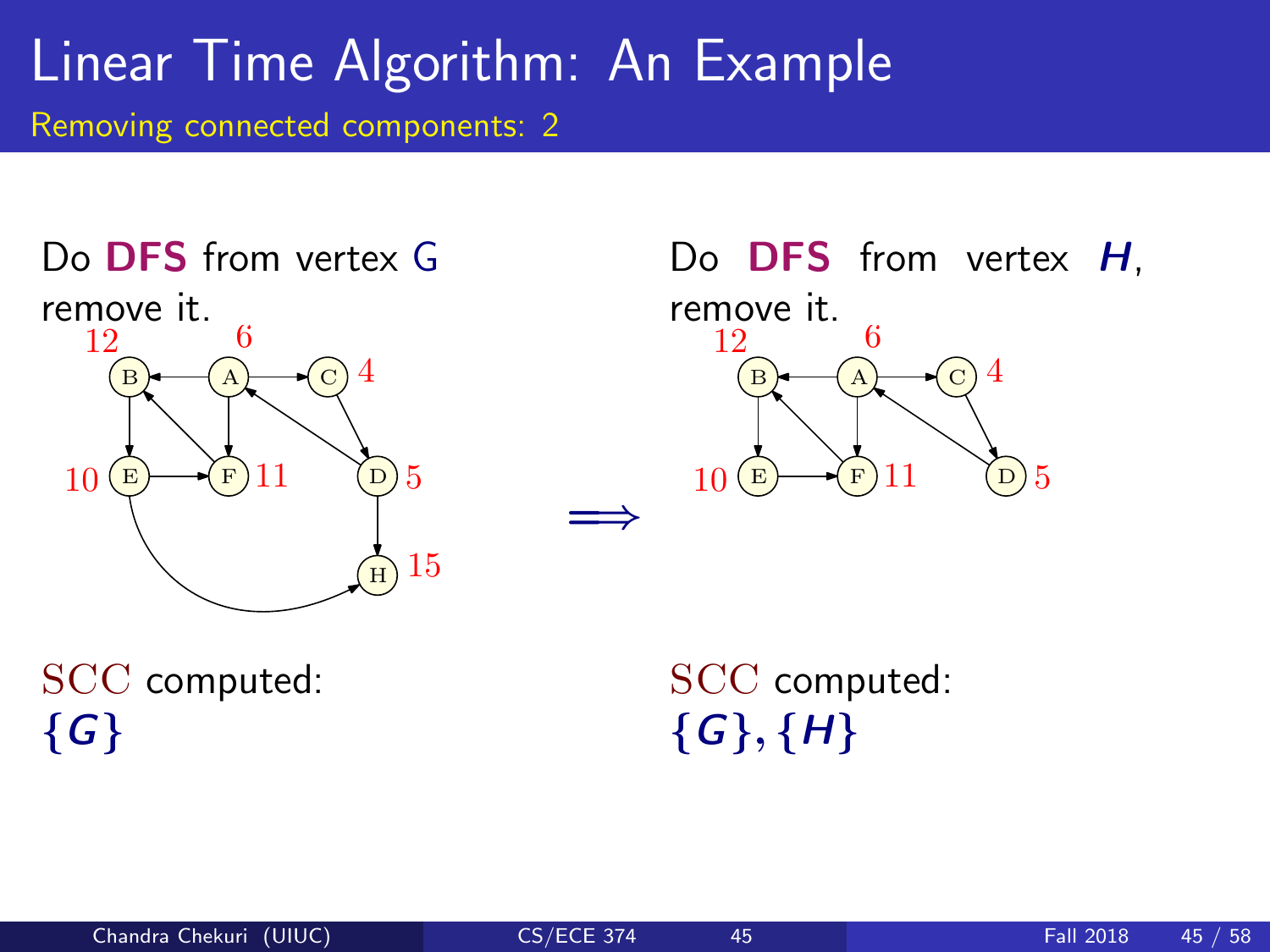# Linear Time Algorithm: An Example

## Removing connected components: 2

Do **DFS** from vertex G remove it.

SCC computed:
$\{G\}$

$\Longrightarrow$

Do **DFS** from vertex ***H***, remove it.

SCC computed:
$\{G\}, \{H\}$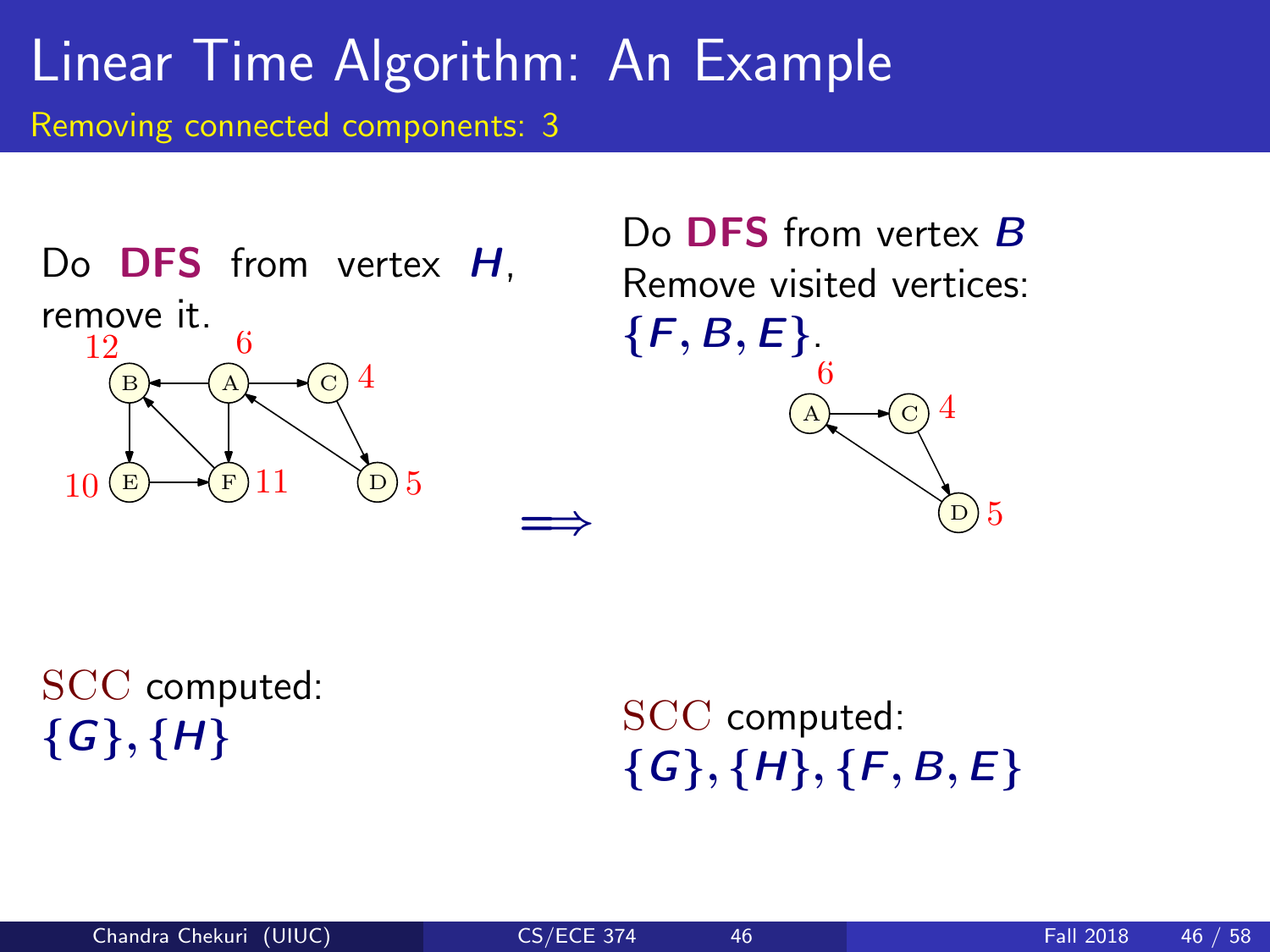# Linear Time Algorithm: An Example

## Removing connected components: 3

Do **DFS** from vertex $H$, remove it.

SCC computed:
$\{G\}, \{H\}$

$\Longrightarrow$

Do **DFS** from vertex $B$
Remove visited vertices: $\{F, B, E\}$.

SCC computed:
$\{G\}, \{H\}, \{F, B, E\}$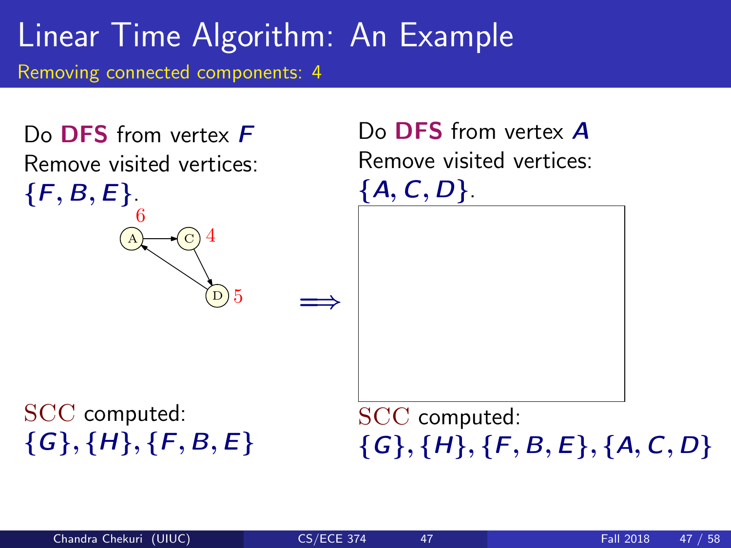# Linear Time Algorithm: An Example

## Removing connected components: 4

Do **DFS** from vertex $F$
Remove visited vertices:
$\{F, B, E\}$.

6 A → C 4
D 5

SCC computed:
$\{G\}, \{H\}, \{F, B, E\}$

$\Longrightarrow$

Do **DFS** from vertex $A$
Remove visited vertices:
$\{A, C, D\}$.

SCC computed:
$\{G\}, \{H\}, \{F, B, E\}, \{A, C, D\}$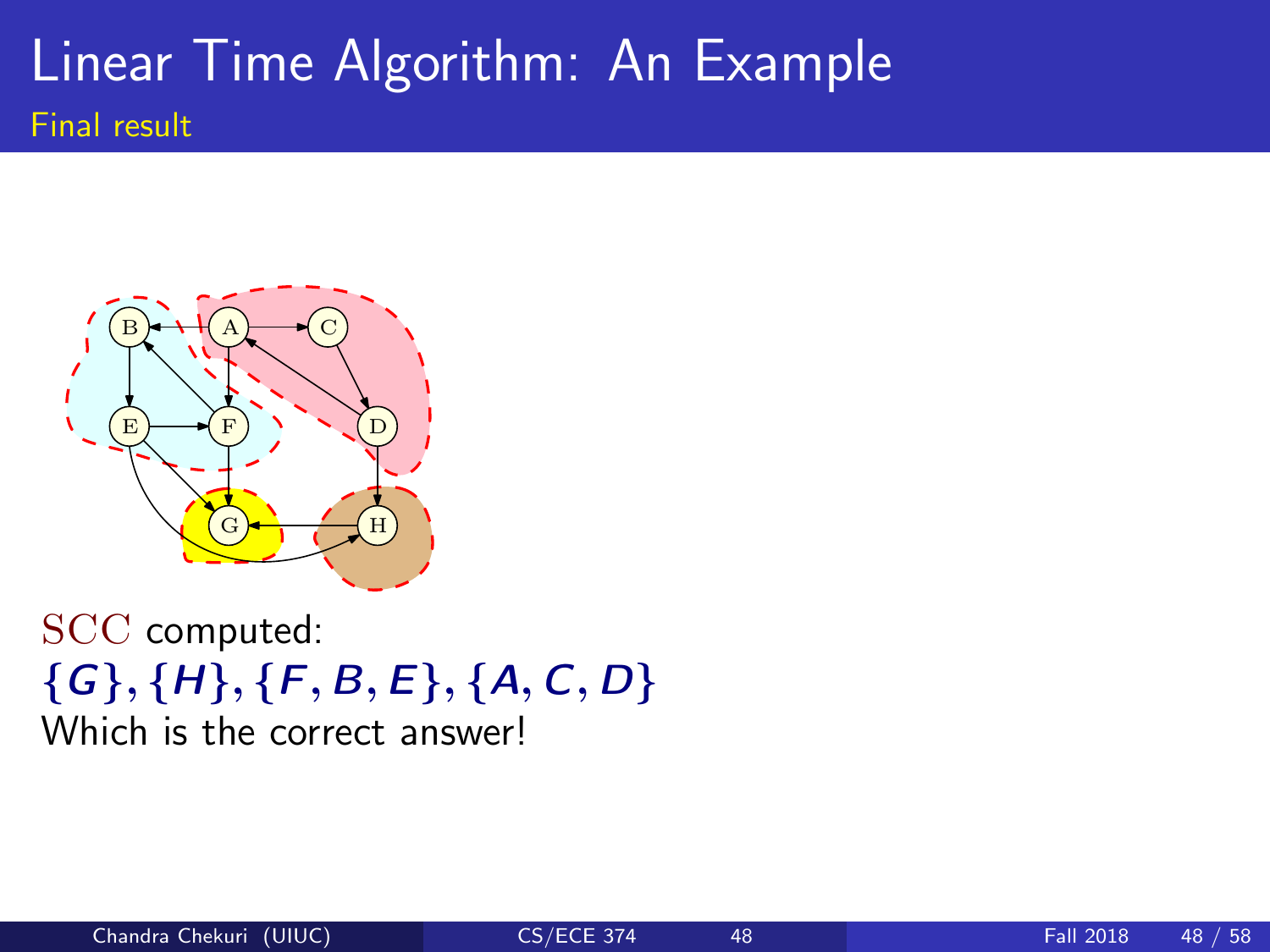# Linear Time Algorithm: An Example

## Final result

SCC computed:
$\{G\}, \{H\}, \{F, B, E\}, \{A, C, D\}$
Which is the correct answer!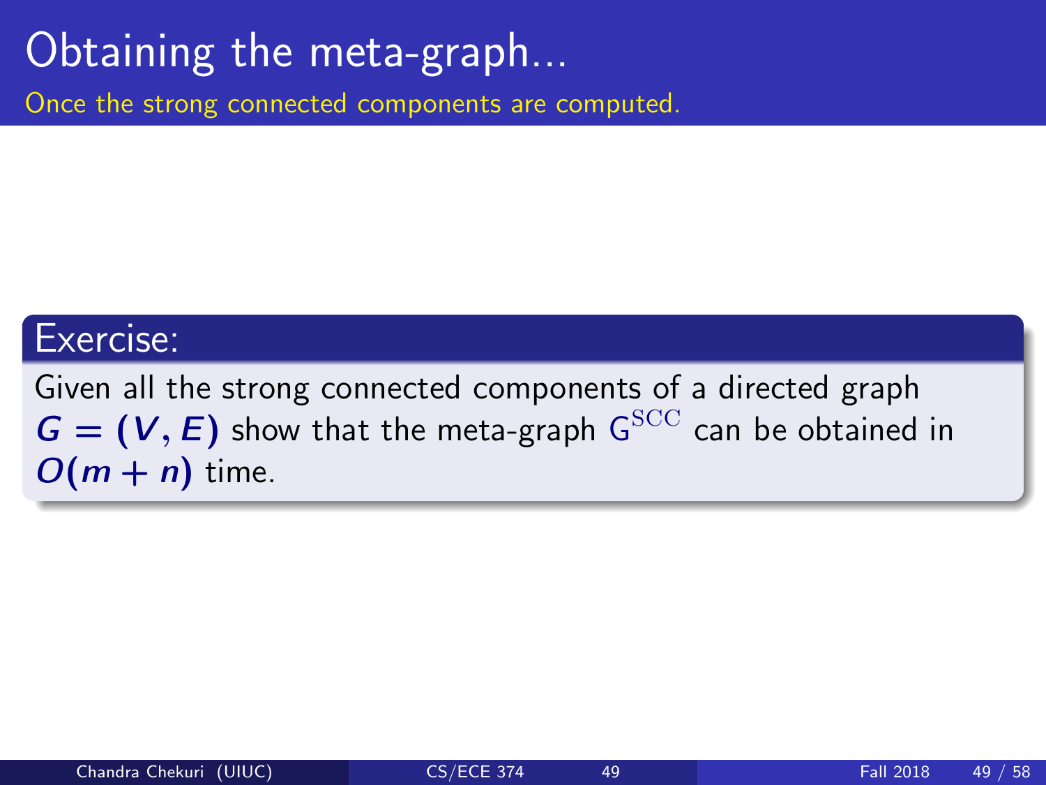# Obtaining the meta-graph...

Once the strong connected components are computed.

## Exercise:

Given all the strong connected components of a directed graph $G = (V, E)$ show that the meta-graph $G^{\mathrm{SCC}}$ can be obtained in $O(m + n)$ time.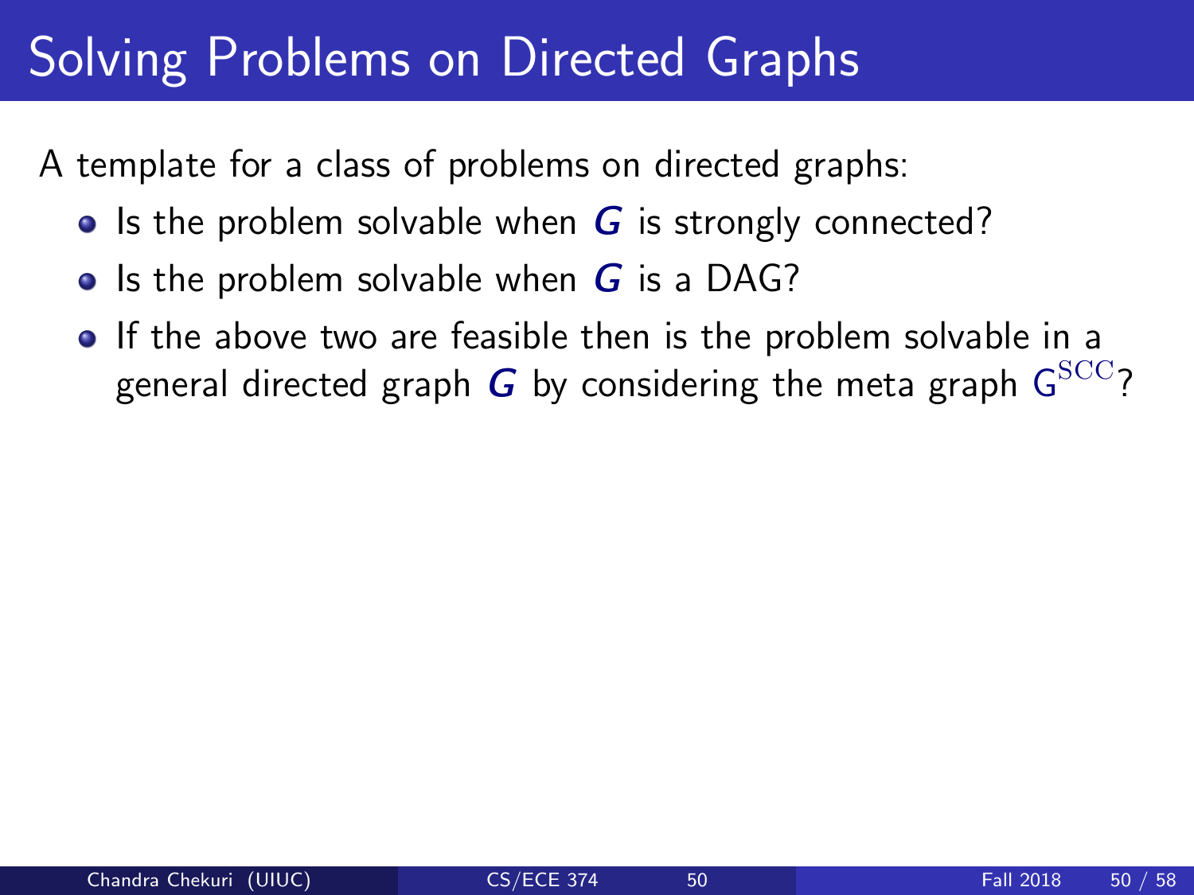# Solving Problems on Directed Graphs

A template for a class of problems on directed graphs:

- Is the problem solvable when $G$ is strongly connected?
- Is the problem solvable when $G$ is a DAG?
- If the above two are feasible then is the problem solvable in a general directed graph $G$ by considering the meta graph $G^{\mathrm{SCC}}$?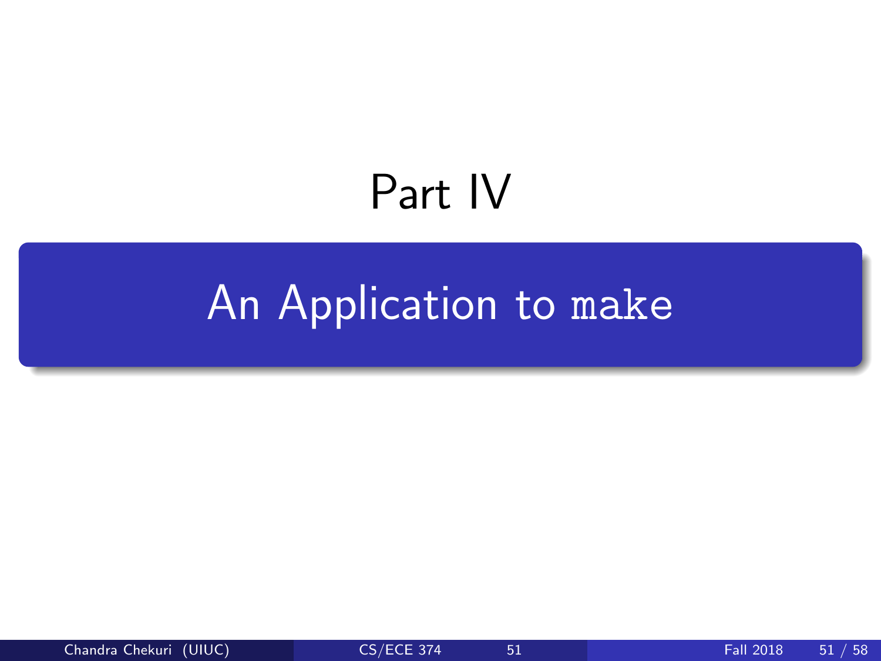# Part IV

## An Application to `make`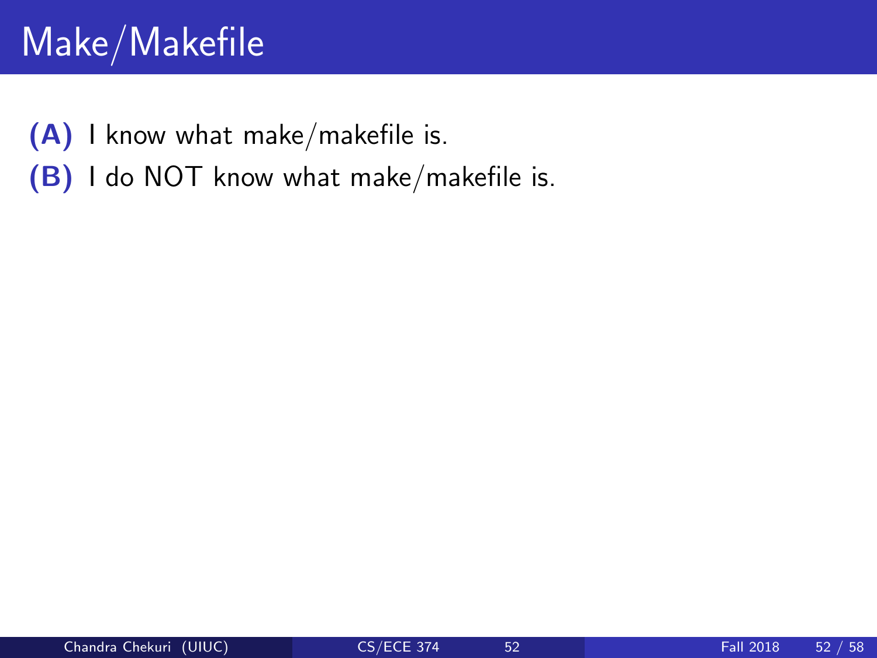# Make/Makefile

**(A)** I know what make/makefile is.

**(B)** I do NOT know what make/makefile is.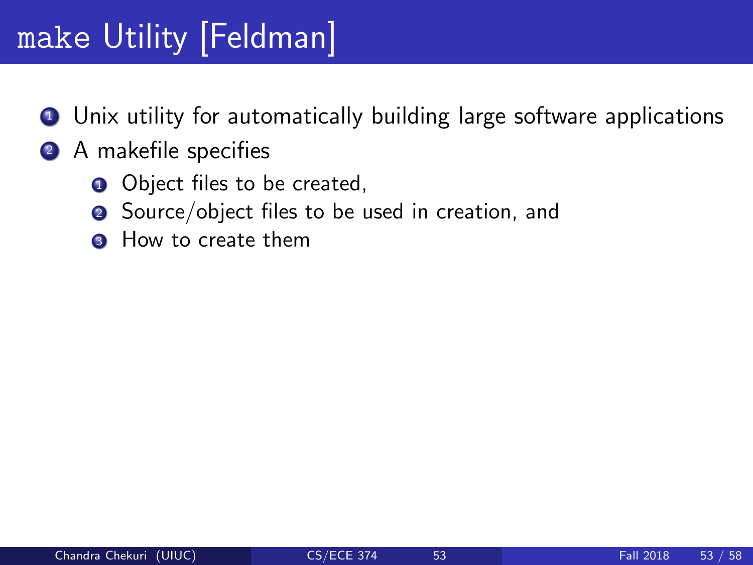# `make` Utility [Feldman]

1. Unix utility for automatically building large software applications
2. A makefile specifies
    1. Object files to be created,
    2. Source/object files to be used in creation, and
    3. How to create them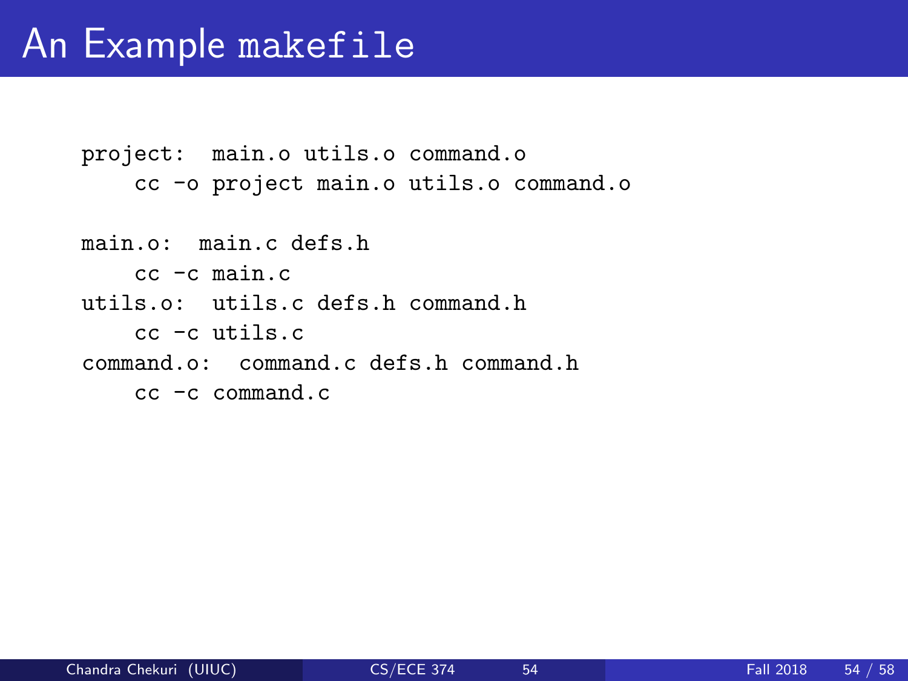# An Example makefile

```
project:  main.o utils.o command.o
    cc -o project main.o utils.o command.o

main.o:  main.c defs.h
    cc -c main.c
utils.o:  utils.c defs.h command.h
    cc -c utils.c
command.o:  command.c defs.h command.h
    cc -c command.c
```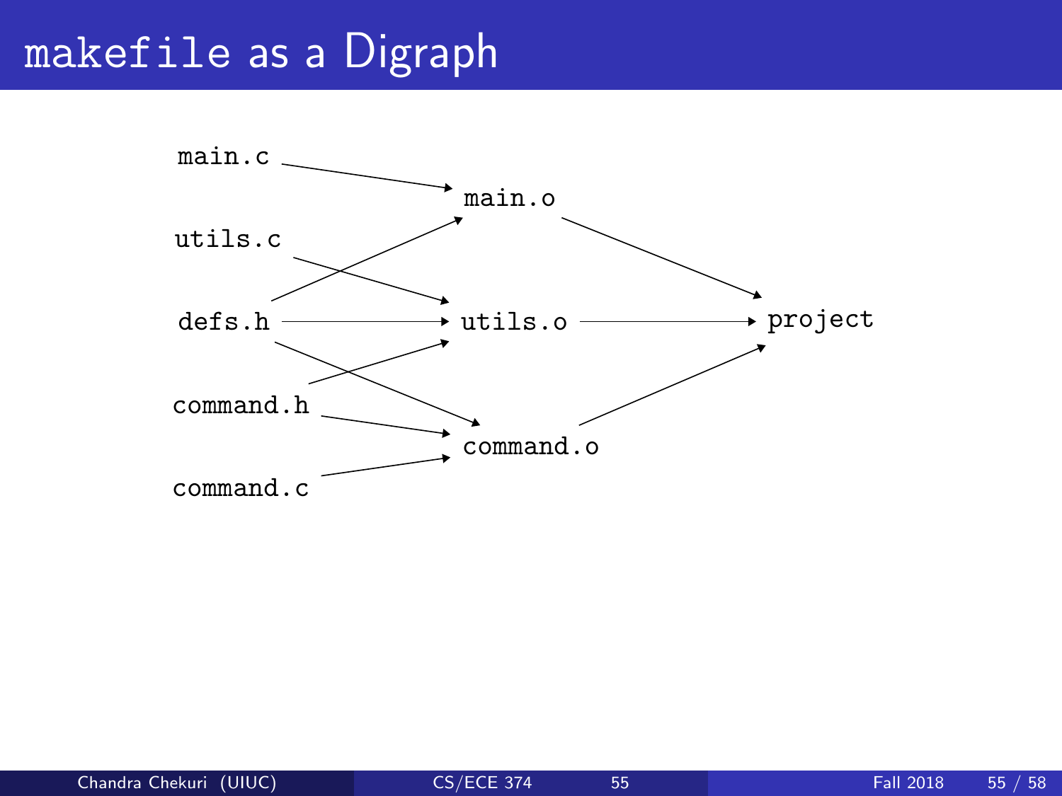# makefile as a Digraph

main.c → main.o
defs.h → main.o
utils.c → utils.o
defs.h → utils.o
command.h → utils.o
defs.h → command.o
command.h → command.o
command.c → command.o
main.o → project
utils.o → project
command.o → project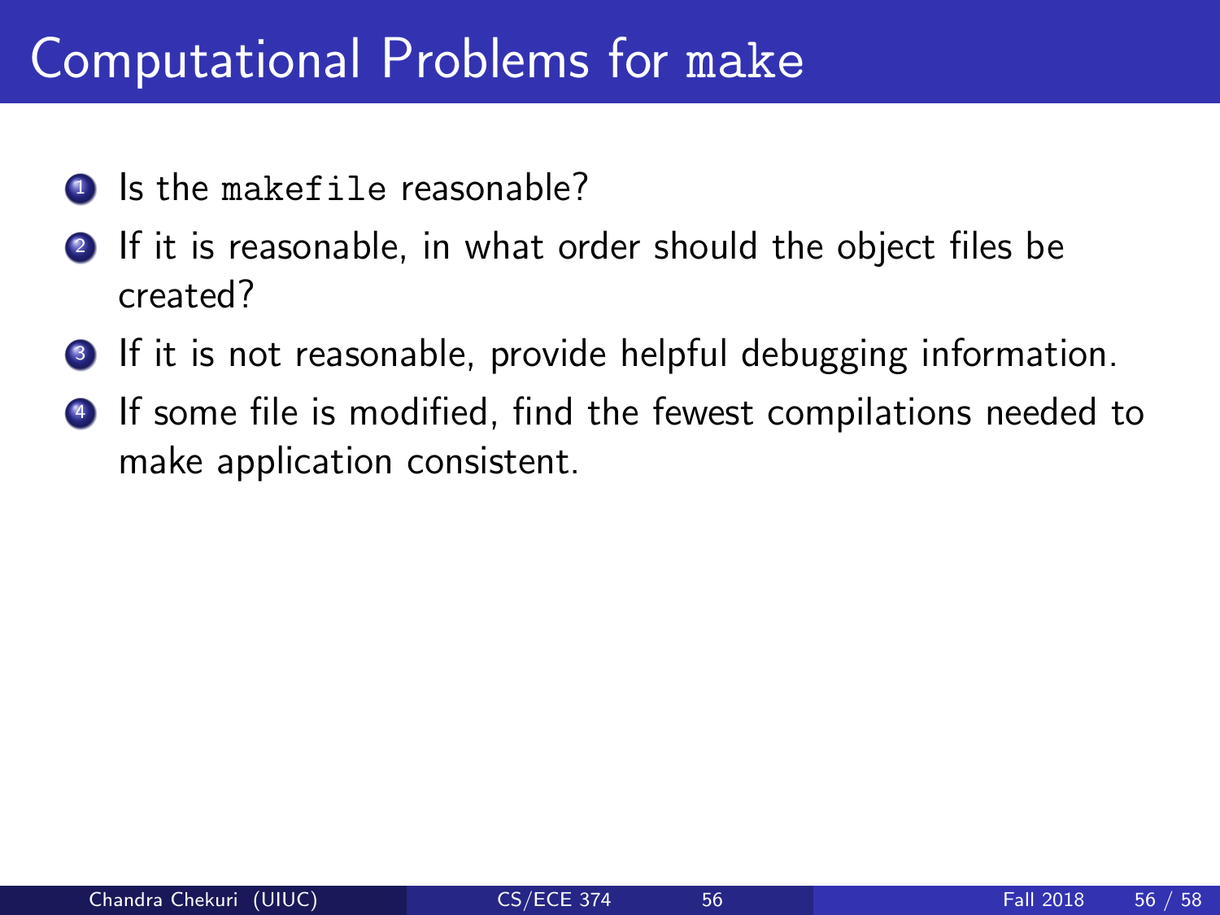# Computational Problems for `make`

1. Is the `makefile` reasonable?
2. If it is reasonable, in what order should the object files be created?
3. If it is not reasonable, provide helpful debugging information.
4. If some file is modified, find the fewest compilations needed to make application consistent.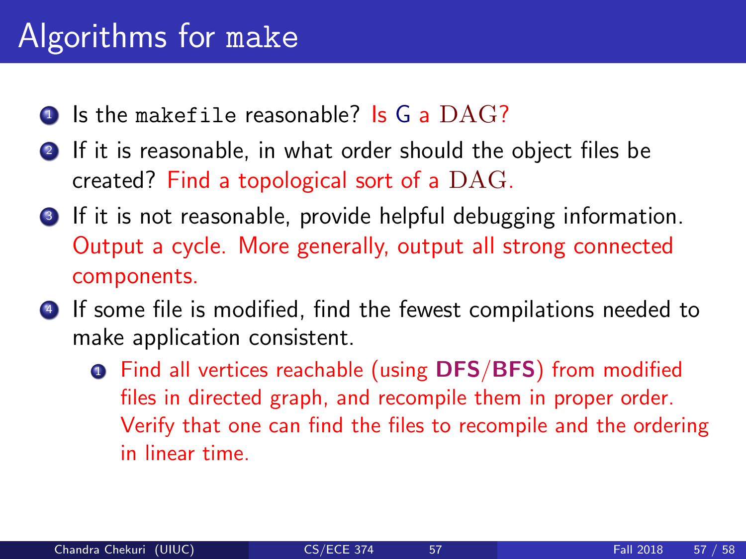# Algorithms for `make`

1. Is the `makefile` reasonable? Is $G$ a DAG?
2. If it is reasonable, in what order should the object files be created? Find a topological sort of a DAG.
3. If it is not reasonable, provide helpful debugging information. Output a cycle. More generally, output all strong connected components.
4. If some file is modified, find the fewest compilations needed to make application consistent.
   1. Find all vertices reachable (using **DFS**/**BFS**) from modified files in directed graph, and recompile them in proper order. Verify that one can find the files to recompile and the ordering in linear time.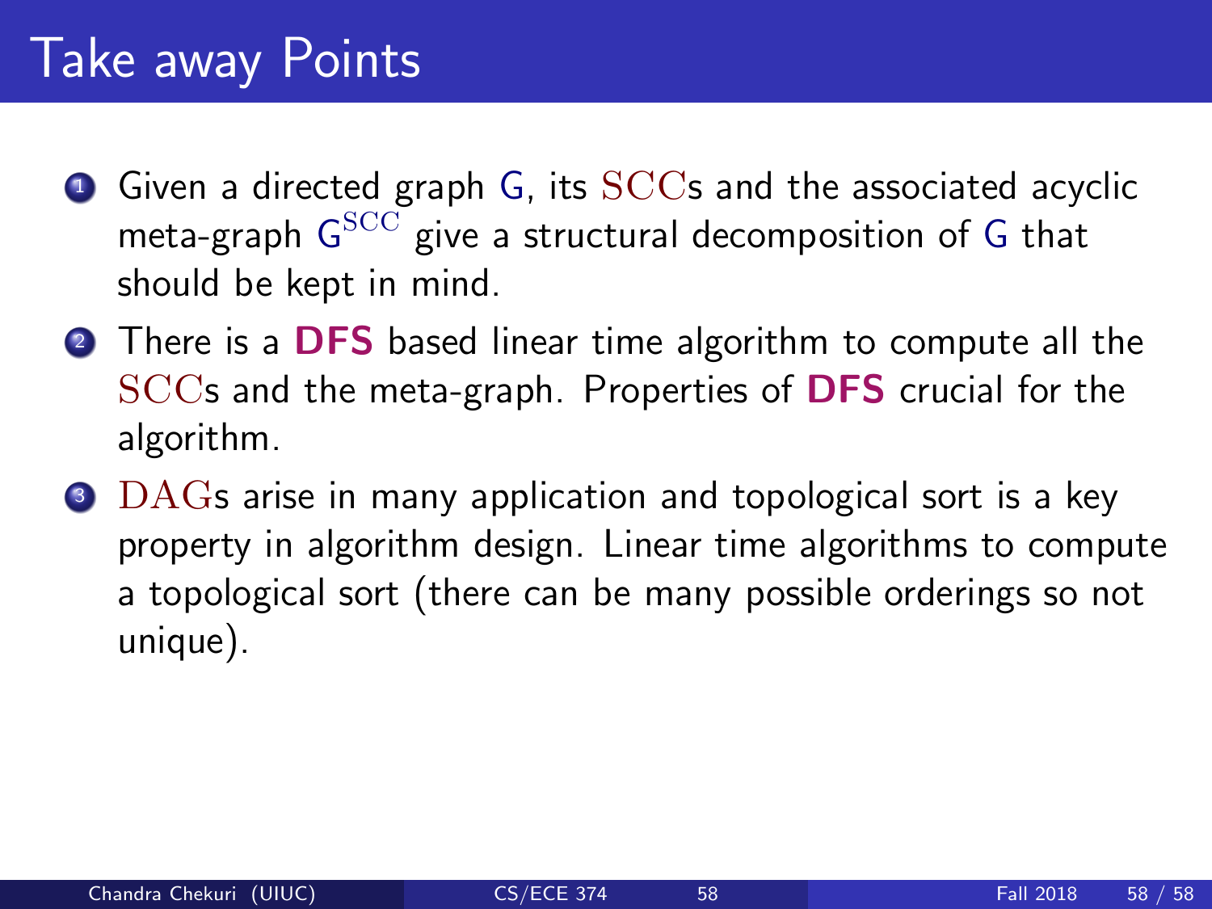# Take away Points

1. Given a directed graph $G$, its $\mathrm{SCC}$s and the associated acyclic meta-graph $G^{\mathrm{SCC}}$ give a structural decomposition of $G$ that should be kept in mind.
2. There is a **DFS** based linear time algorithm to compute all the $\mathrm{SCC}$s and the meta-graph. Properties of **DFS** crucial for the algorithm.
3. $\mathrm{DAG}$s arise in many application and topological sort is a key property in algorithm design. Linear time algorithms to compute a topological sort (there can be many possible orderings so not unique).